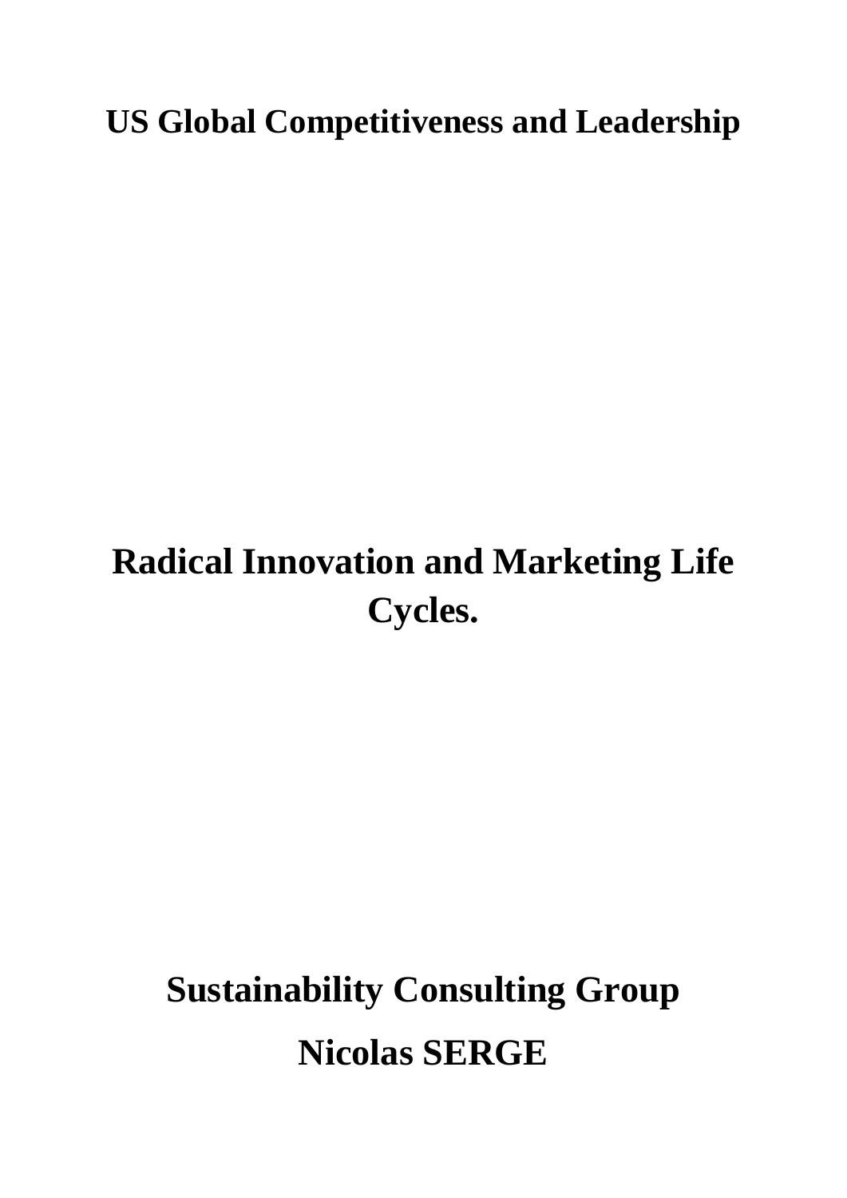# US Global Competitiveness and Leadership

# Radical Innovation and Marketing Life Cycles.

**Sustainability Consulting Group**

**Nicolas SERGE**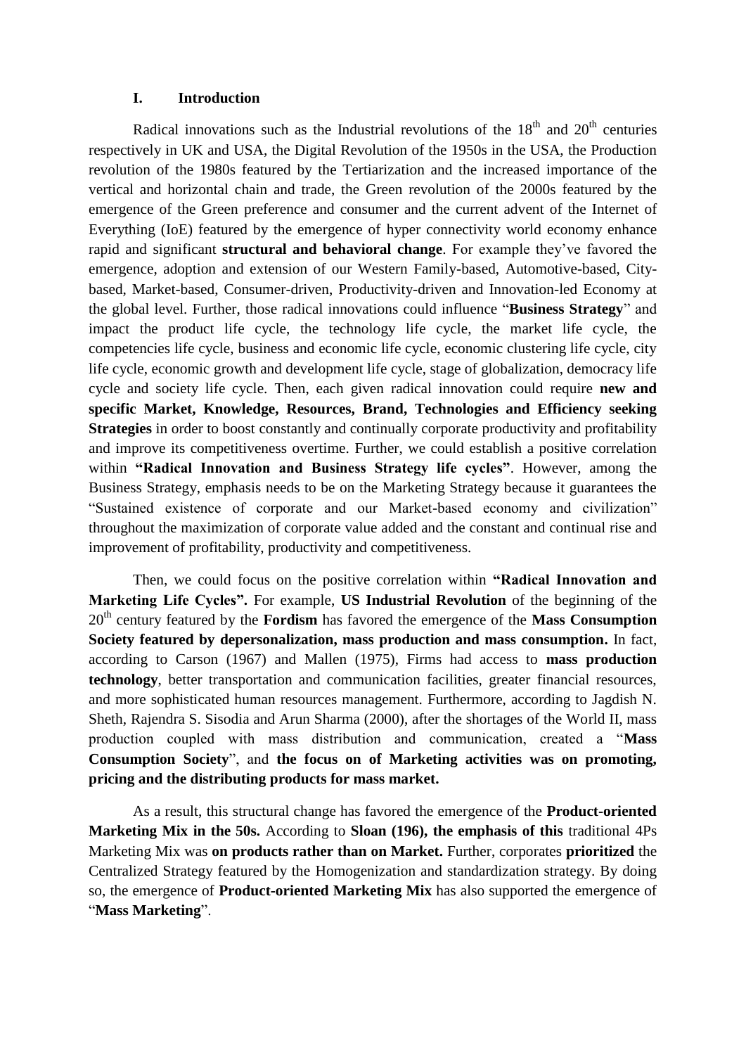## I. Introduction

Radical innovations such as the Industrial revolutions of the 18th and 20th centuries respectively in UK and USA, the Digital Revolution of the 1950s in the USA, the Production revolution of the 1980s featured by the Tertiarization and the increased importance of the vertical and horizontal chain and trade, the Green revolution of the 2000s featured by the emergence of the Green preference and consumer and the current advent of the Internet of Everything (IoE) featured by the emergence of hyper connectivity world economy enhance rapid and significant **structural and behavioral change**. For example they've favored the emergence, adoption and extension of our Western Family-based, Automotive-based, City-based, Market-based, Consumer-driven, Productivity-driven and Innovation-led Economy at the global level. Further, those radical innovations could influence "**Business Strategy**" and impact the product life cycle, the technology life cycle, the market life cycle, the competencies life cycle, business and economic life cycle, economic clustering life cycle, city life cycle, economic growth and development life cycle, stage of globalization, democracy life cycle and society life cycle. Then, each given radical innovation could require **new and specific Market, Knowledge, Resources, Brand, Technologies and Efficiency seeking Strategies** in order to boost constantly and continually corporate productivity and profitability and improve its competitiveness overtime. Further, we could establish a positive correlation within **"Radical Innovation and Business Strategy life cycles"**. However, among the Business Strategy, emphasis needs to be on the Marketing Strategy because it guarantees the "Sustained existence of corporate and our Market-based economy and civilization" throughout the maximization of corporate value added and the constant and continual rise and improvement of profitability, productivity and competitiveness.

Then, we could focus on the positive correlation within **"Radical Innovation and Marketing Life Cycles".** For example, **US Industrial Revolution** of the beginning of the 20th century featured by the **Fordism** has favored the emergence of the **Mass Consumption Society featured by depersonalization, mass production and mass consumption.** In fact, according to Carson (1967) and Mallen (1975), Firms had access to **mass production technology**, better transportation and communication facilities, greater financial resources, and more sophisticated human resources management. Furthermore, according to Jagdish N. Sheth, Rajendra S. Sisodia and Arun Sharma (2000), after the shortages of the World II, mass production coupled with mass distribution and communication, created a "**Mass Consumption Society**", and **the focus on of Marketing activities was on promoting, pricing and the distributing products for mass market.**

As a result, this structural change has favored the emergence of the **Product-oriented Marketing Mix in the 50s.** According to **Sloan (196), the emphasis of this** traditional 4Ps Marketing Mix was **on products rather than on Market.** Further, corporates **prioritized** the Centralized Strategy featured by the Homogenization and standardization strategy. By doing so, the emergence of **Product-oriented Marketing Mix** has also supported the emergence of "**Mass Marketing**".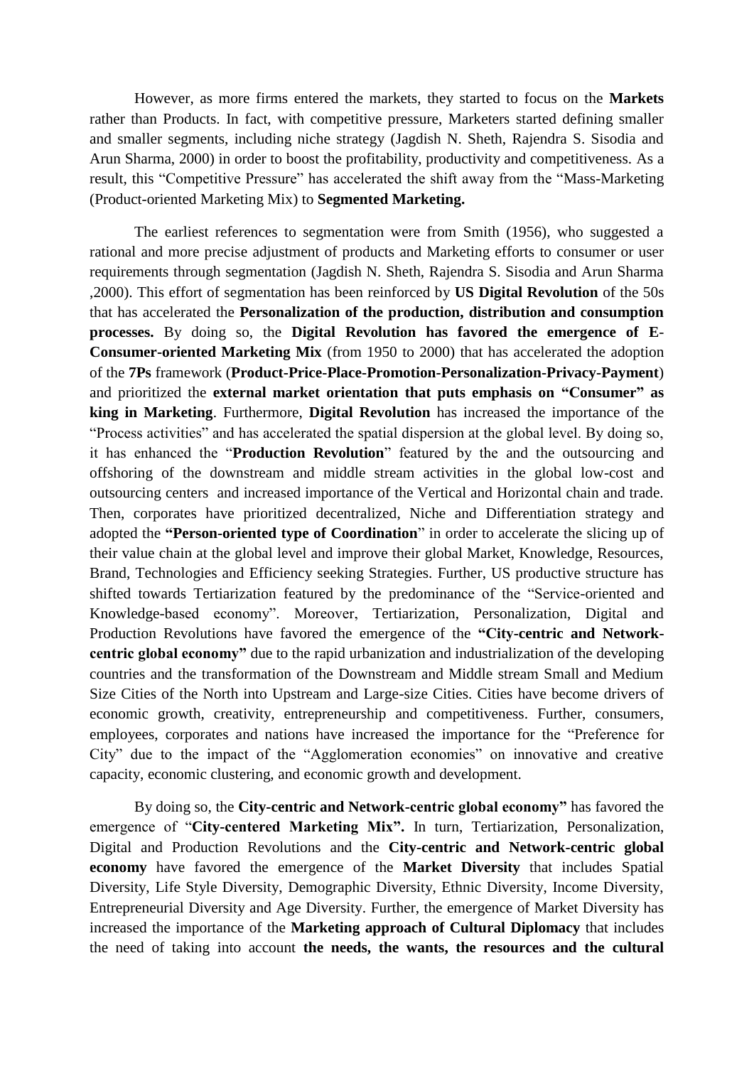However, as more firms entered the markets, they started to focus on the **Markets** rather than Products. In fact, with competitive pressure, Marketers started defining smaller and smaller segments, including niche strategy (Jagdish N. Sheth, Rajendra S. Sisodia and Arun Sharma, 2000) in order to boost the profitability, productivity and competitiveness. As a result, this "Competitive Pressure" has accelerated the shift away from the "Mass-Marketing (Product-oriented Marketing Mix) to **Segmented Marketing.**

The earliest references to segmentation were from Smith (1956), who suggested a rational and more precise adjustment of products and Marketing efforts to consumer or user requirements through segmentation (Jagdish N. Sheth, Rajendra S. Sisodia and Arun Sharma ,2000). This effort of segmentation has been reinforced by **US Digital Revolution** of the 50s that has accelerated the **Personalization of the production, distribution and consumption processes.** By doing so, the **Digital Revolution has favored the emergence of E-Consumer-oriented Marketing Mix** (from 1950 to 2000) that has accelerated the adoption of the **7Ps** framework (**Product-Price-Place-Promotion-Personalization-Privacy-Payment**) and prioritized the **external market orientation that puts emphasis on "Consumer" as king in Marketing**. Furthermore, **Digital Revolution** has increased the importance of the "Process activities" and has accelerated the spatial dispersion at the global level. By doing so, it has enhanced the "**Production Revolution**" featured by the and the outsourcing and offshoring of the downstream and middle stream activities in the global low-cost and outsourcing centers and increased importance of the Vertical and Horizontal chain and trade. Then, corporates have prioritized decentralized, Niche and Differentiation strategy and adopted the **"Person-oriented type of Coordination**" in order to accelerate the slicing up of their value chain at the global level and improve their global Market, Knowledge, Resources, Brand, Technologies and Efficiency seeking Strategies. Further, US productive structure has shifted towards Tertiarization featured by the predominance of the "Service-oriented and Knowledge-based economy". Moreover, Tertiarization, Personalization, Digital and Production Revolutions have favored the emergence of the **"City-centric and Network-centric global economy"** due to the rapid urbanization and industrialization of the developing countries and the transformation of the Downstream and Middle stream Small and Medium Size Cities of the North into Upstream and Large-size Cities. Cities have become drivers of economic growth, creativity, entrepreneurship and competitiveness. Further, consumers, employees, corporates and nations have increased the importance for the "Preference for City" due to the impact of the "Agglomeration economies" on innovative and creative capacity, economic clustering, and economic growth and development.

By doing so, the **City-centric and Network-centric global economy"** has favored the emergence of "**City-centered Marketing Mix".** In turn, Tertiarization, Personalization, Digital and Production Revolutions and the **City-centric and Network-centric global economy** have favored the emergence of the **Market Diversity** that includes Spatial Diversity, Life Style Diversity, Demographic Diversity, Ethnic Diversity, Income Diversity, Entrepreneurial Diversity and Age Diversity. Further, the emergence of Market Diversity has increased the importance of the **Marketing approach of Cultural Diplomacy** that includes the need of taking into account **the needs, the wants, the resources and the cultural**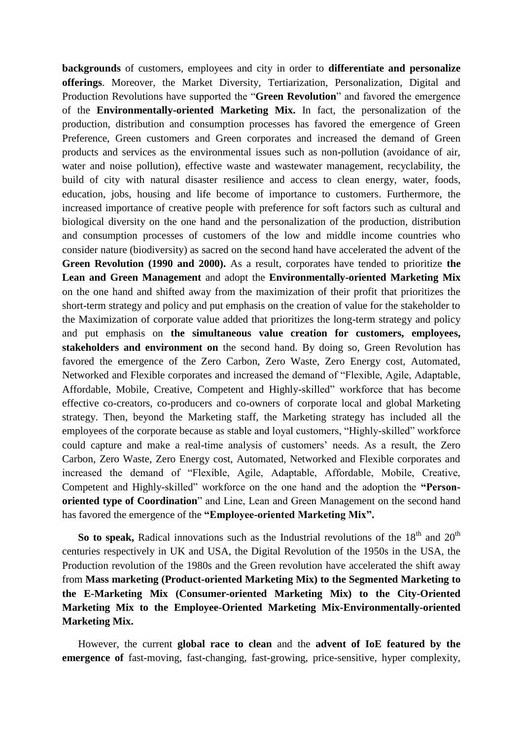**backgrounds** of customers, employees and city in order to **differentiate and personalize offerings**. Moreover, the Market Diversity, Tertiarization, Personalization, Digital and Production Revolutions have supported the "**Green Revolution**" and favored the emergence of the **Environmentally-oriented Marketing Mix.** In fact, the personalization of the production, distribution and consumption processes has favored the emergence of Green Preference, Green customers and Green corporates and increased the demand of Green products and services as the environmental issues such as non-pollution (avoidance of air, water and noise pollution), effective waste and wastewater management, recyclability, the build of city with natural disaster resilience and access to clean energy, water, foods, education, jobs, housing and life become of importance to customers. Furthermore, the increased importance of creative people with preference for soft factors such as cultural and biological diversity on the one hand and the personalization of the production, distribution and consumption processes of customers of the low and middle income countries who consider nature (biodiversity) as sacred on the second hand have accelerated the advent of the **Green Revolution (1990 and 2000).** As a result, corporates have tended to prioritize **the Lean and Green Management** and adopt the **Environmentally-oriented Marketing Mix** on the one hand and shifted away from the maximization of their profit that prioritizes the short-term strategy and policy and put emphasis on the creation of value for the stakeholder to the Maximization of corporate value added that prioritizes the long-term strategy and policy and put emphasis on **the simultaneous value creation for customers, employees, stakeholders and environment on** the second hand. By doing so, Green Revolution has favored the emergence of the Zero Carbon, Zero Waste, Zero Energy cost, Automated, Networked and Flexible corporates and increased the demand of "Flexible, Agile, Adaptable, Affordable, Mobile, Creative, Competent and Highly-skilled" workforce that has become effective co-creators, co-producers and co-owners of corporate local and global Marketing strategy. Then, beyond the Marketing staff, the Marketing strategy has included all the employees of the corporate because as stable and loyal customers, "Highly-skilled" workforce could capture and make a real-time analysis of customers' needs. As a result, the Zero Carbon, Zero Waste, Zero Energy cost, Automated, Networked and Flexible corporates and increased the demand of "Flexible, Agile, Adaptable, Affordable, Mobile, Creative, Competent and Highly-skilled" workforce on the one hand and the adoption the **"Person-oriented type of Coordination**" and Line, Lean and Green Management on the second hand has favored the emergence of the **"Employee-oriented Marketing Mix".**

**So to speak,** Radical innovations such as the Industrial revolutions of the 18th and 20th centuries respectively in UK and USA, the Digital Revolution of the 1950s in the USA, the Production revolution of the 1980s and the Green revolution have accelerated the shift away from **Mass marketing (Product-oriented Marketing Mix) to the Segmented Marketing to the E-Marketing Mix (Consumer-oriented Marketing Mix) to the City-Oriented Marketing Mix to the Employee-Oriented Marketing Mix-Environmentally-oriented Marketing Mix.**

However, the current **global race to clean** and the **advent of IoE featured by the emergence of** fast-moving, fast-changing, fast-growing, price-sensitive, hyper complexity,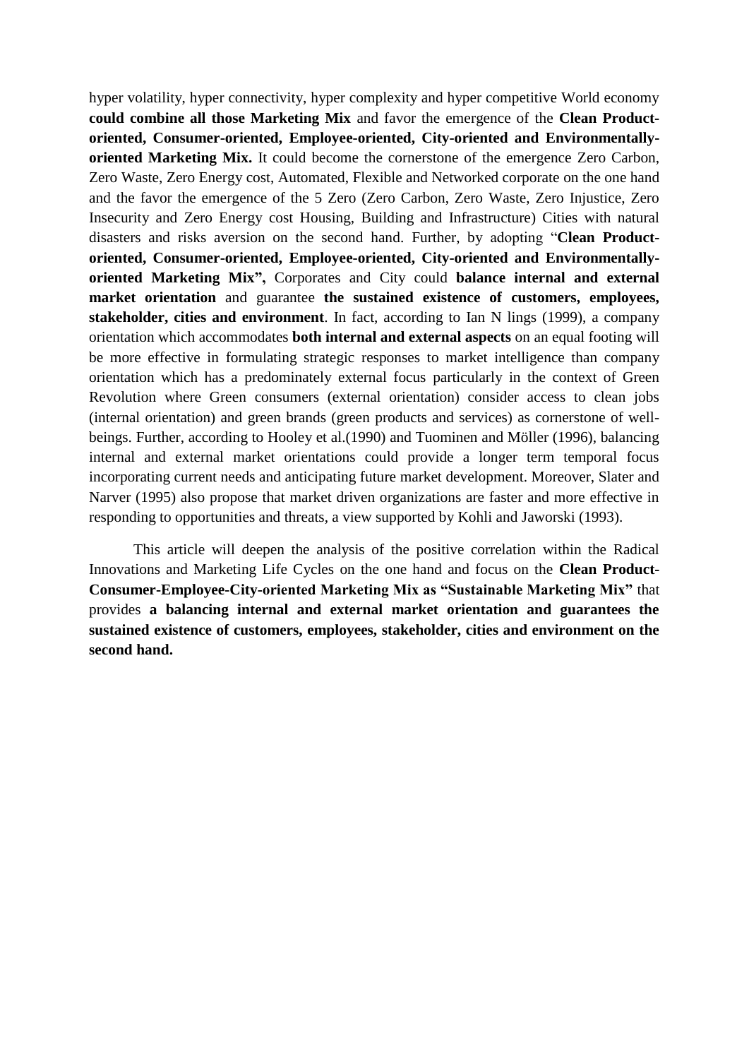hyper volatility, hyper connectivity, hyper complexity and hyper competitive World economy **could combine all those Marketing Mix** and favor the emergence of the **Clean Product-oriented, Consumer-oriented, Employee-oriented, City-oriented and Environmentally-oriented Marketing Mix.** It could become the cornerstone of the emergence Zero Carbon, Zero Waste, Zero Energy cost, Automated, Flexible and Networked corporate on the one hand and the favor the emergence of the 5 Zero (Zero Carbon, Zero Waste, Zero Injustice, Zero Insecurity and Zero Energy cost Housing, Building and Infrastructure) Cities with natural disasters and risks aversion on the second hand. Further, by adopting "**Clean Product-oriented, Consumer-oriented, Employee-oriented, City-oriented and Environmentally-oriented Marketing Mix",** Corporates and City could **balance internal and external market orientation** and guarantee **the sustained existence of customers, employees, stakeholder, cities and environment**. In fact, according to Ian N lings (1999), a company orientation which accommodates **both internal and external aspects** on an equal footing will be more effective in formulating strategic responses to market intelligence than company orientation which has a predominately external focus particularly in the context of Green Revolution where Green consumers (external orientation) consider access to clean jobs (internal orientation) and green brands (green products and services) as cornerstone of well-beings. Further, according to Hooley et al.(1990) and Tuominen and Möller (1996), balancing internal and external market orientations could provide a longer term temporal focus incorporating current needs and anticipating future market development. Moreover, Slater and Narver (1995) also propose that market driven organizations are faster and more effective in responding to opportunities and threats, a view supported by Kohli and Jaworski (1993).

This article will deepen the analysis of the positive correlation within the Radical Innovations and Marketing Life Cycles on the one hand and focus on the **Clean Product-Consumer-Employee-City-oriented Marketing Mix as "Sustainable Marketing Mix"** that provides **a balancing internal and external market orientation and guarantees the sustained existence of customers, employees, stakeholder, cities and environment on the second hand.**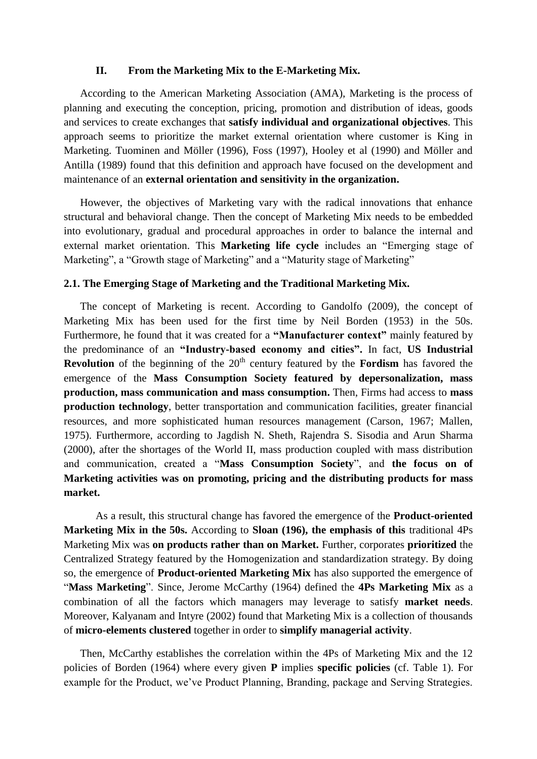## II. From the Marketing Mix to the E-Marketing Mix.

According to the American Marketing Association (AMA), Marketing is the process of planning and executing the conception, pricing, promotion and distribution of ideas, goods and services to create exchanges that **satisfy individual and organizational objectives**. This approach seems to prioritize the market external orientation where customer is King in Marketing. Tuominen and Möller (1996), Foss (1997), Hooley et al (1990) and Möller and Antilla (1989) found that this definition and approach have focused on the development and maintenance of an **external orientation and sensitivity in the organization.**

However, the objectives of Marketing vary with the radical innovations that enhance structural and behavioral change. Then the concept of Marketing Mix needs to be embedded into evolutionary, gradual and procedural approaches in order to balance the internal and external market orientation. This **Marketing life cycle** includes an "Emerging stage of Marketing", a "Growth stage of Marketing" and a "Maturity stage of Marketing"

### 2.1. The Emerging Stage of Marketing and the Traditional Marketing Mix.

The concept of Marketing is recent. According to Gandolfo (2009), the concept of Marketing Mix has been used for the first time by Neil Borden (1953) in the 50s. Furthermore, he found that it was created for a **"Manufacturer context"** mainly featured by the predominance of an **"Industry-based economy and cities".** In fact, **US Industrial Revolution** of the beginning of the 20th century featured by the **Fordism** has favored the emergence of the **Mass Consumption Society featured by depersonalization, mass production, mass communication and mass consumption.** Then, Firms had access to **mass production technology**, better transportation and communication facilities, greater financial resources, and more sophisticated human resources management (Carson, 1967; Mallen, 1975). Furthermore, according to Jagdish N. Sheth, Rajendra S. Sisodia and Arun Sharma (2000), after the shortages of the World II, mass production coupled with mass distribution and communication, created a "**Mass Consumption Society**", and **the focus on of Marketing activities was on promoting, pricing and the distributing products for mass market.**

As a result, this structural change has favored the emergence of the **Product-oriented Marketing Mix in the 50s.** According to **Sloan (196), the emphasis of this** traditional 4Ps Marketing Mix was **on products rather than on Market.** Further, corporates **prioritized** the Centralized Strategy featured by the Homogenization and standardization strategy. By doing so, the emergence of **Product-oriented Marketing Mix** has also supported the emergence of "**Mass Marketing**". Since, Jerome McCarthy (1964) defined the **4Ps Marketing Mix** as a combination of all the factors which managers may leverage to satisfy **market needs**. Moreover, Kalyanam and Intyre (2002) found that Marketing Mix is a collection of thousands of **micro-elements clustered** together in order to **simplify managerial activity**.

Then, McCarthy establishes the correlation within the 4Ps of Marketing Mix and the 12 policies of Borden (1964) where every given **P** implies **specific policies** (cf. Table 1). For example for the Product, we've Product Planning, Branding, package and Serving Strategies.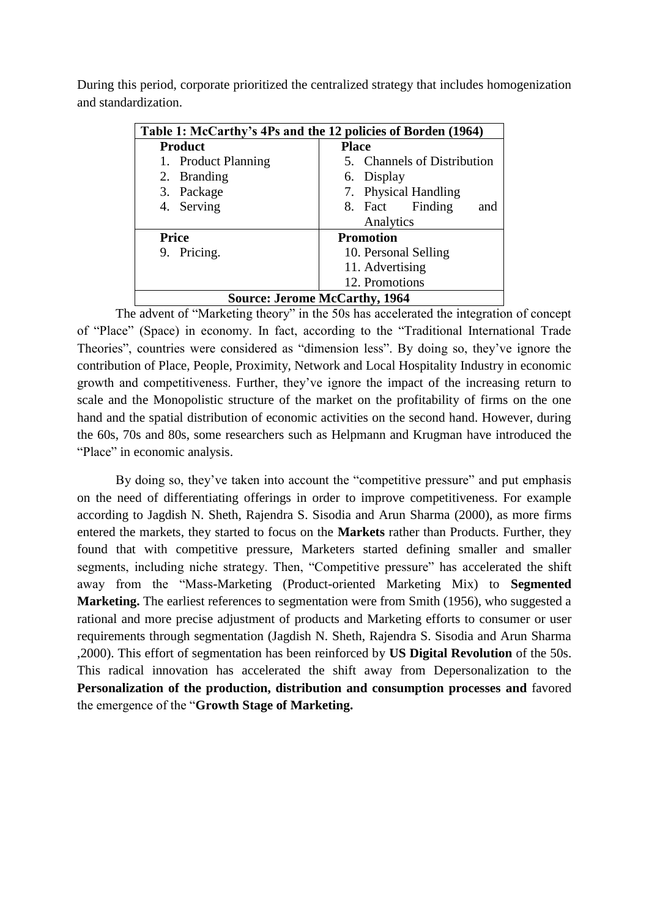During this period, corporate prioritized the centralized strategy that includes homogenization and standardization.

| Table 1: McCarthy's 4Ps and the 12 policies of Borden (1964) | |
|---|---|
| **Product** | **Place** |
| 1. Product Planning<br>2. Branding<br>3. Package<br>4. Serving | 5. Channels of Distribution<br>6. Display<br>7. Physical Handling<br>8. Fact Finding and Analytics |
| **Price** | **Promotion** |
| 9. Pricing. | 10. Personal Selling<br>11. Advertising<br>12. Promotions |
| **Source: Jerome McCarthy, 1964** | |

The advent of "Marketing theory" in the 50s has accelerated the integration of concept of "Place" (Space) in economy. In fact, according to the "Traditional International Trade Theories", countries were considered as "dimension less". By doing so, they've ignore the contribution of Place, People, Proximity, Network and Local Hospitality Industry in economic growth and competitiveness. Further, they've ignore the impact of the increasing return to scale and the Monopolistic structure of the market on the profitability of firms on the one hand and the spatial distribution of economic activities on the second hand. However, during the 60s, 70s and 80s, some researchers such as Helpmann and Krugman have introduced the "Place" in economic analysis.

By doing so, they've taken into account the "competitive pressure" and put emphasis on the need of differentiating offerings in order to improve competitiveness. For example according to Jagdish N. Sheth, Rajendra S. Sisodia and Arun Sharma (2000), as more firms entered the markets, they started to focus on the **Markets** rather than Products. Further, they found that with competitive pressure, Marketers started defining smaller and smaller segments, including niche strategy. Then, "Competitive pressure" has accelerated the shift away from the "Mass-Marketing (Product-oriented Marketing Mix) to **Segmented Marketing.** The earliest references to segmentation were from Smith (1956), who suggested a rational and more precise adjustment of products and Marketing efforts to consumer or user requirements through segmentation (Jagdish N. Sheth, Rajendra S. Sisodia and Arun Sharma ,2000). This effort of segmentation has been reinforced by **US Digital Revolution** of the 50s. This radical innovation has accelerated the shift away from Depersonalization to the **Personalization of the production, distribution and consumption processes and** favored the emergence of the "**Growth Stage of Marketing.**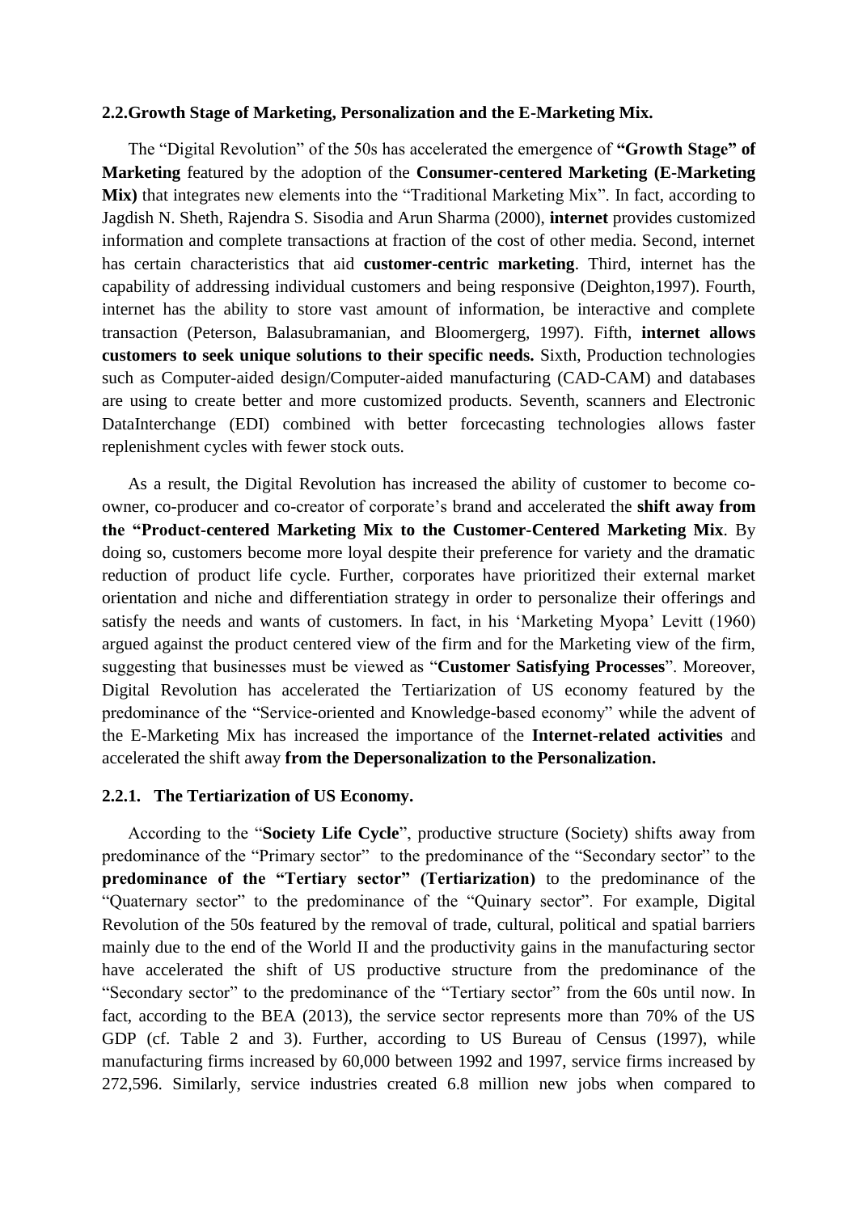## 2.2.Growth Stage of Marketing, Personalization and the E-Marketing Mix.

The "Digital Revolution" of the 50s has accelerated the emergence of **"Growth Stage" of Marketing** featured by the adoption of the **Consumer-centered Marketing (E-Marketing Mix)** that integrates new elements into the "Traditional Marketing Mix". In fact, according to Jagdish N. Sheth, Rajendra S. Sisodia and Arun Sharma (2000), **internet** provides customized information and complete transactions at fraction of the cost of other media. Second, internet has certain characteristics that aid **customer-centric marketing**. Third, internet has the capability of addressing individual customers and being responsive (Deighton,1997). Fourth, internet has the ability to store vast amount of information, be interactive and complete transaction (Peterson, Balasubramanian, and Bloomergerg, 1997). Fifth, **internet allows customers to seek unique solutions to their specific needs.** Sixth, Production technologies such as Computer-aided design/Computer-aided manufacturing (CAD-CAM) and databases are using to create better and more customized products. Seventh, scanners and Electronic DataInterchange (EDI) combined with better forcecasting technologies allows faster replenishment cycles with fewer stock outs.

As a result, the Digital Revolution has increased the ability of customer to become co-owner, co-producer and co-creator of corporate's brand and accelerated the **shift away from the "Product-centered Marketing Mix to the Customer-Centered Marketing Mix**. By doing so, customers become more loyal despite their preference for variety and the dramatic reduction of product life cycle. Further, corporates have prioritized their external market orientation and niche and differentiation strategy in order to personalize their offerings and satisfy the needs and wants of customers. In fact, in his 'Marketing Myopa' Levitt (1960) argued against the product centered view of the firm and for the Marketing view of the firm, suggesting that businesses must be viewed as "**Customer Satisfying Processes**". Moreover, Digital Revolution has accelerated the Tertiarization of US economy featured by the predominance of the "Service-oriented and Knowledge-based economy" while the advent of the E-Marketing Mix has increased the importance of the **Internet-related activities** and accelerated the shift away **from the Depersonalization to the Personalization.**

### 2.2.1. The Tertiarization of US Economy.

According to the "**Society Life Cycle**", productive structure (Society) shifts away from predominance of the "Primary sector" to the predominance of the "Secondary sector" to the **predominance of the "Tertiary sector" (Tertiarization)** to the predominance of the "Quaternary sector" to the predominance of the "Quinary sector". For example, Digital Revolution of the 50s featured by the removal of trade, cultural, political and spatial barriers mainly due to the end of the World II and the productivity gains in the manufacturing sector have accelerated the shift of US productive structure from the predominance of the "Secondary sector" to the predominance of the "Tertiary sector" from the 60s until now. In fact, according to the BEA (2013), the service sector represents more than 70% of the US GDP (cf. Table 2 and 3). Further, according to US Bureau of Census (1997), while manufacturing firms increased by 60,000 between 1992 and 1997, service firms increased by 272,596. Similarly, service industries created 6.8 million new jobs when compared to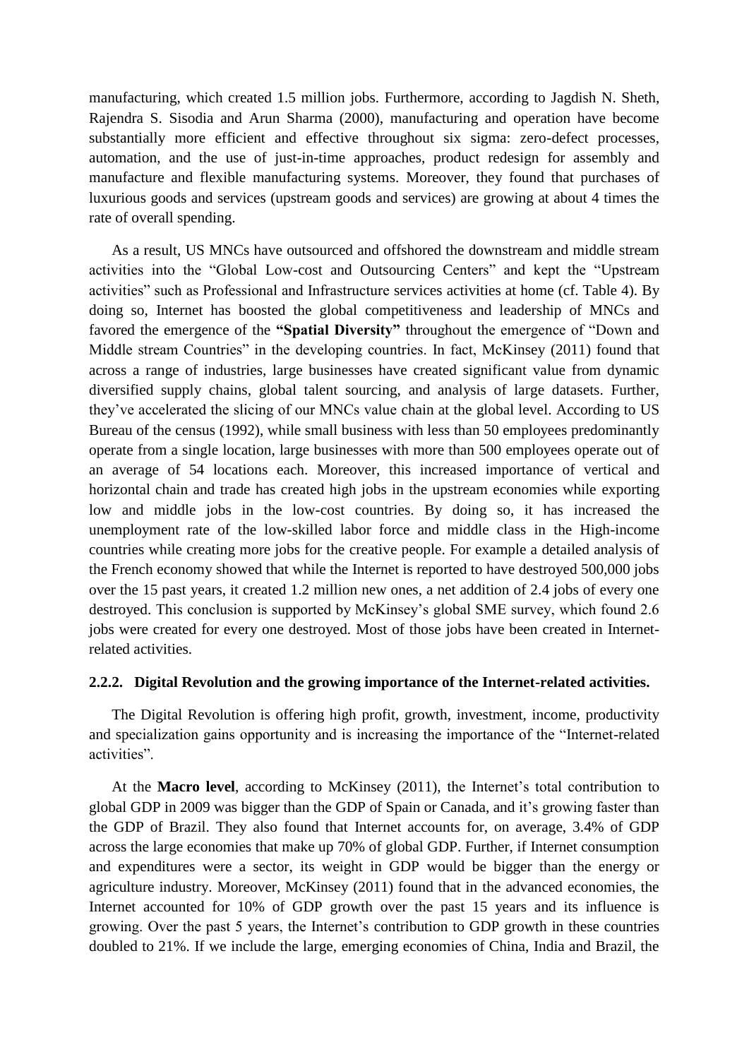manufacturing, which created 1.5 million jobs. Furthermore, according to Jagdish N. Sheth, Rajendra S. Sisodia and Arun Sharma (2000), manufacturing and operation have become substantially more efficient and effective throughout six sigma: zero-defect processes, automation, and the use of just-in-time approaches, product redesign for assembly and manufacture and flexible manufacturing systems. Moreover, they found that purchases of luxurious goods and services (upstream goods and services) are growing at about 4 times the rate of overall spending.

As a result, US MNCs have outsourced and offshored the downstream and middle stream activities into the "Global Low-cost and Outsourcing Centers" and kept the "Upstream activities" such as Professional and Infrastructure services activities at home (cf. Table 4). By doing so, Internet has boosted the global competitiveness and leadership of MNCs and favored the emergence of the **"Spatial Diversity"** throughout the emergence of "Down and Middle stream Countries" in the developing countries. In fact, McKinsey (2011) found that across a range of industries, large businesses have created significant value from dynamic diversified supply chains, global talent sourcing, and analysis of large datasets. Further, they've accelerated the slicing of our MNCs value chain at the global level. According to US Bureau of the census (1992), while small business with less than 50 employees predominantly operate from a single location, large businesses with more than 500 employees operate out of an average of 54 locations each. Moreover, this increased importance of vertical and horizontal chain and trade has created high jobs in the upstream economies while exporting low and middle jobs in the low-cost countries. By doing so, it has increased the unemployment rate of the low-skilled labor force and middle class in the High-income countries while creating more jobs for the creative people. For example a detailed analysis of the French economy showed that while the Internet is reported to have destroyed 500,000 jobs over the 15 past years, it created 1.2 million new ones, a net addition of 2.4 jobs of every one destroyed. This conclusion is supported by McKinsey's global SME survey, which found 2.6 jobs were created for every one destroyed. Most of those jobs have been created in Internet-related activities.

### 2.2.2. Digital Revolution and the growing importance of the Internet-related activities.

The Digital Revolution is offering high profit, growth, investment, income, productivity and specialization gains opportunity and is increasing the importance of the "Internet-related activities".

At the **Macro level**, according to McKinsey (2011), the Internet's total contribution to global GDP in 2009 was bigger than the GDP of Spain or Canada, and it's growing faster than the GDP of Brazil. They also found that Internet accounts for, on average, 3.4% of GDP across the large economies that make up 70% of global GDP. Further, if Internet consumption and expenditures were a sector, its weight in GDP would be bigger than the energy or agriculture industry. Moreover, McKinsey (2011) found that in the advanced economies, the Internet accounted for 10% of GDP growth over the past 15 years and its influence is growing. Over the past 5 years, the Internet's contribution to GDP growth in these countries doubled to 21%. If we include the large, emerging economies of China, India and Brazil, the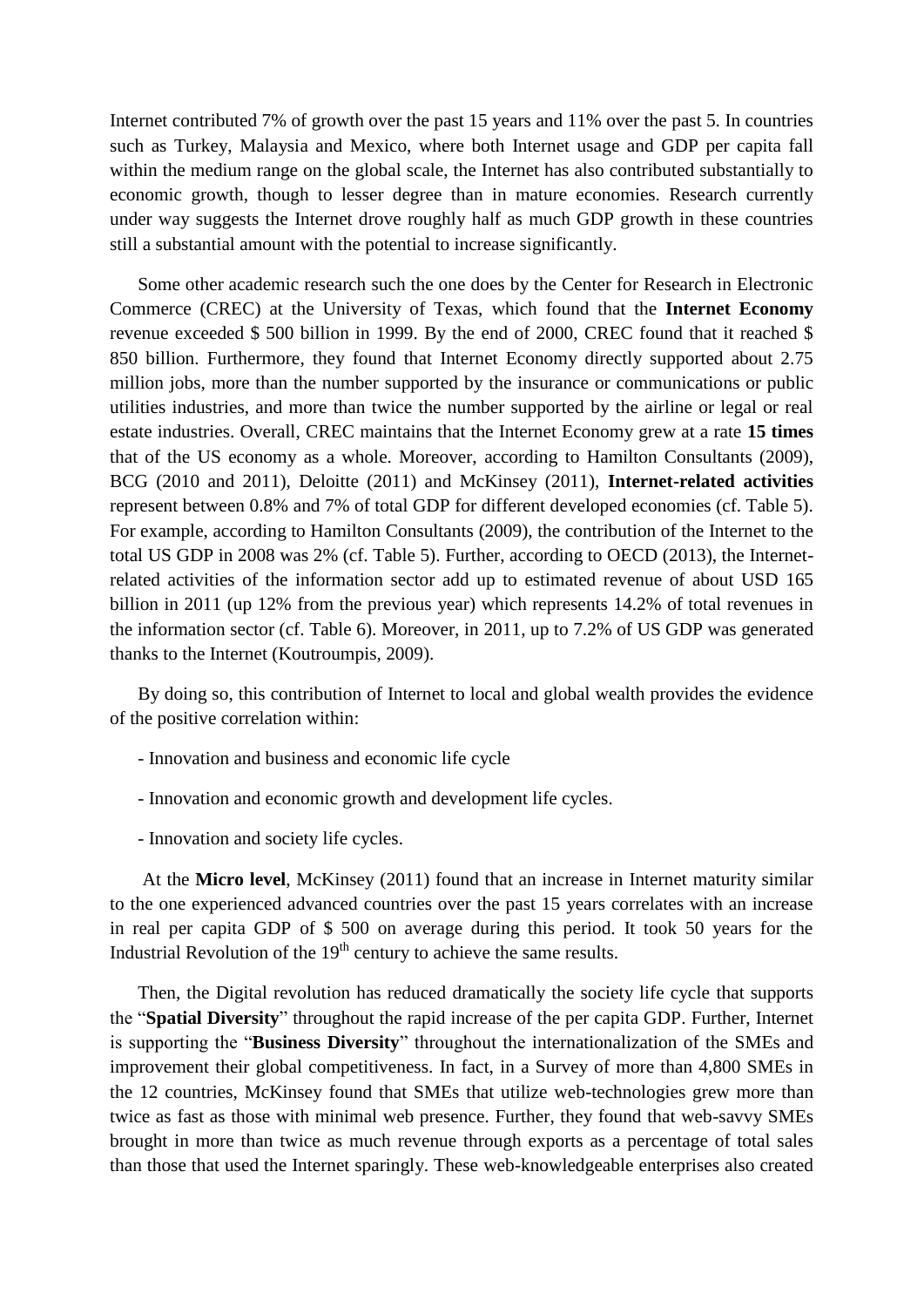Internet contributed 7% of growth over the past 15 years and 11% over the past 5. In countries such as Turkey, Malaysia and Mexico, where both Internet usage and GDP per capita fall within the medium range on the global scale, the Internet has also contributed substantially to economic growth, though to lesser degree than in mature economies. Research currently under way suggests the Internet drove roughly half as much GDP growth in these countries still a substantial amount with the potential to increase significantly.

Some other academic research such the one does by the Center for Research in Electronic Commerce (CREC) at the University of Texas, which found that the **Internet Economy** revenue exceeded $ 500 billion in 1999. By the end of 2000, CREC found that it reached $ 850 billion. Furthermore, they found that Internet Economy directly supported about 2.75 million jobs, more than the number supported by the insurance or communications or public utilities industries, and more than twice the number supported by the airline or legal or real estate industries. Overall, CREC maintains that the Internet Economy grew at a rate **15 times** that of the US economy as a whole. Moreover, according to Hamilton Consultants (2009), BCG (2010 and 2011), Deloitte (2011) and McKinsey (2011), **Internet-related activities** represent between 0.8% and 7% of total GDP for different developed economies (cf. Table 5). For example, according to Hamilton Consultants (2009), the contribution of the Internet to the total US GDP in 2008 was 2% (cf. Table 5). Further, according to OECD (2013), the Internet-related activities of the information sector add up to estimated revenue of about USD 165 billion in 2011 (up 12% from the previous year) which represents 14.2% of total revenues in the information sector (cf. Table 6). Moreover, in 2011, up to 7.2% of US GDP was generated thanks to the Internet (Koutroumpis, 2009).

By doing so, this contribution of Internet to local and global wealth provides the evidence of the positive correlation within:

- Innovation and business and economic life cycle
- Innovation and economic growth and development life cycles.
- Innovation and society life cycles.

At the **Micro level**, McKinsey (2011) found that an increase in Internet maturity similar to the one experienced advanced countries over the past 15 years correlates with an increase in real per capita GDP of $ 500 on average during this period. It took 50 years for the Industrial Revolution of the 19th century to achieve the same results.

Then, the Digital revolution has reduced dramatically the society life cycle that supports the "**Spatial Diversity**" throughout the rapid increase of the per capita GDP. Further, Internet is supporting the "**Business Diversity**" throughout the internationalization of the SMEs and improvement their global competitiveness. In fact, in a Survey of more than 4,800 SMEs in the 12 countries, McKinsey found that SMEs that utilize web-technologies grew more than twice as fast as those with minimal web presence. Further, they found that web-savvy SMEs brought in more than twice as much revenue through exports as a percentage of total sales than those that used the Internet sparingly. These web-knowledgeable enterprises also created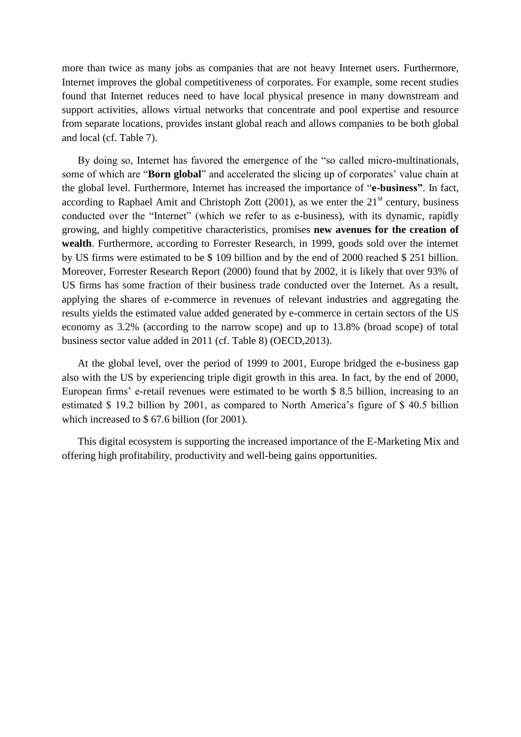more than twice as many jobs as companies that are not heavy Internet users. Furthermore, Internet improves the global competitiveness of corporates. For example, some recent studies found that Internet reduces need to have local physical presence in many downstream and support activities, allows virtual networks that concentrate and pool expertise and resource from separate locations, provides instant global reach and allows companies to be both global and local (cf. Table 7).

By doing so, Internet has favored the emergence of the "so called micro-multinationals, some of which are "**Born global**" and accelerated the slicing up of corporates' value chain at the global level. Furthermore, Internet has increased the importance of "**e-business"**. In fact, according to Raphael Amit and Christoph Zott (2001), as we enter the 21st century, business conducted over the "Internet" (which we refer to as e-business), with its dynamic, rapidly growing, and highly competitive characteristics, promises **new avenues for the creation of wealth**. Furthermore, according to Forrester Research, in 1999, goods sold over the internet by US firms were estimated to be $ 109 billion and by the end of 2000 reached $ 251 billion. Moreover, Forrester Research Report (2000) found that by 2002, it is likely that over 93% of US firms has some fraction of their business trade conducted over the Internet. As a result, applying the shares of e-commerce in revenues of relevant industries and aggregating the results yields the estimated value added generated by e-commerce in certain sectors of the US economy as 3.2% (according to the narrow scope) and up to 13.8% (broad scope) of total business sector value added in 2011 (cf. Table 8) (OECD,2013).

At the global level, over the period of 1999 to 2001, Europe bridged the e-business gap also with the US by experiencing triple digit growth in this area. In fact, by the end of 2000, European firms' e-retail revenues were estimated to be worth $ 8.5 billion, increasing to an estimated $ 19.2 billion by 2001, as compared to North America's figure of $ 40.5 billion which increased to $ 67.6 billion (for 2001).

This digital ecosystem is supporting the increased importance of the E-Marketing Mix and offering high profitability, productivity and well-being gains opportunities.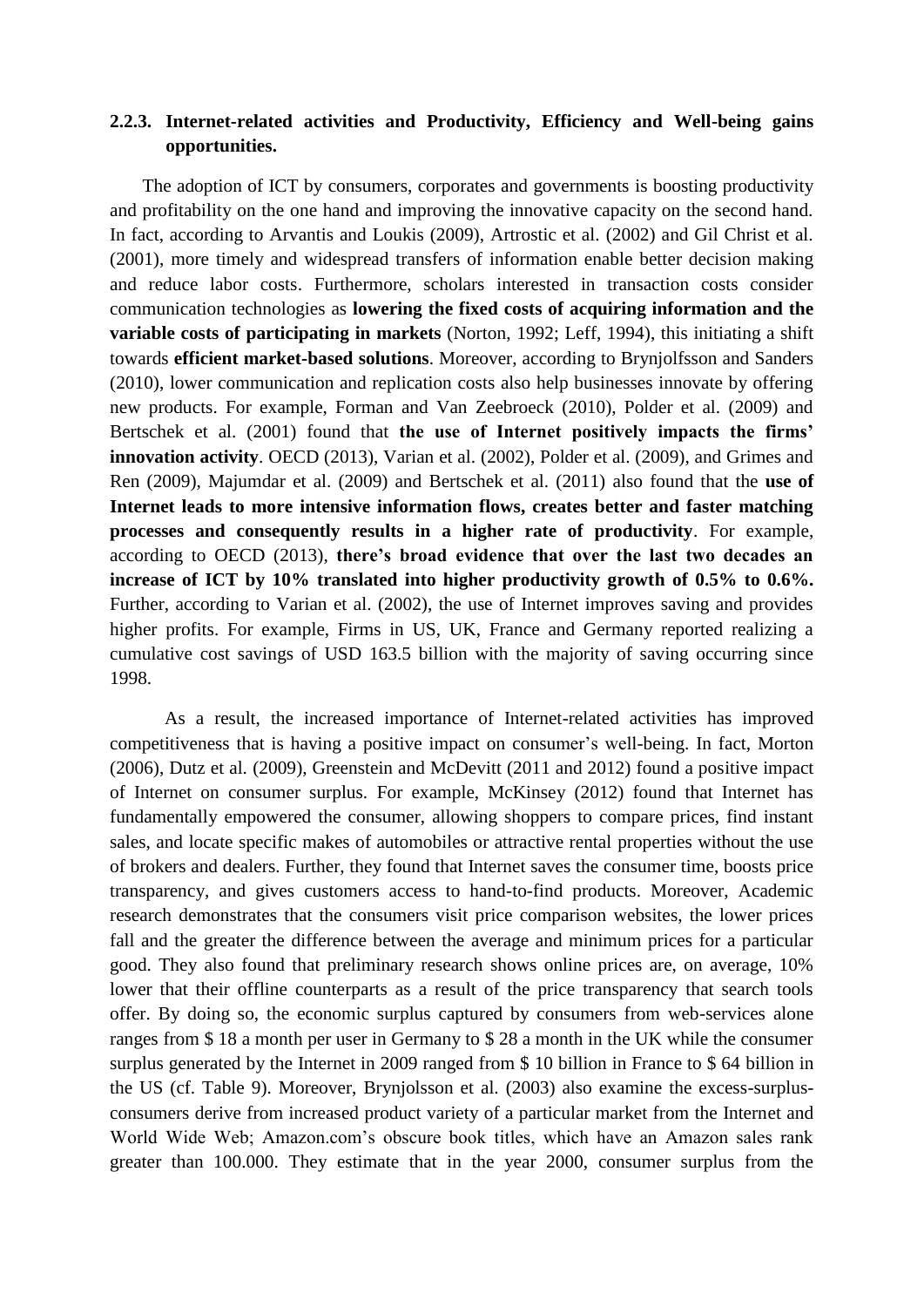### 2.2.3. Internet-related activities and Productivity, Efficiency and Well-being gains opportunities.

The adoption of ICT by consumers, corporates and governments is boosting productivity and profitability on the one hand and improving the innovative capacity on the second hand. In fact, according to Arvantis and Loukis (2009), Artrostic et al. (2002) and Gil Christ et al. (2001), more timely and widespread transfers of information enable better decision making and reduce labor costs. Furthermore, scholars interested in transaction costs consider communication technologies as **lowering the fixed costs of acquiring information and the variable costs of participating in markets** (Norton, 1992; Leff, 1994), this initiating a shift towards **efficient market-based solutions**. Moreover, according to Brynjolfsson and Sanders (2010), lower communication and replication costs also help businesses innovate by offering new products. For example, Forman and Van Zeebroeck (2010), Polder et al. (2009) and Bertschek et al. (2001) found that **the use of Internet positively impacts the firms' innovation activity**. OECD (2013), Varian et al. (2002), Polder et al. (2009), and Grimes and Ren (2009), Majumdar et al. (2009) and Bertschek et al. (2011) also found that the **use of Internet leads to more intensive information flows, creates better and faster matching processes and consequently results in a higher rate of productivity**. For example, according to OECD (2013), **there's broad evidence that over the last two decades an increase of ICT by 10% translated into higher productivity growth of 0.5% to 0.6%.** Further, according to Varian et al. (2002), the use of Internet improves saving and provides higher profits. For example, Firms in US, UK, France and Germany reported realizing a cumulative cost savings of USD 163.5 billion with the majority of saving occurring since 1998.

As a result, the increased importance of Internet-related activities has improved competitiveness that is having a positive impact on consumer's well-being. In fact, Morton (2006), Dutz et al. (2009), Greenstein and McDevitt (2011 and 2012) found a positive impact of Internet on consumer surplus. For example, McKinsey (2012) found that Internet has fundamentally empowered the consumer, allowing shoppers to compare prices, find instant sales, and locate specific makes of automobiles or attractive rental properties without the use of brokers and dealers. Further, they found that Internet saves the consumer time, boosts price transparency, and gives customers access to hand-to-find products. Moreover, Academic research demonstrates that the consumers visit price comparison websites, the lower prices fall and the greater the difference between the average and minimum prices for a particular good. They also found that preliminary research shows online prices are, on average, 10% lower that their offline counterparts as a result of the price transparency that search tools offer. By doing so, the economic surplus captured by consumers from web-services alone ranges from \$ 18 a month per user in Germany to \$ 28 a month in the UK while the consumer surplus generated by the Internet in 2009 ranged from \$ 10 billion in France to \$ 64 billion in the US (cf. Table 9). Moreover, Brynjolsson et al. (2003) also examine the excess-surplus-consumers derive from increased product variety of a particular market from the Internet and World Wide Web; Amazon.com's obscure book titles, which have an Amazon sales rank greater than 100.000. They estimate that in the year 2000, consumer surplus from the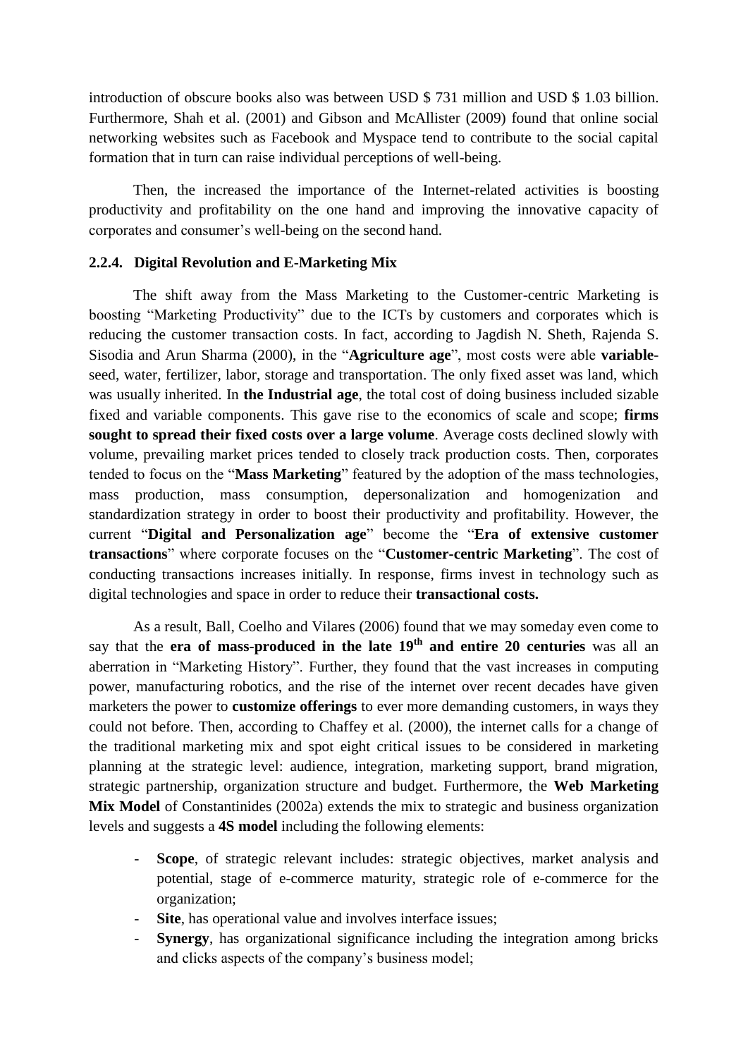introduction of obscure books also was between USD $ 731 million and USD $ 1.03 billion. Furthermore, Shah et al. (2001) and Gibson and McAllister (2009) found that online social networking websites such as Facebook and Myspace tend to contribute to the social capital formation that in turn can raise individual perceptions of well-being.

Then, the increased the importance of the Internet-related activities is boosting productivity and profitability on the one hand and improving the innovative capacity of corporates and consumer's well-being on the second hand.

### 2.2.4. Digital Revolution and E-Marketing Mix

The shift away from the Mass Marketing to the Customer-centric Marketing is boosting "Marketing Productivity" due to the ICTs by customers and corporates which is reducing the customer transaction costs. In fact, according to Jagdish N. Sheth, Rajenda S. Sisodia and Arun Sharma (2000), in the "**Agriculture age**", most costs were able **variable**-seed, water, fertilizer, labor, storage and transportation. The only fixed asset was land, which was usually inherited. In **the Industrial age**, the total cost of doing business included sizable fixed and variable components. This gave rise to the economics of scale and scope; **firms sought to spread their fixed costs over a large volume**. Average costs declined slowly with volume, prevailing market prices tended to closely track production costs. Then, corporates tended to focus on the "**Mass Marketing**" featured by the adoption of the mass technologies, mass production, mass consumption, depersonalization and homogenization and standardization strategy in order to boost their productivity and profitability. However, the current "**Digital and Personalization age**" become the "**Era of extensive customer transactions**" where corporate focuses on the "**Customer-centric Marketing**". The cost of conducting transactions increases initially. In response, firms invest in technology such as digital technologies and space in order to reduce their **transactional costs.**

As a result, Ball, Coelho and Vilares (2006) found that we may someday even come to say that the **era of mass-produced in the late 19th and entire 20 centuries** was all an aberration in "Marketing History". Further, they found that the vast increases in computing power, manufacturing robotics, and the rise of the internet over recent decades have given marketers the power to **customize offerings** to ever more demanding customers, in ways they could not before. Then, according to Chaffey et al. (2000), the internet calls for a change of the traditional marketing mix and spot eight critical issues to be considered in marketing planning at the strategic level: audience, integration, marketing support, brand migration, strategic partnership, organization structure and budget. Furthermore, the **Web Marketing Mix Model** of Constantinides (2002a) extends the mix to strategic and business organization levels and suggests a **4S model** including the following elements:

- **Scope**, of strategic relevant includes: strategic objectives, market analysis and potential, stage of e-commerce maturity, strategic role of e-commerce for the organization;
- **Site**, has operational value and involves interface issues;
- **Synergy**, has organizational significance including the integration among bricks and clicks aspects of the company's business model;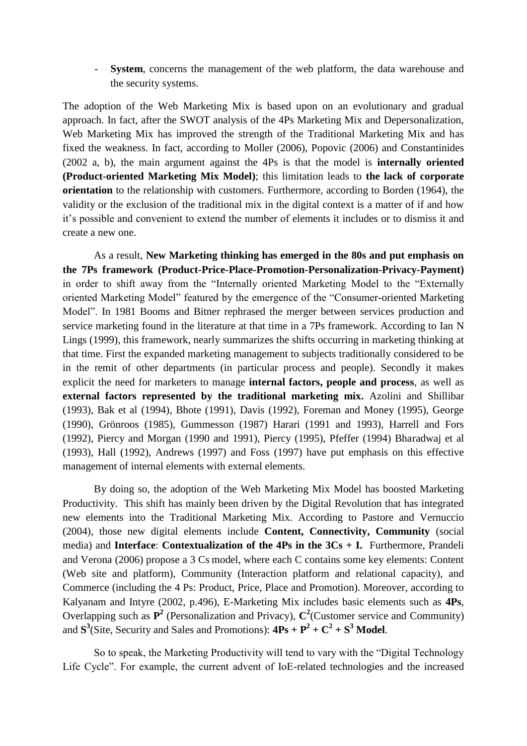- **System**, concerns the management of the web platform, the data warehouse and the security systems.

The adoption of the Web Marketing Mix is based upon on an evolutionary and gradual approach. In fact, after the SWOT analysis of the 4Ps Marketing Mix and Depersonalization, Web Marketing Mix has improved the strength of the Traditional Marketing Mix and has fixed the weakness. In fact, according to Moller (2006), Popovic (2006) and Constantinides (2002 a, b), the main argument against the 4Ps is that the model is **internally oriented (Product-oriented Marketing Mix Model)**; this limitation leads to **the lack of corporate orientation** to the relationship with customers. Furthermore, according to Borden (1964), the validity or the exclusion of the traditional mix in the digital context is a matter of if and how it's possible and convenient to extend the number of elements it includes or to dismiss it and create a new one.

As a result, **New Marketing thinking has emerged in the 80s and put emphasis on the 7Ps framework (Product-Price-Place-Promotion-Personalization-Privacy-Payment)** in order to shift away from the "Internally oriented Marketing Model to the "Externally oriented Marketing Model" featured by the emergence of the "Consumer-oriented Marketing Model". In 1981 Booms and Bitner rephrased the merger between services production and service marketing found in the literature at that time in a 7Ps framework. According to Ian N Lings (1999), this framework, nearly summarizes the shifts occurring in marketing thinking at that time. First the expanded marketing management to subjects traditionally considered to be in the remit of other departments (in particular process and people). Secondly it makes explicit the need for marketers to manage **internal factors, people and process**, as well as **external factors represented by the traditional marketing mix.** Azolini and Shillibar (1993), Bak et al (1994), Bhote (1991), Davis (1992), Foreman and Money (1995), George (1990), Grönroos (1985), Gummesson (1987) Harari (1991 and 1993), Harrell and Fors (1992), Piercy and Morgan (1990 and 1991), Piercy (1995), Pfeffer (1994) Bharadwaj et al (1993), Hall (1992), Andrews (1997) and Foss (1997) have put emphasis on this effective management of internal elements with external elements.

By doing so, the adoption of the Web Marketing Mix Model has boosted Marketing Productivity. This shift has mainly been driven by the Digital Revolution that has integrated new elements into the Traditional Marketing Mix. According to Pastore and Vernuccio (2004), those new digital elements include **Content, Connectivity, Community** (social media) and **Interface**: **Contextualization of the 4Ps in the 3Cs + I.** Furthermore, Prandeli and Verona (2006) propose a 3 Cs model, where each C contains some key elements: Content (Web site and platform), Community (Interaction platform and relational capacity), and Commerce (including the 4 Ps: Product, Price, Place and Promotion). Moreover, according to Kalyanam and Intyre (2002, p.496), E-Marketing Mix includes basic elements such as **4Ps**, Overlapping such as $\mathbf{P^2}$ (Personalization and Privacy), $\mathbf{C^2}$(Customer service and Community) and $\mathbf{S^3}$(Site, Security and Sales and Promotions): $\mathbf{4Ps + P^2 + C^2 + S^3}$ **Model**.

So to speak, the Marketing Productivity will tend to vary with the "Digital Technology Life Cycle". For example, the current advent of IoE-related technologies and the increased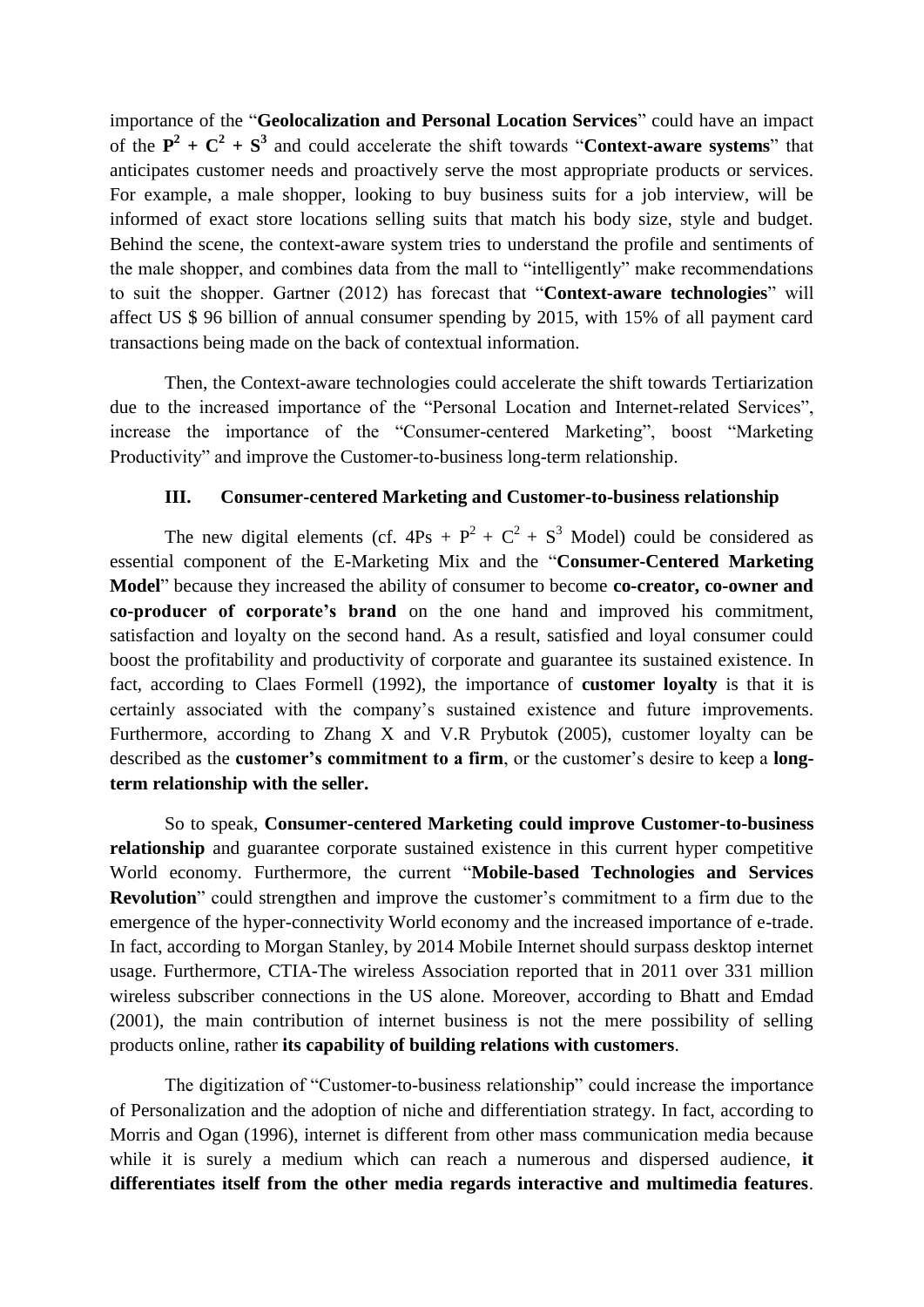importance of the "**Geolocalization and Personal Location Services**" could have an impact of the $\mathbf{P^2 + C^2 + S^3}$ and could accelerate the shift towards "**Context-aware systems**" that anticipates customer needs and proactively serve the most appropriate products or services. For example, a male shopper, looking to buy business suits for a job interview, will be informed of exact store locations selling suits that match his body size, style and budget. Behind the scene, the context-aware system tries to understand the profile and sentiments of the male shopper, and combines data from the mall to "intelligently" make recommendations to suit the shopper. Gartner (2012) has forecast that "**Context-aware technologies**" will affect US $ 96 billion of annual consumer spending by 2015, with 15% of all payment card transactions being made on the back of contextual information.

Then, the Context-aware technologies could accelerate the shift towards Tertiarization due to the increased importance of the "Personal Location and Internet-related Services", increase the importance of the "Consumer-centered Marketing", boost "Marketing Productivity" and improve the Customer-to-business long-term relationship.

### III. Consumer-centered Marketing and Customer-to-business relationship

The new digital elements (cf. 4Ps + $P^2$ + $C^2$ + $S^3$ Model) could be considered as essential component of the E-Marketing Mix and the "**Consumer-Centered Marketing Model**" because they increased the ability of consumer to become **co-creator, co-owner and co-producer of corporate's brand** on the one hand and improved his commitment, satisfaction and loyalty on the second hand. As a result, satisfied and loyal consumer could boost the profitability and productivity of corporate and guarantee its sustained existence. In fact, according to Claes Formell (1992), the importance of **customer loyalty** is that it is certainly associated with the company's sustained existence and future improvements. Furthermore, according to Zhang X and V.R Prybutok (2005), customer loyalty can be described as the **customer's commitment to a firm**, or the customer's desire to keep a **long-term relationship with the seller.**

So to speak, **Consumer-centered Marketing could improve Customer-to-business relationship** and guarantee corporate sustained existence in this current hyper competitive World economy. Furthermore, the current "**Mobile-based Technologies and Services Revolution**" could strengthen and improve the customer's commitment to a firm due to the emergence of the hyper-connectivity World economy and the increased importance of e-trade. In fact, according to Morgan Stanley, by 2014 Mobile Internet should surpass desktop internet usage. Furthermore, CTIA-The wireless Association reported that in 2011 over 331 million wireless subscriber connections in the US alone. Moreover, according to Bhatt and Emdad (2001), the main contribution of internet business is not the mere possibility of selling products online, rather **its capability of building relations with customers**.

The digitization of "Customer-to-business relationship" could increase the importance of Personalization and the adoption of niche and differentiation strategy. In fact, according to Morris and Ogan (1996), internet is different from other mass communication media because while it is surely a medium which can reach a numerous and dispersed audience, **it differentiates itself from the other media regards interactive and multimedia features**.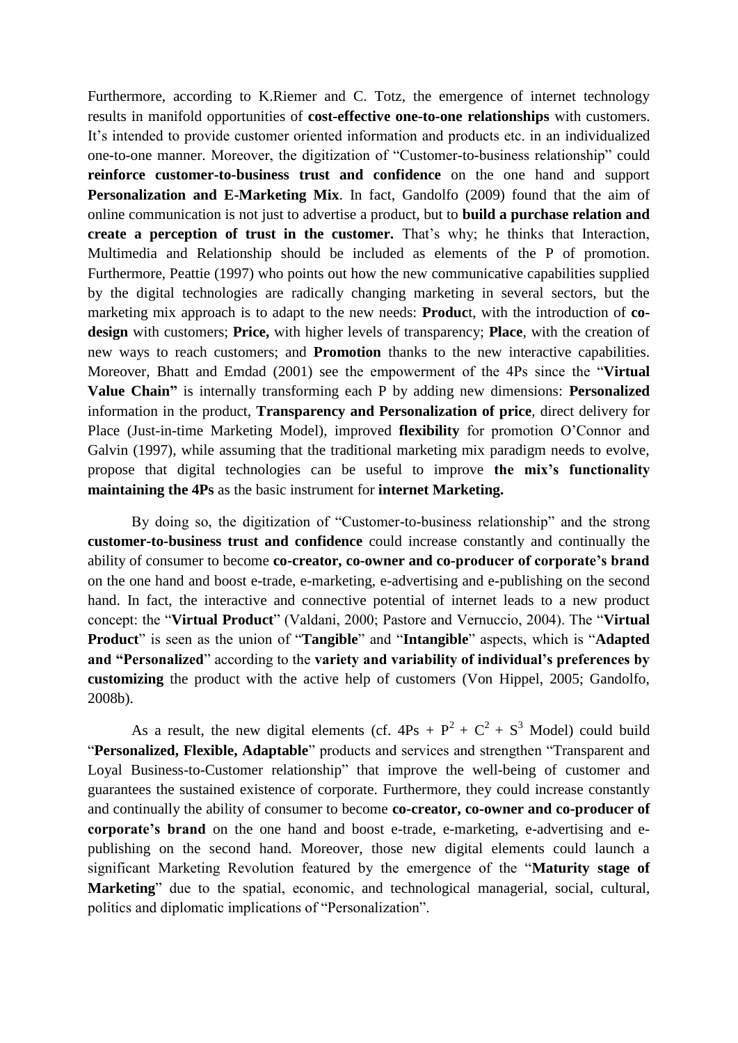Furthermore, according to K.Riemer and C. Totz, the emergence of internet technology results in manifold opportunities of **cost-effective one-to-one relationships** with customers. It's intended to provide customer oriented information and products etc. in an individualized one-to-one manner. Moreover, the digitization of "Customer-to-business relationship" could **reinforce customer-to-business trust and confidence** on the one hand and support **Personalization and E-Marketing Mix**. In fact, Gandolfo (2009) found that the aim of online communication is not just to advertise a product, but to **build a purchase relation and create a perception of trust in the customer.** That's why; he thinks that Interaction, Multimedia and Relationship should be included as elements of the P of promotion. Furthermore, Peattie (1997) who points out how the new communicative capabilities supplied by the digital technologies are radically changing marketing in several sectors, but the marketing mix approach is to adapt to the new needs: **Produc**t, with the introduction of **co-design** with customers; **Price,** with higher levels of transparency; **Place**, with the creation of new ways to reach customers; and **Promotion** thanks to the new interactive capabilities. Moreover, Bhatt and Emdad (2001) see the empowerment of the 4Ps since the "**Virtual Value Chain"** is internally transforming each P by adding new dimensions: **Personalized** information in the product, **Transparency and Personalization of price**, direct delivery for Place (Just-in-time Marketing Model), improved **flexibility** for promotion O'Connor and Galvin (1997), while assuming that the traditional marketing mix paradigm needs to evolve, propose that digital technologies can be useful to improve **the mix's functionality maintaining the 4Ps** as the basic instrument for **internet Marketing.**

By doing so, the digitization of "Customer-to-business relationship" and the strong **customer-to-business trust and confidence** could increase constantly and continually the ability of consumer to become **co-creator, co-owner and co-producer of corporate's brand** on the one hand and boost e-trade, e-marketing, e-advertising and e-publishing on the second hand. In fact, the interactive and connective potential of internet leads to a new product concept: the "**Virtual Product**" (Valdani, 2000; Pastore and Vernuccio, 2004). The "**Virtual Product**" is seen as the union of "**Tangible**" and "**Intangible**" aspects, which is "**Adapted and "Personalized**" according to the **variety and variability of individual's preferences by customizing** the product with the active help of customers (Von Hippel, 2005; Gandolfo, 2008b).

As a result, the new digital elements (cf. 4Ps + $P^2$ + $C^2$ + $S^3$ Model) could build "**Personalized, Flexible, Adaptable**" products and services and strengthen "Transparent and Loyal Business-to-Customer relationship" that improve the well-being of customer and guarantees the sustained existence of corporate. Furthermore, they could increase constantly and continually the ability of consumer to become **co-creator, co-owner and co-producer of corporate's brand** on the one hand and boost e-trade, e-marketing, e-advertising and e-publishing on the second hand. Moreover, those new digital elements could launch a significant Marketing Revolution featured by the emergence of the "**Maturity stage of Marketing**" due to the spatial, economic, and technological managerial, social, cultural, politics and diplomatic implications of "Personalization".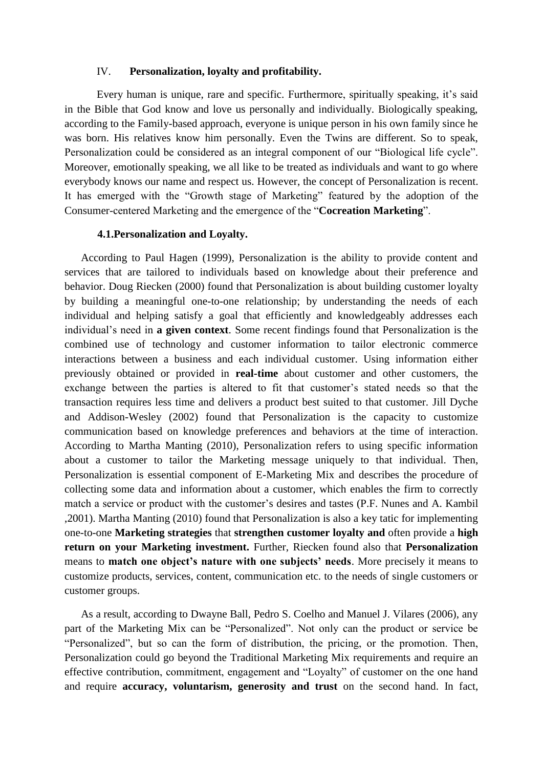## IV. Personalization, loyalty and profitability.

Every human is unique, rare and specific. Furthermore, spiritually speaking, it's said in the Bible that God know and love us personally and individually. Biologically speaking, according to the Family-based approach, everyone is unique person in his own family since he was born. His relatives know him personally. Even the Twins are different. So to speak, Personalization could be considered as an integral component of our "Biological life cycle". Moreover, emotionally speaking, we all like to be treated as individuals and want to go where everybody knows our name and respect us. However, the concept of Personalization is recent. It has emerged with the "Growth stage of Marketing" featured by the adoption of the Consumer-centered Marketing and the emergence of the "**Cocreation Marketing**".

### 4.1.Personalization and Loyalty.

According to Paul Hagen (1999), Personalization is the ability to provide content and services that are tailored to individuals based on knowledge about their preference and behavior. Doug Riecken (2000) found that Personalization is about building customer loyalty by building a meaningful one-to-one relationship; by understanding the needs of each individual and helping satisfy a goal that efficiently and knowledgeably addresses each individual's need in **a given context**. Some recent findings found that Personalization is the combined use of technology and customer information to tailor electronic commerce interactions between a business and each individual customer. Using information either previously obtained or provided in **real-time** about customer and other customers, the exchange between the parties is altered to fit that customer's stated needs so that the transaction requires less time and delivers a product best suited to that customer. Jill Dyche and Addison-Wesley (2002) found that Personalization is the capacity to customize communication based on knowledge preferences and behaviors at the time of interaction. According to Martha Manting (2010), Personalization refers to using specific information about a customer to tailor the Marketing message uniquely to that individual. Then, Personalization is essential component of E-Marketing Mix and describes the procedure of collecting some data and information about a customer, which enables the firm to correctly match a service or product with the customer's desires and tastes (P.F. Nunes and A. Kambil ,2001). Martha Manting (2010) found that Personalization is also a key tatic for implementing one-to-one **Marketing strategies** that **strengthen customer loyalty and** often provide a **high return on your Marketing investment.** Further, Riecken found also that **Personalization** means to **match one object's nature with one subjects' needs**. More precisely it means to customize products, services, content, communication etc. to the needs of single customers or customer groups.

As a result, according to Dwayne Ball, Pedro S. Coelho and Manuel J. Vilares (2006), any part of the Marketing Mix can be "Personalized". Not only can the product or service be "Personalized", but so can the form of distribution, the pricing, or the promotion. Then, Personalization could go beyond the Traditional Marketing Mix requirements and require an effective contribution, commitment, engagement and "Loyalty" of customer on the one hand and require **accuracy, voluntarism, generosity and trust** on the second hand. In fact,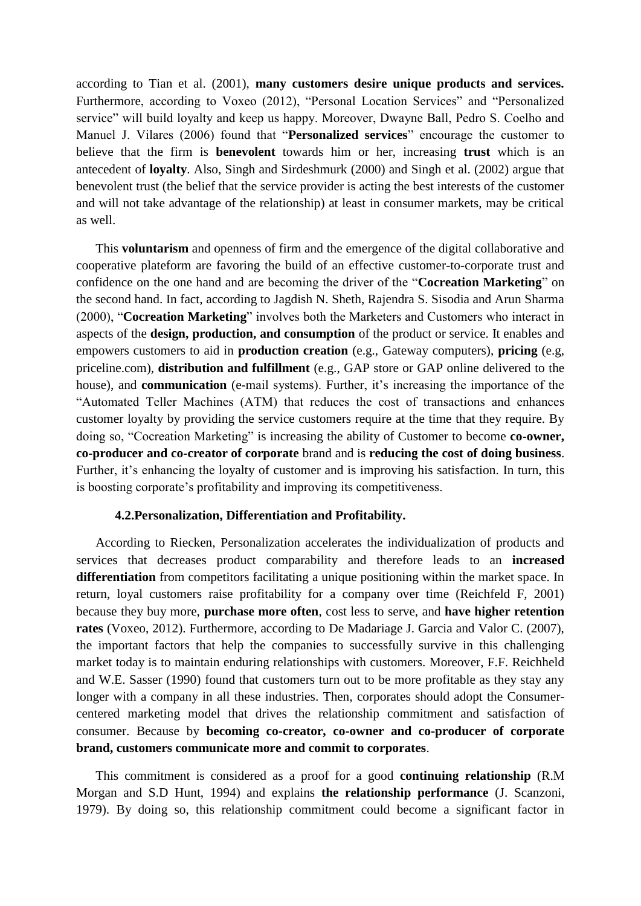according to Tian et al. (2001), **many customers desire unique products and services.** Furthermore, according to Voxeo (2012), "Personal Location Services" and "Personalized service" will build loyalty and keep us happy. Moreover, Dwayne Ball, Pedro S. Coelho and Manuel J. Vilares (2006) found that "**Personalized services**" encourage the customer to believe that the firm is **benevolent** towards him or her, increasing **trust** which is an antecedent of **loyalty**. Also, Singh and Sirdeshmurk (2000) and Singh et al. (2002) argue that benevolent trust (the belief that the service provider is acting the best interests of the customer and will not take advantage of the relationship) at least in consumer markets, may be critical as well.

This **voluntarism** and openness of firm and the emergence of the digital collaborative and cooperative plateform are favoring the build of an effective customer-to-corporate trust and confidence on the one hand and are becoming the driver of the "**Cocreation Marketing**" on the second hand. In fact, according to Jagdish N. Sheth, Rajendra S. Sisodia and Arun Sharma (2000), "**Cocreation Marketing**" involves both the Marketers and Customers who interact in aspects of the **design, production, and consumption** of the product or service. It enables and empowers customers to aid in **production creation** (e.g., Gateway computers), **pricing** (e.g, priceline.com), **distribution and fulfillment** (e.g., GAP store or GAP online delivered to the house), and **communication** (e-mail systems). Further, it's increasing the importance of the "Automated Teller Machines (ATM) that reduces the cost of transactions and enhances customer loyalty by providing the service customers require at the time that they require. By doing so, "Cocreation Marketing" is increasing the ability of Customer to become **co-owner, co-producer and co-creator of corporate** brand and is **reducing the cost of doing business**. Further, it's enhancing the loyalty of customer and is improving his satisfaction. In turn, this is boosting corporate's profitability and improving its competitiveness.

### 4.2.Personalization, Differentiation and Profitability.

According to Riecken, Personalization accelerates the individualization of products and services that decreases product comparability and therefore leads to an **increased differentiation** from competitors facilitating a unique positioning within the market space. In return, loyal customers raise profitability for a company over time (Reichfeld F, 2001) because they buy more, **purchase more often**, cost less to serve, and **have higher retention rates** (Voxeo, 2012). Furthermore, according to De Madariage J. Garcia and Valor C. (2007), the important factors that help the companies to successfully survive in this challenging market today is to maintain enduring relationships with customers. Moreover, F.F. Reichheld and W.E. Sasser (1990) found that customers turn out to be more profitable as they stay any longer with a company in all these industries. Then, corporates should adopt the Consumer-centered marketing model that drives the relationship commitment and satisfaction of consumer. Because by **becoming co-creator, co-owner and co-producer of corporate brand, customers communicate more and commit to corporates**.

This commitment is considered as a proof for a good **continuing relationship** (R.M Morgan and S.D Hunt, 1994) and explains **the relationship performance** (J. Scanzoni, 1979). By doing so, this relationship commitment could become a significant factor in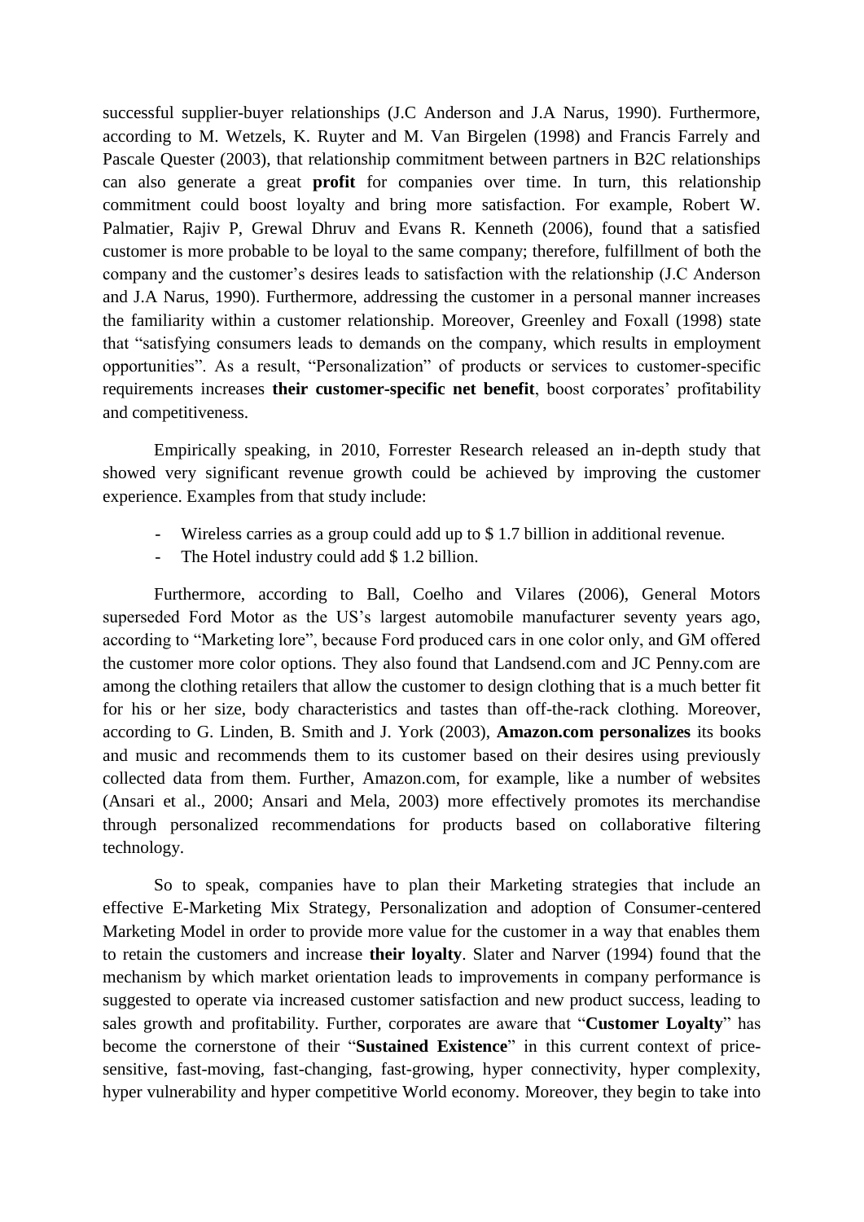successful supplier-buyer relationships (J.C Anderson and J.A Narus, 1990). Furthermore, according to M. Wetzels, K. Ruyter and M. Van Birgelen (1998) and Francis Farrely and Pascale Quester (2003), that relationship commitment between partners in B2C relationships can also generate a great **profit** for companies over time. In turn, this relationship commitment could boost loyalty and bring more satisfaction. For example, Robert W. Palmatier, Rajiv P, Grewal Dhruv and Evans R. Kenneth (2006), found that a satisfied customer is more probable to be loyal to the same company; therefore, fulfillment of both the company and the customer's desires leads to satisfaction with the relationship (J.C Anderson and J.A Narus, 1990). Furthermore, addressing the customer in a personal manner increases the familiarity within a customer relationship. Moreover, Greenley and Foxall (1998) state that "satisfying consumers leads to demands on the company, which results in employment opportunities". As a result, "Personalization" of products or services to customer-specific requirements increases **their customer-specific net benefit**, boost corporates' profitability and competitiveness.

Empirically speaking, in 2010, Forrester Research released an in-depth study that showed very significant revenue growth could be achieved by improving the customer experience. Examples from that study include:

- Wireless carries as a group could add up to $ 1.7 billion in additional revenue.
- The Hotel industry could add $ 1.2 billion.

Furthermore, according to Ball, Coelho and Vilares (2006), General Motors superseded Ford Motor as the US's largest automobile manufacturer seventy years ago, according to "Marketing lore", because Ford produced cars in one color only, and GM offered the customer more color options. They also found that Landsend.com and JC Penny.com are among the clothing retailers that allow the customer to design clothing that is a much better fit for his or her size, body characteristics and tastes than off-the-rack clothing. Moreover, according to G. Linden, B. Smith and J. York (2003), **Amazon.com personalizes** its books and music and recommends them to its customer based on their desires using previously collected data from them. Further, Amazon.com, for example, like a number of websites (Ansari et al., 2000; Ansari and Mela, 2003) more effectively promotes its merchandise through personalized recommendations for products based on collaborative filtering technology.

So to speak, companies have to plan their Marketing strategies that include an effective E-Marketing Mix Strategy, Personalization and adoption of Consumer-centered Marketing Model in order to provide more value for the customer in a way that enables them to retain the customers and increase **their loyalty**. Slater and Narver (1994) found that the mechanism by which market orientation leads to improvements in company performance is suggested to operate via increased customer satisfaction and new product success, leading to sales growth and profitability. Further, corporates are aware that "**Customer Loyalty**" has become the cornerstone of their "**Sustained Existence**" in this current context of price-sensitive, fast-moving, fast-changing, fast-growing, hyper connectivity, hyper complexity, hyper vulnerability and hyper competitive World economy. Moreover, they begin to take into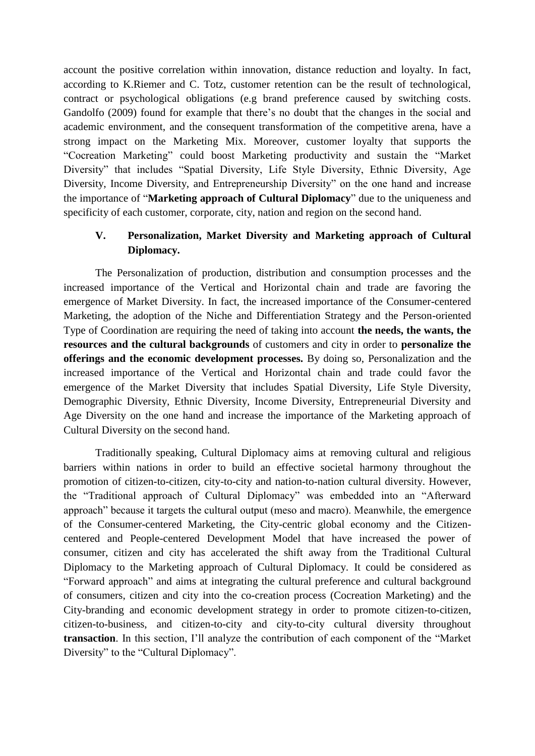account the positive correlation within innovation, distance reduction and loyalty. In fact, according to K.Riemer and C. Totz, customer retention can be the result of technological, contract or psychological obligations (e.g brand preference caused by switching costs. Gandolfo (2009) found for example that there's no doubt that the changes in the social and academic environment, and the consequent transformation of the competitive arena, have a strong impact on the Marketing Mix. Moreover, customer loyalty that supports the "Cocreation Marketing" could boost Marketing productivity and sustain the "Market Diversity" that includes "Spatial Diversity, Life Style Diversity, Ethnic Diversity, Age Diversity, Income Diversity, and Entrepreneurship Diversity" on the one hand and increase the importance of "**Marketing approach of Cultural Diplomacy**" due to the uniqueness and specificity of each customer, corporate, city, nation and region on the second hand.

## V. Personalization, Market Diversity and Marketing approach of Cultural Diplomacy.

The Personalization of production, distribution and consumption processes and the increased importance of the Vertical and Horizontal chain and trade are favoring the emergence of Market Diversity. In fact, the increased importance of the Consumer-centered Marketing, the adoption of the Niche and Differentiation Strategy and the Person-oriented Type of Coordination are requiring the need of taking into account **the needs, the wants, the resources and the cultural backgrounds** of customers and city in order to **personalize the offerings and the economic development processes.** By doing so, Personalization and the increased importance of the Vertical and Horizontal chain and trade could favor the emergence of the Market Diversity that includes Spatial Diversity, Life Style Diversity, Demographic Diversity, Ethnic Diversity, Income Diversity, Entrepreneurial Diversity and Age Diversity on the one hand and increase the importance of the Marketing approach of Cultural Diversity on the second hand.

Traditionally speaking, Cultural Diplomacy aims at removing cultural and religious barriers within nations in order to build an effective societal harmony throughout the promotion of citizen-to-citizen, city-to-city and nation-to-nation cultural diversity. However, the "Traditional approach of Cultural Diplomacy" was embedded into an "Afterward approach" because it targets the cultural output (meso and macro). Meanwhile, the emergence of the Consumer-centered Marketing, the City-centric global economy and the Citizen-centered and People-centered Development Model that have increased the power of consumer, citizen and city has accelerated the shift away from the Traditional Cultural Diplomacy to the Marketing approach of Cultural Diplomacy. It could be considered as "Forward approach" and aims at integrating the cultural preference and cultural background of consumers, citizen and city into the co-creation process (Cocreation Marketing) and the City-branding and economic development strategy in order to promote citizen-to-citizen, citizen-to-business, and citizen-to-city and city-to-city cultural diversity throughout **transaction**. In this section, I'll analyze the contribution of each component of the "Market Diversity" to the "Cultural Diplomacy".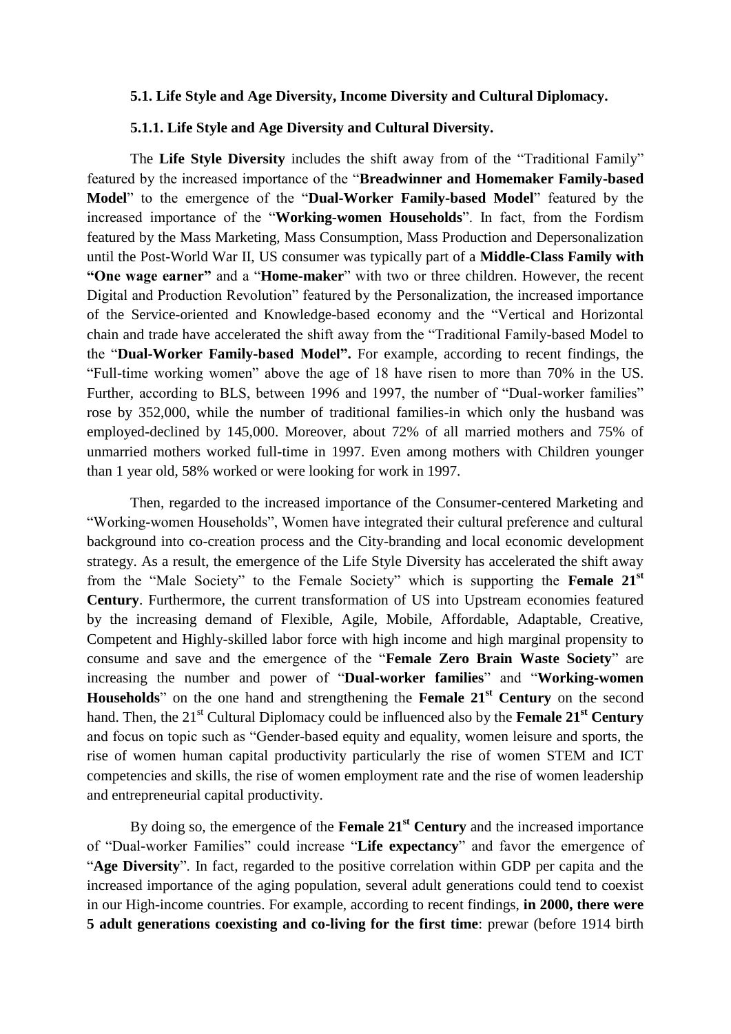### 5.1. Life Style and Age Diversity, Income Diversity and Cultural Diplomacy.

#### 5.1.1. Life Style and Age Diversity and Cultural Diversity.

The **Life Style Diversity** includes the shift away from of the "Traditional Family" featured by the increased importance of the "**Breadwinner and Homemaker Family-based Model**" to the emergence of the "**Dual-Worker Family-based Model**" featured by the increased importance of the "**Working-women Households**". In fact, from the Fordism featured by the Mass Marketing, Mass Consumption, Mass Production and Depersonalization until the Post-World War II, US consumer was typically part of a **Middle-Class Family with "One wage earner"** and a "**Home-maker**" with two or three children. However, the recent Digital and Production Revolution" featured by the Personalization, the increased importance of the Service-oriented and Knowledge-based economy and the "Vertical and Horizontal chain and trade have accelerated the shift away from the "Traditional Family-based Model to the "**Dual-Worker Family-based Model".** For example, according to recent findings, the "Full-time working women" above the age of 18 have risen to more than 70% in the US. Further, according to BLS, between 1996 and 1997, the number of "Dual-worker families" rose by 352,000, while the number of traditional families-in which only the husband was employed-declined by 145,000. Moreover, about 72% of all married mothers and 75% of unmarried mothers worked full-time in 1997. Even among mothers with Children younger than 1 year old, 58% worked or were looking for work in 1997.

Then, regarded to the increased importance of the Consumer-centered Marketing and "Working-women Households", Women have integrated their cultural preference and cultural background into co-creation process and the City-branding and local economic development strategy. As a result, the emergence of the Life Style Diversity has accelerated the shift away from the "Male Society" to the Female Society" which is supporting the **Female 21st Century**. Furthermore, the current transformation of US into Upstream economies featured by the increasing demand of Flexible, Agile, Mobile, Affordable, Adaptable, Creative, Competent and Highly-skilled labor force with high income and high marginal propensity to consume and save and the emergence of the "**Female Zero Brain Waste Society**" are increasing the number and power of "**Dual-worker families**" and "**Working-women Households**" on the one hand and strengthening the **Female 21st Century** on the second hand. Then, the 21st Cultural Diplomacy could be influenced also by the **Female 21st Century** and focus on topic such as "Gender-based equity and equality, women leisure and sports, the rise of women human capital productivity particularly the rise of women STEM and ICT competencies and skills, the rise of women employment rate and the rise of women leadership and entrepreneurial capital productivity.

By doing so, the emergence of the **Female 21st Century** and the increased importance of "Dual-worker Families" could increase "**Life expectancy**" and favor the emergence of "**Age Diversity**". In fact, regarded to the positive correlation within GDP per capita and the increased importance of the aging population, several adult generations could tend to coexist in our High-income countries. For example, according to recent findings, **in 2000, there were 5 adult generations coexisting and co-living for the first time**: prewar (before 1914 birth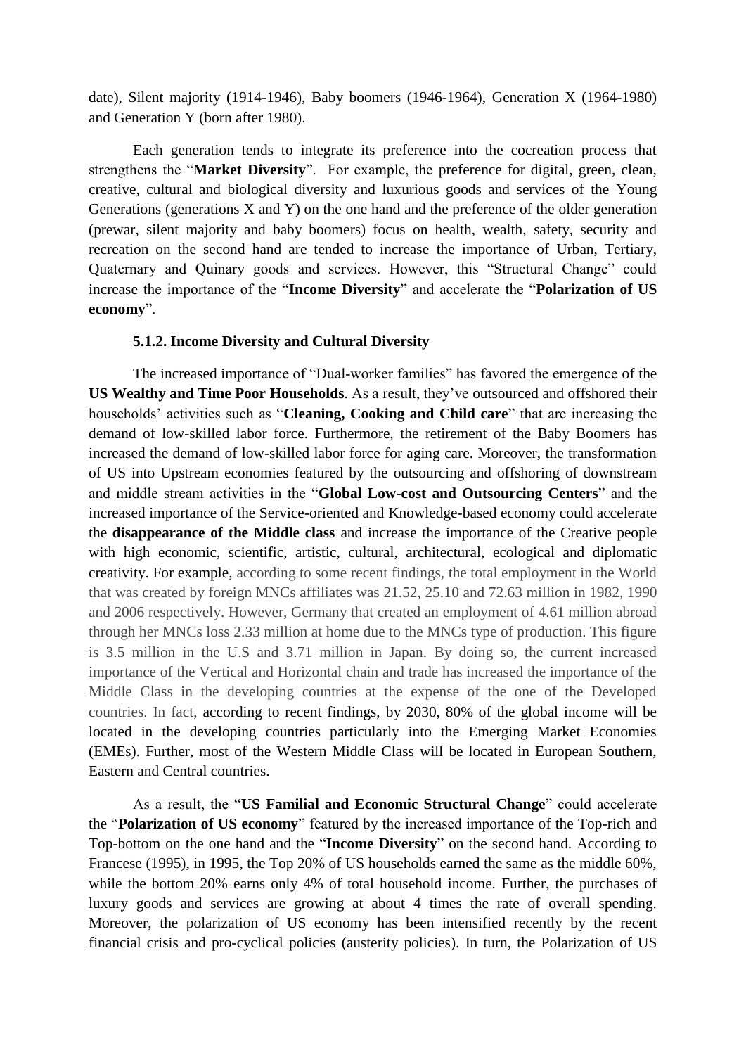date), Silent majority (1914-1946), Baby boomers (1946-1964), Generation X (1964-1980) and Generation Y (born after 1980).

Each generation tends to integrate its preference into the cocreation process that strengthens the "**Market Diversity**". For example, the preference for digital, green, clean, creative, cultural and biological diversity and luxurious goods and services of the Young Generations (generations X and Y) on the one hand and the preference of the older generation (prewar, silent majority and baby boomers) focus on health, wealth, safety, security and recreation on the second hand are tended to increase the importance of Urban, Tertiary, Quaternary and Quinary goods and services. However, this "Structural Change" could increase the importance of the "**Income Diversity**" and accelerate the "**Polarization of US economy**".

#### 5.1.2. Income Diversity and Cultural Diversity

The increased importance of "Dual-worker families" has favored the emergence of the **US Wealthy and Time Poor Households**. As a result, they've outsourced and offshored their households' activities such as "**Cleaning, Cooking and Child care**" that are increasing the demand of low-skilled labor force. Furthermore, the retirement of the Baby Boomers has increased the demand of low-skilled labor force for aging care. Moreover, the transformation of US into Upstream economies featured by the outsourcing and offshoring of downstream and middle stream activities in the "**Global Low-cost and Outsourcing Centers**" and the increased importance of the Service-oriented and Knowledge-based economy could accelerate the **disappearance of the Middle class** and increase the importance of the Creative people with high economic, scientific, artistic, cultural, architectural, ecological and diplomatic creativity. For example, according to some recent findings, the total employment in the World that was created by foreign MNCs affiliates was 21.52, 25.10 and 72.63 million in 1982, 1990 and 2006 respectively. However, Germany that created an employment of 4.61 million abroad through her MNCs loss 2.33 million at home due to the MNCs type of production. This figure is 3.5 million in the U.S and 3.71 million in Japan. By doing so, the current increased importance of the Vertical and Horizontal chain and trade has increased the importance of the Middle Class in the developing countries at the expense of the one of the Developed countries. In fact, according to recent findings, by 2030, 80% of the global income will be located in the developing countries particularly into the Emerging Market Economies (EMEs). Further, most of the Western Middle Class will be located in European Southern, Eastern and Central countries.

As a result, the "**US Familial and Economic Structural Change**" could accelerate the "**Polarization of US economy**" featured by the increased importance of the Top-rich and Top-bottom on the one hand and the "**Income Diversity**" on the second hand. According to Francese (1995), in 1995, the Top 20% of US households earned the same as the middle 60%, while the bottom 20% earns only 4% of total household income. Further, the purchases of luxury goods and services are growing at about 4 times the rate of overall spending. Moreover, the polarization of US economy has been intensified recently by the recent financial crisis and pro-cyclical policies (austerity policies). In turn, the Polarization of US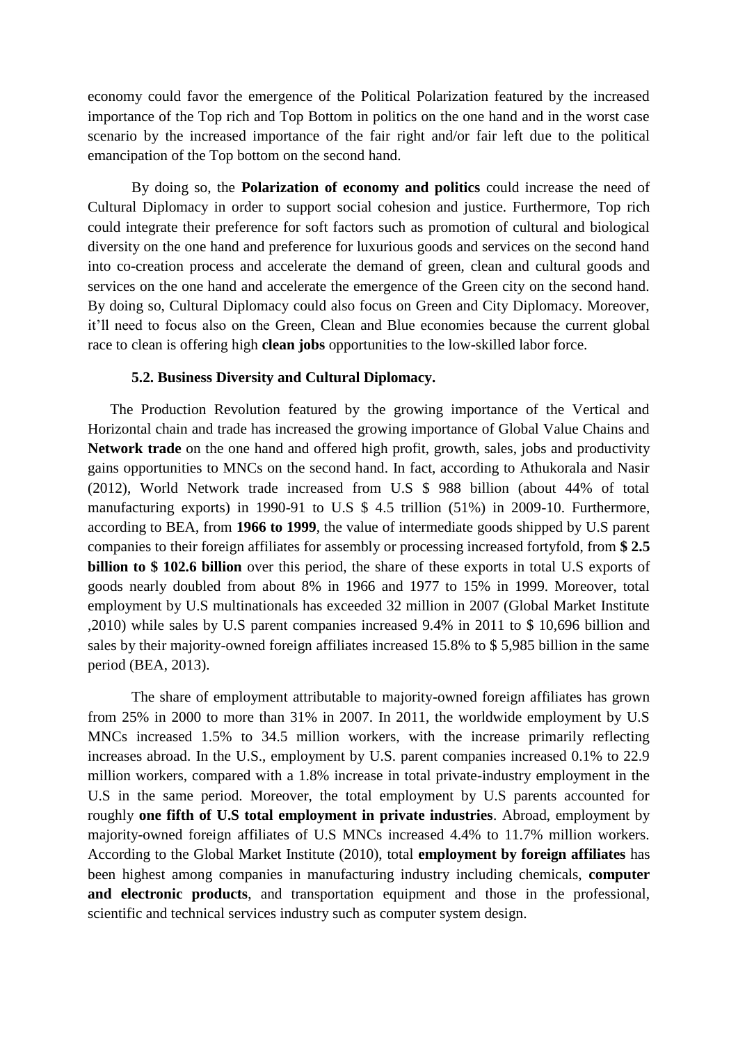economy could favor the emergence of the Political Polarization featured by the increased importance of the Top rich and Top Bottom in politics on the one hand and in the worst case scenario by the increased importance of the fair right and/or fair left due to the political emancipation of the Top bottom on the second hand.

By doing so, the **Polarization of economy and politics** could increase the need of Cultural Diplomacy in order to support social cohesion and justice. Furthermore, Top rich could integrate their preference for soft factors such as promotion of cultural and biological diversity on the one hand and preference for luxurious goods and services on the second hand into co-creation process and accelerate the demand of green, clean and cultural goods and services on the one hand and accelerate the emergence of the Green city on the second hand. By doing so, Cultural Diplomacy could also focus on Green and City Diplomacy. Moreover, it'll need to focus also on the Green, Clean and Blue economies because the current global race to clean is offering high **clean jobs** opportunities to the low-skilled labor force.

### 5.2. Business Diversity and Cultural Diplomacy.

The Production Revolution featured by the growing importance of the Vertical and Horizontal chain and trade has increased the growing importance of Global Value Chains and **Network trade** on the one hand and offered high profit, growth, sales, jobs and productivity gains opportunities to MNCs on the second hand. In fact, according to Athukorala and Nasir (2012), World Network trade increased from U.S $ 988 billion (about 44% of total manufacturing exports) in 1990-91 to U.S $ 4.5 trillion (51%) in 2009-10. Furthermore, according to BEA, from **1966 to 1999**, the value of intermediate goods shipped by U.S parent companies to their foreign affiliates for assembly or processing increased fortyfold, from **$ 2.5 billion to $ 102.6 billion** over this period, the share of these exports in total U.S exports of goods nearly doubled from about 8% in 1966 and 1977 to 15% in 1999. Moreover, total employment by U.S multinationals has exceeded 32 million in 2007 (Global Market Institute ,2010) while sales by U.S parent companies increased 9.4% in 2011 to $ 10,696 billion and sales by their majority-owned foreign affiliates increased 15.8% to $ 5,985 billion in the same period (BEA, 2013).

The share of employment attributable to majority-owned foreign affiliates has grown from 25% in 2000 to more than 31% in 2007. In 2011, the worldwide employment by U.S MNCs increased 1.5% to 34.5 million workers, with the increase primarily reflecting increases abroad. In the U.S., employment by U.S. parent companies increased 0.1% to 22.9 million workers, compared with a 1.8% increase in total private-industry employment in the U.S in the same period. Moreover, the total employment by U.S parents accounted for roughly **one fifth of U.S total employment in private industries**. Abroad, employment by majority-owned foreign affiliates of U.S MNCs increased 4.4% to 11.7% million workers. According to the Global Market Institute (2010), total **employment by foreign affiliates** has been highest among companies in manufacturing industry including chemicals, **computer and electronic products**, and transportation equipment and those in the professional, scientific and technical services industry such as computer system design.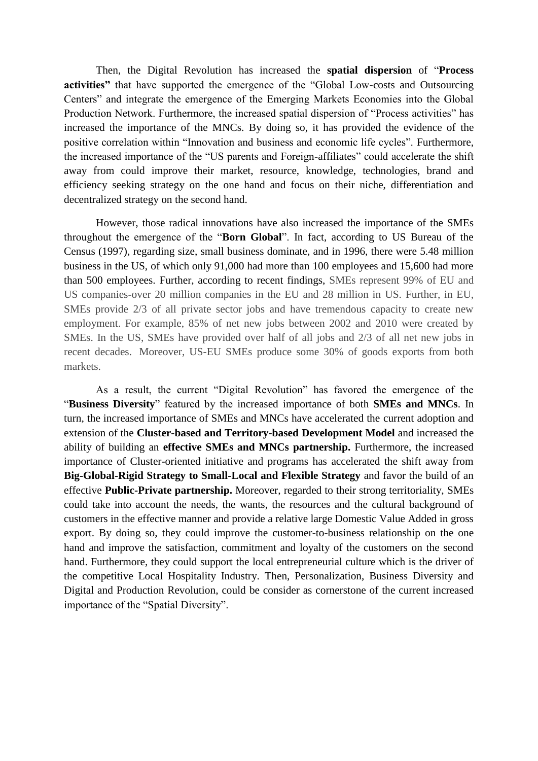Then, the Digital Revolution has increased the **spatial dispersion** of "**Process activities"** that have supported the emergence of the "Global Low-costs and Outsourcing Centers" and integrate the emergence of the Emerging Markets Economies into the Global Production Network. Furthermore, the increased spatial dispersion of "Process activities" has increased the importance of the MNCs. By doing so, it has provided the evidence of the positive correlation within "Innovation and business and economic life cycles". Furthermore, the increased importance of the "US parents and Foreign-affiliates" could accelerate the shift away from could improve their market, resource, knowledge, technologies, brand and efficiency seeking strategy on the one hand and focus on their niche, differentiation and decentralized strategy on the second hand.

However, those radical innovations have also increased the importance of the SMEs throughout the emergence of the "**Born Global**". In fact, according to US Bureau of the Census (1997), regarding size, small business dominate, and in 1996, there were 5.48 million business in the US, of which only 91,000 had more than 100 employees and 15,600 had more than 500 employees. Further, according to recent findings, SMEs represent 99% of EU and US companies-over 20 million companies in the EU and 28 million in US. Further, in EU, SMEs provide 2/3 of all private sector jobs and have tremendous capacity to create new employment. For example, 85% of net new jobs between 2002 and 2010 were created by SMEs. In the US, SMEs have provided over half of all jobs and 2/3 of all net new jobs in recent decades. Moreover, US-EU SMEs produce some 30% of goods exports from both markets.

As a result, the current "Digital Revolution" has favored the emergence of the "**Business Diversity**" featured by the increased importance of both **SMEs and MNCs**. In turn, the increased importance of SMEs and MNCs have accelerated the current adoption and extension of the **Cluster-based and Territory-based Development Model** and increased the ability of building an **effective SMEs and MNCs partnership.** Furthermore, the increased importance of Cluster-oriented initiative and programs has accelerated the shift away from **Big-Global-Rigid Strategy to Small-Local and Flexible Strategy** and favor the build of an effective **Public-Private partnership.** Moreover, regarded to their strong territoriality, SMEs could take into account the needs, the wants, the resources and the cultural background of customers in the effective manner and provide a relative large Domestic Value Added in gross export. By doing so, they could improve the customer-to-business relationship on the one hand and improve the satisfaction, commitment and loyalty of the customers on the second hand. Furthermore, they could support the local entrepreneurial culture which is the driver of the competitive Local Hospitality Industry. Then, Personalization, Business Diversity and Digital and Production Revolution, could be consider as cornerstone of the current increased importance of the "Spatial Diversity".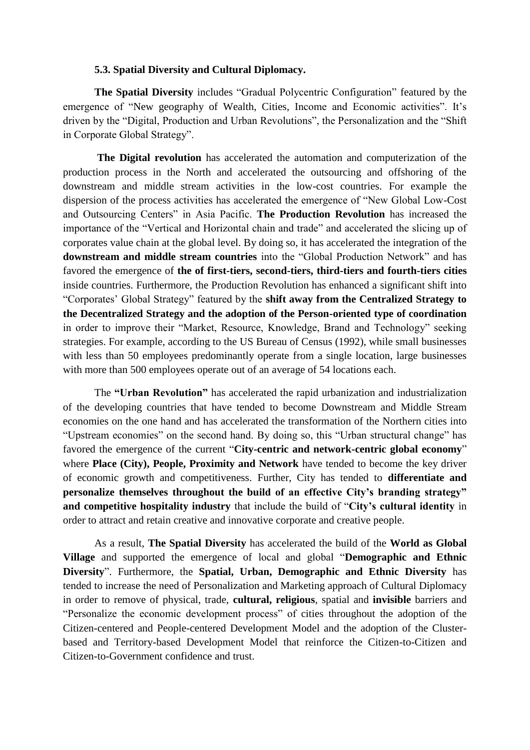### 5.3. Spatial Diversity and Cultural Diplomacy.

**The Spatial Diversity** includes "Gradual Polycentric Configuration" featured by the emergence of "New geography of Wealth, Cities, Income and Economic activities". It's driven by the "Digital, Production and Urban Revolutions", the Personalization and the "Shift in Corporate Global Strategy".

**The Digital revolution** has accelerated the automation and computerization of the production process in the North and accelerated the outsourcing and offshoring of the downstream and middle stream activities in the low-cost countries. For example the dispersion of the process activities has accelerated the emergence of "New Global Low-Cost and Outsourcing Centers" in Asia Pacific. **The Production Revolution** has increased the importance of the "Vertical and Horizontal chain and trade" and accelerated the slicing up of corporates value chain at the global level. By doing so, it has accelerated the integration of the **downstream and middle stream countries** into the "Global Production Network" and has favored the emergence of **the of first-tiers, second-tiers, third-tiers and fourth-tiers cities** inside countries. Furthermore, the Production Revolution has enhanced a significant shift into "Corporates' Global Strategy" featured by the **shift away from the Centralized Strategy to the Decentralized Strategy and the adoption of the Person-oriented type of coordination** in order to improve their "Market, Resource, Knowledge, Brand and Technology" seeking strategies. For example, according to the US Bureau of Census (1992), while small businesses with less than 50 employees predominantly operate from a single location, large businesses with more than 500 employees operate out of an average of 54 locations each.

The **"Urban Revolution"** has accelerated the rapid urbanization and industrialization of the developing countries that have tended to become Downstream and Middle Stream economies on the one hand and has accelerated the transformation of the Northern cities into "Upstream economies" on the second hand. By doing so, this "Urban structural change" has favored the emergence of the current "**City-centric and network-centric global economy**" where **Place (City), People, Proximity and Network** have tended to become the key driver of economic growth and competitiveness. Further, City has tended to **differentiate and personalize themselves throughout the build of an effective City's branding strategy" and competitive hospitality industry** that include the build of "**City's cultural identity** in order to attract and retain creative and innovative corporate and creative people.

As a result, **The Spatial Diversity** has accelerated the build of the **World as Global Village** and supported the emergence of local and global "**Demographic and Ethnic Diversity**". Furthermore, the **Spatial, Urban, Demographic and Ethnic Diversity** has tended to increase the need of Personalization and Marketing approach of Cultural Diplomacy in order to remove of physical, trade, **cultural, religious**, spatial and **invisible** barriers and "Personalize the economic development process" of cities throughout the adoption of the Citizen-centered and People-centered Development Model and the adoption of the Cluster-based and Territory-based Development Model that reinforce the Citizen-to-Citizen and Citizen-to-Government confidence and trust.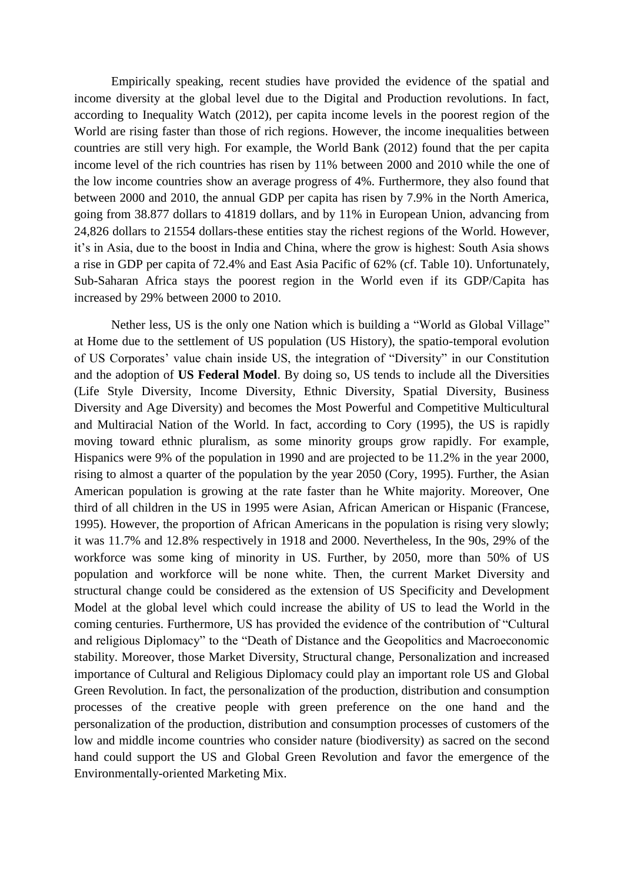Empirically speaking, recent studies have provided the evidence of the spatial and income diversity at the global level due to the Digital and Production revolutions. In fact, according to Inequality Watch (2012), per capita income levels in the poorest region of the World are rising faster than those of rich regions. However, the income inequalities between countries are still very high. For example, the World Bank (2012) found that the per capita income level of the rich countries has risen by 11% between 2000 and 2010 while the one of the low income countries show an average progress of 4%. Furthermore, they also found that between 2000 and 2010, the annual GDP per capita has risen by 7.9% in the North America, going from 38.877 dollars to 41819 dollars, and by 11% in European Union, advancing from 24,826 dollars to 21554 dollars-these entities stay the richest regions of the World. However, it's in Asia, due to the boost in India and China, where the grow is highest: South Asia shows a rise in GDP per capita of 72.4% and East Asia Pacific of 62% (cf. Table 10). Unfortunately, Sub-Saharan Africa stays the poorest region in the World even if its GDP/Capita has increased by 29% between 2000 to 2010.

Nether less, US is the only one Nation which is building a "World as Global Village" at Home due to the settlement of US population (US History), the spatio-temporal evolution of US Corporates' value chain inside US, the integration of "Diversity" in our Constitution and the adoption of **US Federal Model**. By doing so, US tends to include all the Diversities (Life Style Diversity, Income Diversity, Ethnic Diversity, Spatial Diversity, Business Diversity and Age Diversity) and becomes the Most Powerful and Competitive Multicultural and Multiracial Nation of the World. In fact, according to Cory (1995), the US is rapidly moving toward ethnic pluralism, as some minority groups grow rapidly. For example, Hispanics were 9% of the population in 1990 and are projected to be 11.2% in the year 2000, rising to almost a quarter of the population by the year 2050 (Cory, 1995). Further, the Asian American population is growing at the rate faster than he White majority. Moreover, One third of all children in the US in 1995 were Asian, African American or Hispanic (Francese, 1995). However, the proportion of African Americans in the population is rising very slowly; it was 11.7% and 12.8% respectively in 1918 and 2000. Nevertheless, In the 90s, 29% of the workforce was some king of minority in US. Further, by 2050, more than 50% of US population and workforce will be none white. Then, the current Market Diversity and structural change could be considered as the extension of US Specificity and Development Model at the global level which could increase the ability of US to lead the World in the coming centuries. Furthermore, US has provided the evidence of the contribution of "Cultural and religious Diplomacy" to the "Death of Distance and the Geopolitics and Macroeconomic stability. Moreover, those Market Diversity, Structural change, Personalization and increased importance of Cultural and Religious Diplomacy could play an important role US and Global Green Revolution. In fact, the personalization of the production, distribution and consumption processes of the creative people with green preference on the one hand and the personalization of the production, distribution and consumption processes of customers of the low and middle income countries who consider nature (biodiversity) as sacred on the second hand could support the US and Global Green Revolution and favor the emergence of the Environmentally-oriented Marketing Mix.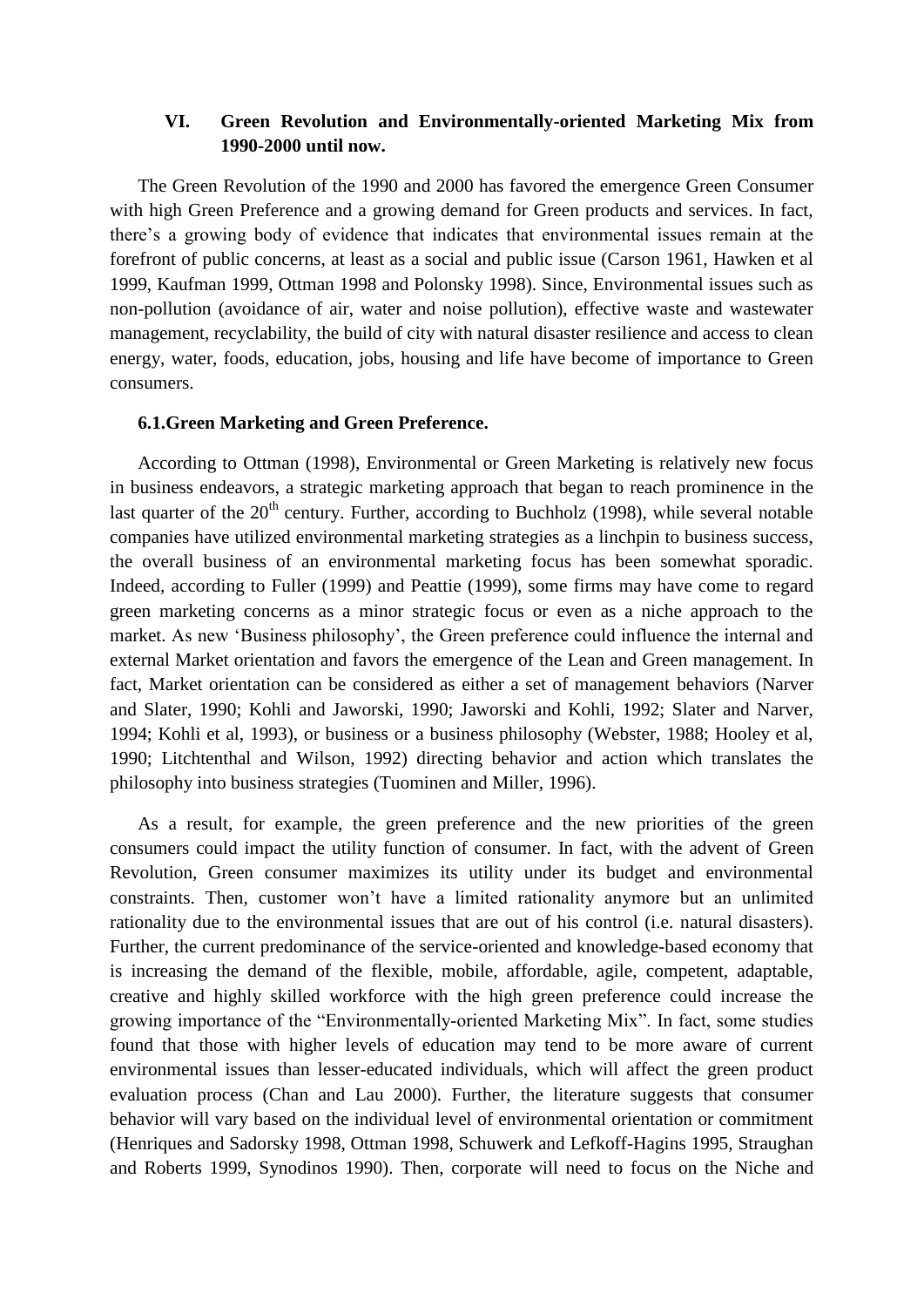## VI. Green Revolution and Environmentally-oriented Marketing Mix from 1990-2000 until now.

The Green Revolution of the 1990 and 2000 has favored the emergence Green Consumer with high Green Preference and a growing demand for Green products and services. In fact, there's a growing body of evidence that indicates that environmental issues remain at the forefront of public concerns, at least as a social and public issue (Carson 1961, Hawken et al 1999, Kaufman 1999, Ottman 1998 and Polonsky 1998). Since, Environmental issues such as non-pollution (avoidance of air, water and noise pollution), effective waste and wastewater management, recyclability, the build of city with natural disaster resilience and access to clean energy, water, foods, education, jobs, housing and life have become of importance to Green consumers.

### 6.1. Green Marketing and Green Preference.

According to Ottman (1998), Environmental or Green Marketing is relatively new focus in business endeavors, a strategic marketing approach that began to reach prominence in the last quarter of the 20th century. Further, according to Buchholz (1998), while several notable companies have utilized environmental marketing strategies as a linchpin to business success, the overall business of an environmental marketing focus has been somewhat sporadic. Indeed, according to Fuller (1999) and Peattie (1999), some firms may have come to regard green marketing concerns as a minor strategic focus or even as a niche approach to the market. As new 'Business philosophy', the Green preference could influence the internal and external Market orientation and favors the emergence of the Lean and Green management. In fact, Market orientation can be considered as either a set of management behaviors (Narver and Slater, 1990; Kohli and Jaworski, 1990; Jaworski and Kohli, 1992; Slater and Narver, 1994; Kohli et al, 1993), or business or a business philosophy (Webster, 1988; Hooley et al, 1990; Litchtenthal and Wilson, 1992) directing behavior and action which translates the philosophy into business strategies (Tuominen and Miller, 1996).

As a result, for example, the green preference and the new priorities of the green consumers could impact the utility function of consumer. In fact, with the advent of Green Revolution, Green consumer maximizes its utility under its budget and environmental constraints. Then, customer won't have a limited rationality anymore but an unlimited rationality due to the environmental issues that are out of his control (i.e. natural disasters). Further, the current predominance of the service-oriented and knowledge-based economy that is increasing the demand of the flexible, mobile, affordable, agile, competent, adaptable, creative and highly skilled workforce with the high green preference could increase the growing importance of the "Environmentally-oriented Marketing Mix". In fact, some studies found that those with higher levels of education may tend to be more aware of current environmental issues than lesser-educated individuals, which will affect the green product evaluation process (Chan and Lau 2000). Further, the literature suggests that consumer behavior will vary based on the individual level of environmental orientation or commitment (Henriques and Sadorsky 1998, Ottman 1998, Schuwerk and Lefkoff-Hagins 1995, Straughan and Roberts 1999, Synodinos 1990). Then, corporate will need to focus on the Niche and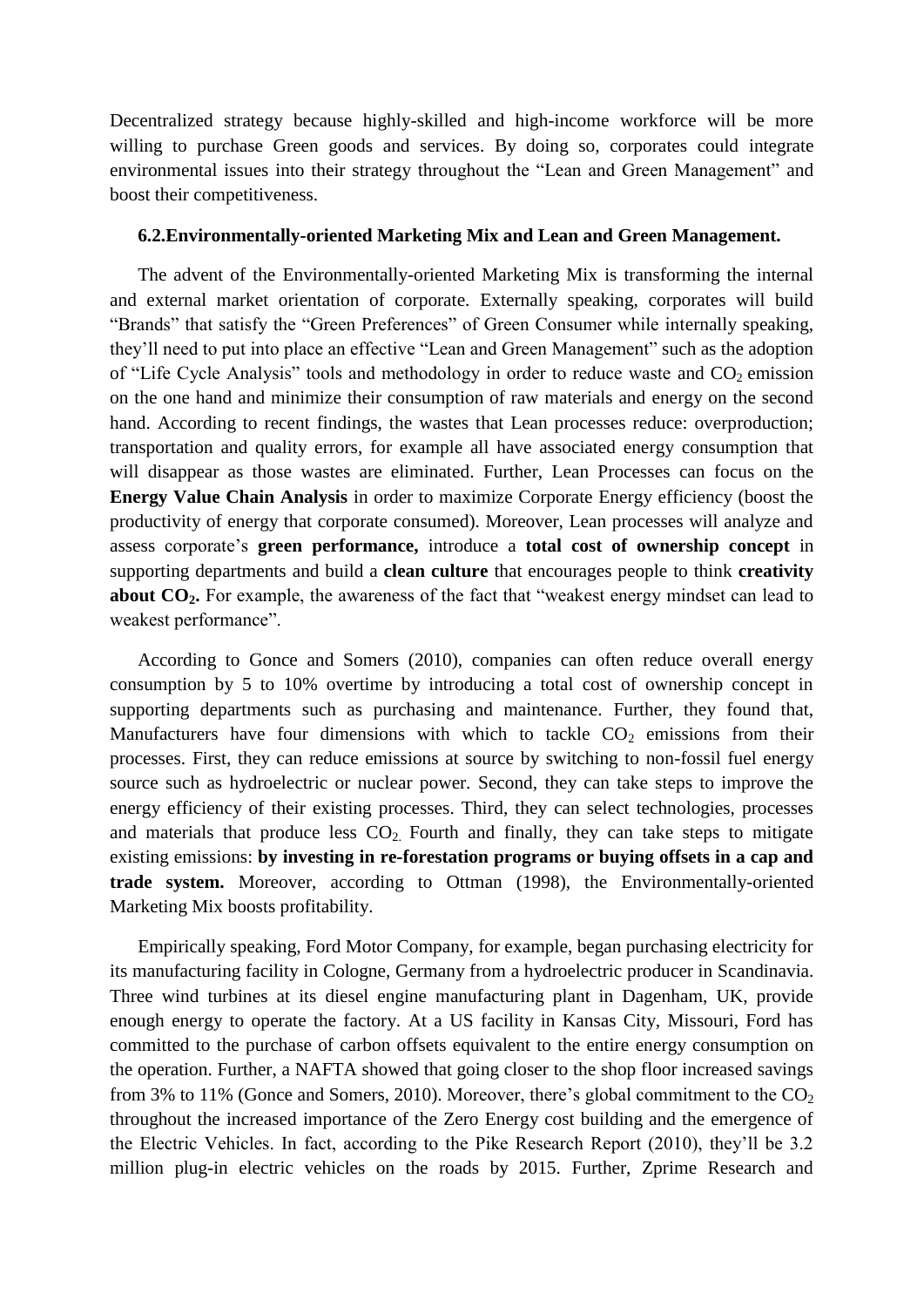Decentralized strategy because highly-skilled and high-income workforce will be more willing to purchase Green goods and services. By doing so, corporates could integrate environmental issues into their strategy throughout the "Lean and Green Management" and boost their competitiveness.

### 6.2.Environmentally-oriented Marketing Mix and Lean and Green Management.

The advent of the Environmentally-oriented Marketing Mix is transforming the internal and external market orientation of corporate. Externally speaking, corporates will build "Brands" that satisfy the "Green Preferences" of Green Consumer while internally speaking, they'll need to put into place an effective "Lean and Green Management" such as the adoption of "Life Cycle Analysis" tools and methodology in order to reduce waste and $CO_2$ emission on the one hand and minimize their consumption of raw materials and energy on the second hand. According to recent findings, the wastes that Lean processes reduce: overproduction; transportation and quality errors, for example all have associated energy consumption that will disappear as those wastes are eliminated. Further, Lean Processes can focus on the **Energy Value Chain Analysis** in order to maximize Corporate Energy efficiency (boost the productivity of energy that corporate consumed). Moreover, Lean processes will analyze and assess corporate's **green performance,** introduce a **total cost of ownership concept** in supporting departments and build a **clean culture** that encourages people to think **creativity about $CO_2$.** For example, the awareness of the fact that "weakest energy mindset can lead to weakest performance".

According to Gonce and Somers (2010), companies can often reduce overall energy consumption by 5 to 10% overtime by introducing a total cost of ownership concept in supporting departments such as purchasing and maintenance. Further, they found that, Manufacturers have four dimensions with which to tackle $CO_2$ emissions from their processes. First, they can reduce emissions at source by switching to non-fossil fuel energy source such as hydroelectric or nuclear power. Second, they can take steps to improve the energy efficiency of their existing processes. Third, they can select technologies, processes and materials that produce less $CO_2$. Fourth and finally, they can take steps to mitigate existing emissions: **by investing in re-forestation programs or buying offsets in a cap and trade system.** Moreover, according to Ottman (1998), the Environmentally-oriented Marketing Mix boosts profitability.

Empirically speaking, Ford Motor Company, for example, began purchasing electricity for its manufacturing facility in Cologne, Germany from a hydroelectric producer in Scandinavia. Three wind turbines at its diesel engine manufacturing plant in Dagenham, UK, provide enough energy to operate the factory. At a US facility in Kansas City, Missouri, Ford has committed to the purchase of carbon offsets equivalent to the entire energy consumption on the operation. Further, a NAFTA showed that going closer to the shop floor increased savings from 3% to 11% (Gonce and Somers, 2010). Moreover, there's global commitment to the $CO_2$ throughout the increased importance of the Zero Energy cost building and the emergence of the Electric Vehicles. In fact, according to the Pike Research Report (2010), they'll be 3.2 million plug-in electric vehicles on the roads by 2015. Further, Zprime Research and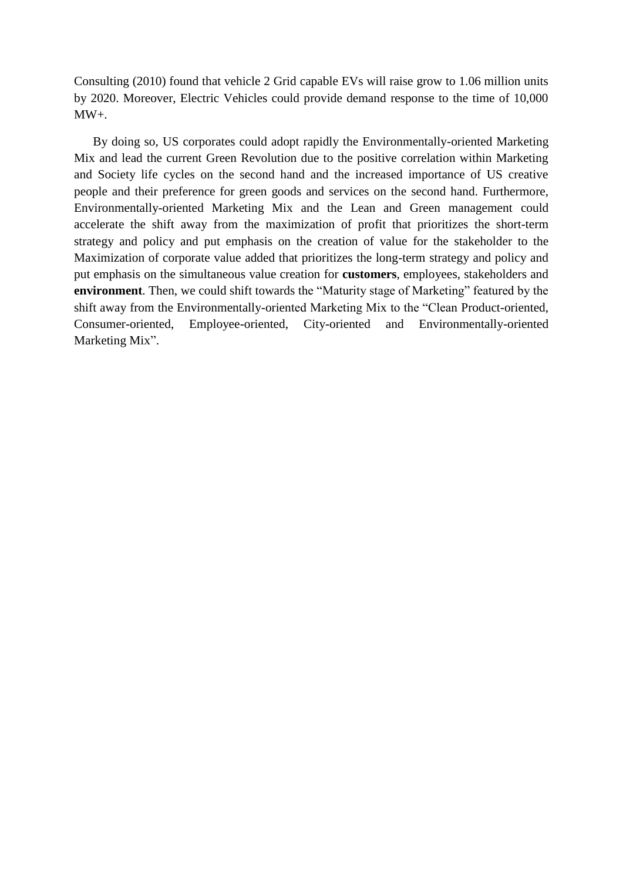Consulting (2010) found that vehicle 2 Grid capable EVs will raise grow to 1.06 million units by 2020. Moreover, Electric Vehicles could provide demand response to the time of 10,000 MW+.

By doing so, US corporates could adopt rapidly the Environmentally-oriented Marketing Mix and lead the current Green Revolution due to the positive correlation within Marketing and Society life cycles on the second hand and the increased importance of US creative people and their preference for green goods and services on the second hand. Furthermore, Environmentally-oriented Marketing Mix and the Lean and Green management could accelerate the shift away from the maximization of profit that prioritizes the short-term strategy and policy and put emphasis on the creation of value for the stakeholder to the Maximization of corporate value added that prioritizes the long-term strategy and policy and put emphasis on the simultaneous value creation for **customers**, employees, stakeholders and **environment**. Then, we could shift towards the "Maturity stage of Marketing" featured by the shift away from the Environmentally-oriented Marketing Mix to the "Clean Product-oriented, Consumer-oriented, Employee-oriented, City-oriented and Environmentally-oriented Marketing Mix".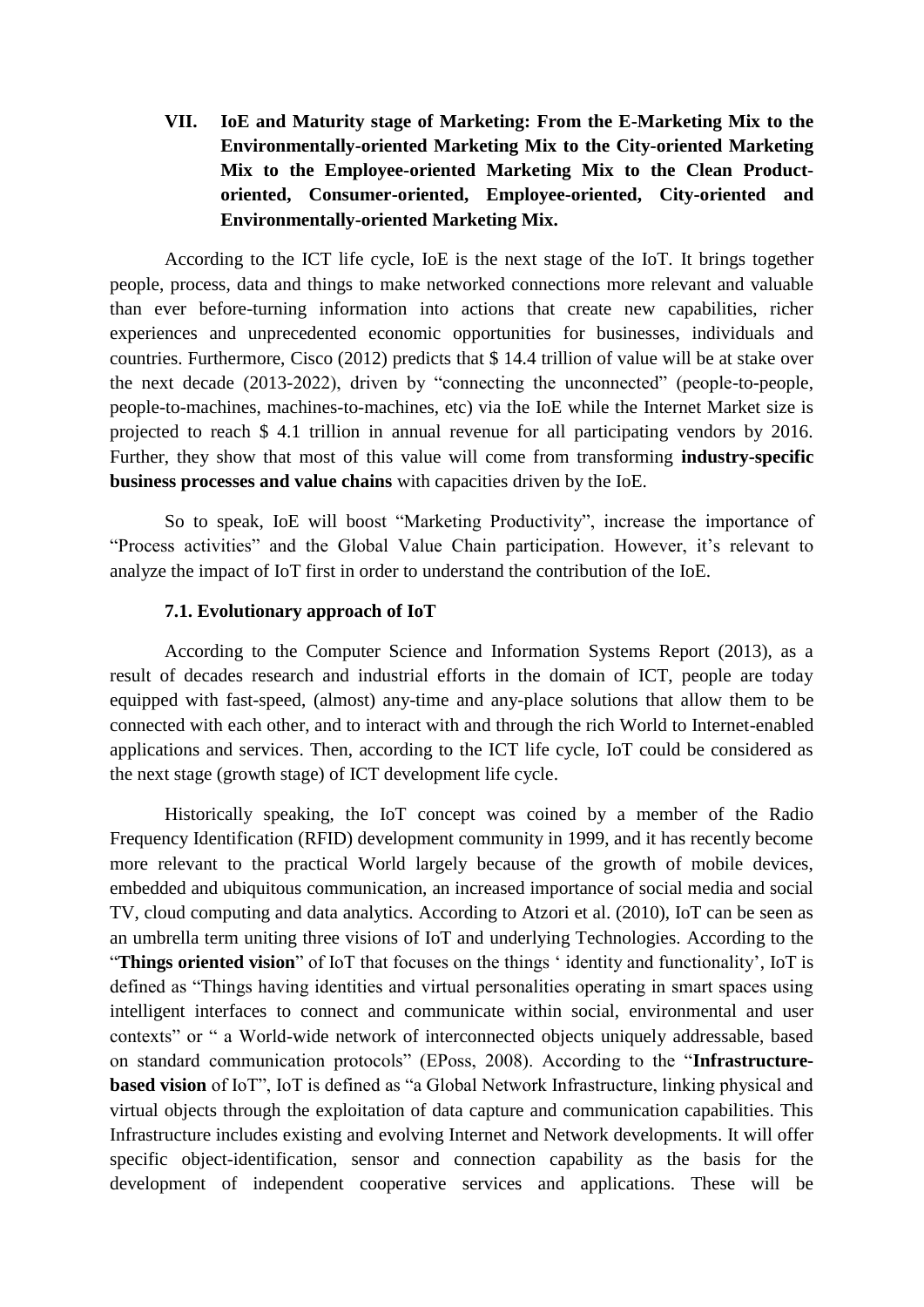## VII. IoE and Maturity stage of Marketing: From the E-Marketing Mix to the Environmentally-oriented Marketing Mix to the City-oriented Marketing Mix to the Employee-oriented Marketing Mix to the Clean Product-oriented, Consumer-oriented, Employee-oriented, City-oriented and Environmentally-oriented Marketing Mix.

According to the ICT life cycle, IoE is the next stage of the IoT. It brings together people, process, data and things to make networked connections more relevant and valuable than ever before-turning information into actions that create new capabilities, richer experiences and unprecedented economic opportunities for businesses, individuals and countries. Furthermore, Cisco (2012) predicts that $ 14.4 trillion of value will be at stake over the next decade (2013-2022), driven by "connecting the unconnected" (people-to-people, people-to-machines, machines-to-machines, etc) via the IoE while the Internet Market size is projected to reach $ 4.1 trillion in annual revenue for all participating vendors by 2016. Further, they show that most of this value will come from transforming **industry-specific business processes and value chains** with capacities driven by the IoE.

So to speak, IoE will boost "Marketing Productivity", increase the importance of "Process activities" and the Global Value Chain participation. However, it's relevant to analyze the impact of IoT first in order to understand the contribution of the IoE.

### 7.1. Evolutionary approach of IoT

According to the Computer Science and Information Systems Report (2013), as a result of decades research and industrial efforts in the domain of ICT, people are today equipped with fast-speed, (almost) any-time and any-place solutions that allow them to be connected with each other, and to interact with and through the rich World to Internet-enabled applications and services. Then, according to the ICT life cycle, IoT could be considered as the next stage (growth stage) of ICT development life cycle.

Historically speaking, the IoT concept was coined by a member of the Radio Frequency Identification (RFID) development community in 1999, and it has recently become more relevant to the practical World largely because of the growth of mobile devices, embedded and ubiquitous communication, an increased importance of social media and social TV, cloud computing and data analytics. According to Atzori et al. (2010), IoT can be seen as an umbrella term uniting three visions of IoT and underlying Technologies. According to the "**Things oriented vision**" of IoT that focuses on the things ' identity and functionality', IoT is defined as "Things having identities and virtual personalities operating in smart spaces using intelligent interfaces to connect and communicate within social, environmental and user contexts" or " a World-wide network of interconnected objects uniquely addressable, based on standard communication protocols" (EPoss, 2008). According to the "**Infrastructure-based vision** of IoT", IoT is defined as "a Global Network Infrastructure, linking physical and virtual objects through the exploitation of data capture and communication capabilities. This Infrastructure includes existing and evolving Internet and Network developments. It will offer specific object-identification, sensor and connection capability as the basis for the development of independent cooperative services and applications. These will be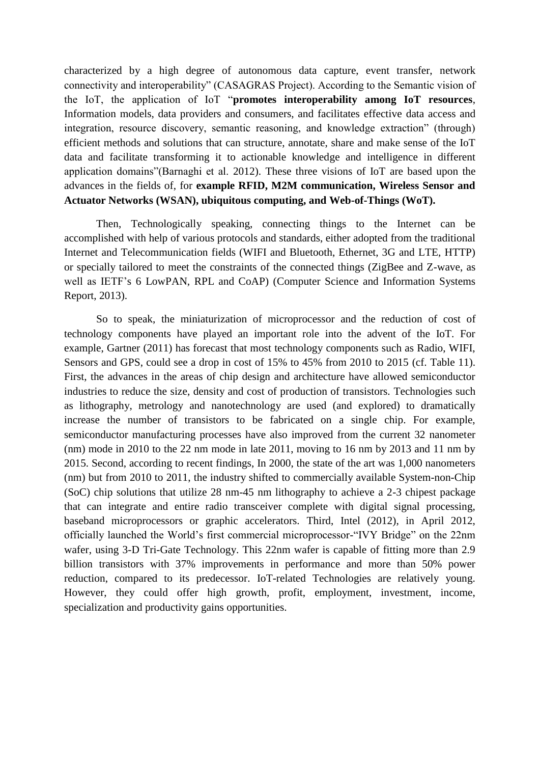characterized by a high degree of autonomous data capture, event transfer, network connectivity and interoperability" (CASAGRAS Project). According to the Semantic vision of the IoT, the application of IoT "**promotes interoperability among IoT resources**, Information models, data providers and consumers, and facilitates effective data access and integration, resource discovery, semantic reasoning, and knowledge extraction" (through) efficient methods and solutions that can structure, annotate, share and make sense of the IoT data and facilitate transforming it to actionable knowledge and intelligence in different application domains"(Barnaghi et al. 2012). These three visions of IoT are based upon the advances in the fields of, for **example RFID, M2M communication, Wireless Sensor and Actuator Networks (WSAN), ubiquitous computing, and Web-of-Things (WoT).**

Then, Technologically speaking, connecting things to the Internet can be accomplished with help of various protocols and standards, either adopted from the traditional Internet and Telecommunication fields (WIFI and Bluetooth, Ethernet, 3G and LTE, HTTP) or specially tailored to meet the constraints of the connected things (ZigBee and Z-wave, as well as IETF's 6 LowPAN, RPL and CoAP) (Computer Science and Information Systems Report, 2013).

So to speak, the miniaturization of microprocessor and the reduction of cost of technology components have played an important role into the advent of the IoT. For example, Gartner (2011) has forecast that most technology components such as Radio, WIFI, Sensors and GPS, could see a drop in cost of 15% to 45% from 2010 to 2015 (cf. Table 11). First, the advances in the areas of chip design and architecture have allowed semiconductor industries to reduce the size, density and cost of production of transistors. Technologies such as lithography, metrology and nanotechnology are used (and explored) to dramatically increase the number of transistors to be fabricated on a single chip. For example, semiconductor manufacturing processes have also improved from the current 32 nanometer (nm) mode in 2010 to the 22 nm mode in late 2011, moving to 16 nm by 2013 and 11 nm by 2015. Second, according to recent findings, In 2000, the state of the art was 1,000 nanometers (nm) but from 2010 to 2011, the industry shifted to commercially available System-non-Chip (SoC) chip solutions that utilize 28 nm-45 nm lithography to achieve a 2-3 chipest package that can integrate and entire radio transceiver complete with digital signal processing, baseband microprocessors or graphic accelerators. Third, Intel (2012), in April 2012, officially launched the World's first commercial microprocessor-"IVY Bridge" on the 22nm wafer, using 3-D Tri-Gate Technology. This 22nm wafer is capable of fitting more than 2.9 billion transistors with 37% improvements in performance and more than 50% power reduction, compared to its predecessor. IoT-related Technologies are relatively young. However, they could offer high growth, profit, employment, investment, income, specialization and productivity gains opportunities.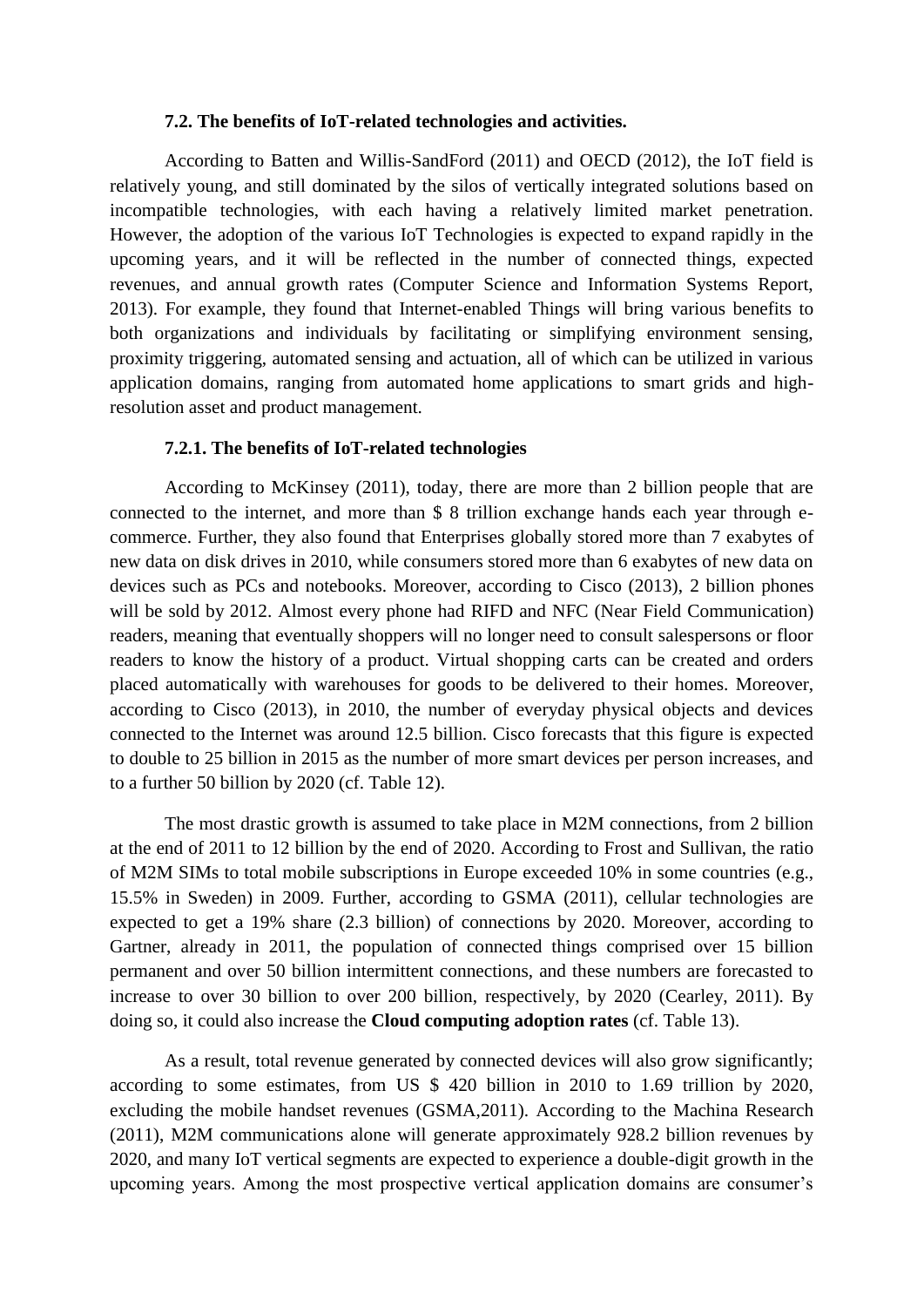### 7.2. The benefits of IoT-related technologies and activities.

According to Batten and Willis-SandFord (2011) and OECD (2012), the IoT field is relatively young, and still dominated by the silos of vertically integrated solutions based on incompatible technologies, with each having a relatively limited market penetration. However, the adoption of the various IoT Technologies is expected to expand rapidly in the upcoming years, and it will be reflected in the number of connected things, expected revenues, and annual growth rates (Computer Science and Information Systems Report, 2013). For example, they found that Internet-enabled Things will bring various benefits to both organizations and individuals by facilitating or simplifying environment sensing, proximity triggering, automated sensing and actuation, all of which can be utilized in various application domains, ranging from automated home applications to smart grids and high-resolution asset and product management.

#### 7.2.1. The benefits of IoT-related technologies

According to McKinsey (2011), today, there are more than 2 billion people that are connected to the internet, and more than $ 8 trillion exchange hands each year through e-commerce. Further, they also found that Enterprises globally stored more than 7 exabytes of new data on disk drives in 2010, while consumers stored more than 6 exabytes of new data on devices such as PCs and notebooks. Moreover, according to Cisco (2013), 2 billion phones will be sold by 2012. Almost every phone had RIFD and NFC (Near Field Communication) readers, meaning that eventually shoppers will no longer need to consult salespersons or floor readers to know the history of a product. Virtual shopping carts can be created and orders placed automatically with warehouses for goods to be delivered to their homes. Moreover, according to Cisco (2013), in 2010, the number of everyday physical objects and devices connected to the Internet was around 12.5 billion. Cisco forecasts that this figure is expected to double to 25 billion in 2015 as the number of more smart devices per person increases, and to a further 50 billion by 2020 (cf. Table 12).

The most drastic growth is assumed to take place in M2M connections, from 2 billion at the end of 2011 to 12 billion by the end of 2020. According to Frost and Sullivan, the ratio of M2M SIMs to total mobile subscriptions in Europe exceeded 10% in some countries (e.g., 15.5% in Sweden) in 2009. Further, according to GSMA (2011), cellular technologies are expected to get a 19% share (2.3 billion) of connections by 2020. Moreover, according to Gartner, already in 2011, the population of connected things comprised over 15 billion permanent and over 50 billion intermittent connections, and these numbers are forecasted to increase to over 30 billion to over 200 billion, respectively, by 2020 (Cearley, 2011). By doing so, it could also increase the **Cloud computing adoption rates** (cf. Table 13).

As a result, total revenue generated by connected devices will also grow significantly; according to some estimates, from US $ 420 billion in 2010 to 1.69 trillion by 2020, excluding the mobile handset revenues (GSMA,2011). According to the Machina Research (2011), M2M communications alone will generate approximately 928.2 billion revenues by 2020, and many IoT vertical segments are expected to experience a double-digit growth in the upcoming years. Among the most prospective vertical application domains are consumer's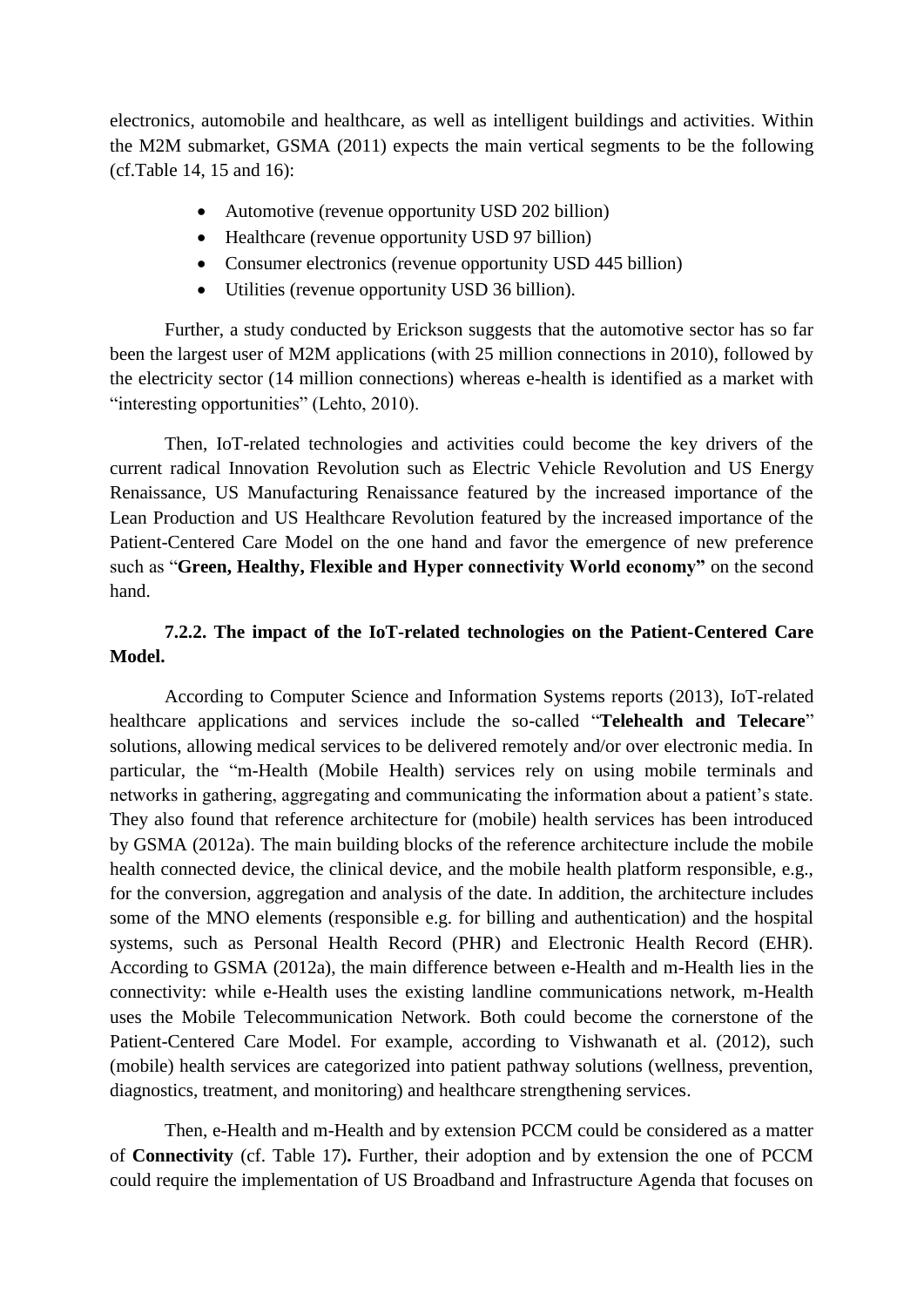electronics, automobile and healthcare, as well as intelligent buildings and activities. Within the M2M submarket, GSMA (2011) expects the main vertical segments to be the following (cf.Table 14, 15 and 16):

- Automotive (revenue opportunity USD 202 billion)
- Healthcare (revenue opportunity USD 97 billion)
- Consumer electronics (revenue opportunity USD 445 billion)
- Utilities (revenue opportunity USD 36 billion).

Further, a study conducted by Erickson suggests that the automotive sector has so far been the largest user of M2M applications (with 25 million connections in 2010), followed by the electricity sector (14 million connections) whereas e-health is identified as a market with "interesting opportunities" (Lehto, 2010).

Then, IoT-related technologies and activities could become the key drivers of the current radical Innovation Revolution such as Electric Vehicle Revolution and US Energy Renaissance, US Manufacturing Renaissance featured by the increased importance of the Lean Production and US Healthcare Revolution featured by the increased importance of the Patient-Centered Care Model on the one hand and favor the emergence of new preference such as "**Green, Healthy, Flexible and Hyper connectivity World economy"** on the second hand.

### 7.2.2. The impact of the IoT-related technologies on the Patient-Centered Care Model.

According to Computer Science and Information Systems reports (2013), IoT-related healthcare applications and services include the so-called "**Telehealth and Telecare**" solutions, allowing medical services to be delivered remotely and/or over electronic media. In particular, the "m-Health (Mobile Health) services rely on using mobile terminals and networks in gathering, aggregating and communicating the information about a patient's state. They also found that reference architecture for (mobile) health services has been introduced by GSMA (2012a). The main building blocks of the reference architecture include the mobile health connected device, the clinical device, and the mobile health platform responsible, e.g., for the conversion, aggregation and analysis of the date. In addition, the architecture includes some of the MNO elements (responsible e.g. for billing and authentication) and the hospital systems, such as Personal Health Record (PHR) and Electronic Health Record (EHR). According to GSMA (2012a), the main difference between e-Health and m-Health lies in the connectivity: while e-Health uses the existing landline communications network, m-Health uses the Mobile Telecommunication Network. Both could become the cornerstone of the Patient-Centered Care Model. For example, according to Vishwanath et al. (2012), such (mobile) health services are categorized into patient pathway solutions (wellness, prevention, diagnostics, treatment, and monitoring) and healthcare strengthening services.

Then, e-Health and m-Health and by extension PCCM could be considered as a matter of **Connectivity** (cf. Table 17)**.** Further, their adoption and by extension the one of PCCM could require the implementation of US Broadband and Infrastructure Agenda that focuses on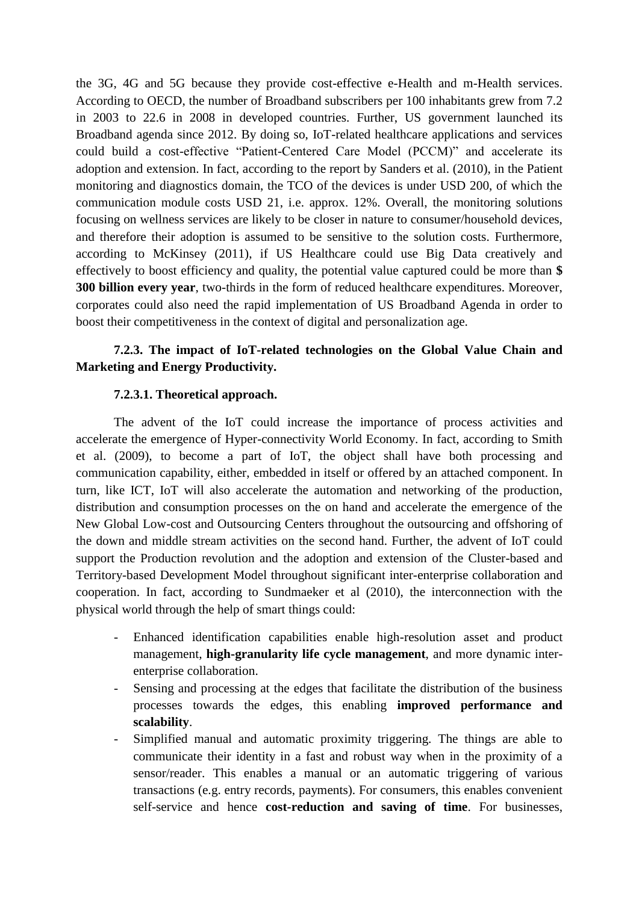the 3G, 4G and 5G because they provide cost-effective e-Health and m-Health services. According to OECD, the number of Broadband subscribers per 100 inhabitants grew from 7.2 in 2003 to 22.6 in 2008 in developed countries. Further, US government launched its Broadband agenda since 2012. By doing so, IoT-related healthcare applications and services could build a cost-effective "Patient-Centered Care Model (PCCM)" and accelerate its adoption and extension. In fact, according to the report by Sanders et al. (2010), in the Patient monitoring and diagnostics domain, the TCO of the devices is under USD 200, of which the communication module costs USD 21, i.e. approx. 12%. Overall, the monitoring solutions focusing on wellness services are likely to be closer in nature to consumer/household devices, and therefore their adoption is assumed to be sensitive to the solution costs. Furthermore, according to McKinsey (2011), if US Healthcare could use Big Data creatively and effectively to boost efficiency and quality, the potential value captured could be more than **$ 300 billion every year**, two-thirds in the form of reduced healthcare expenditures. Moreover, corporates could also need the rapid implementation of US Broadband Agenda in order to boost their competitiveness in the context of digital and personalization age.

### 7.2.3. The impact of IoT-related technologies on the Global Value Chain and Marketing and Energy Productivity.

#### 7.2.3.1. Theoretical approach.

The advent of the IoT could increase the importance of process activities and accelerate the emergence of Hyper-connectivity World Economy. In fact, according to Smith et al. (2009), to become a part of IoT, the object shall have both processing and communication capability, either, embedded in itself or offered by an attached component. In turn, like ICT, IoT will also accelerate the automation and networking of the production, distribution and consumption processes on the on hand and accelerate the emergence of the New Global Low-cost and Outsourcing Centers throughout the outsourcing and offshoring of the down and middle stream activities on the second hand. Further, the advent of IoT could support the Production revolution and the adoption and extension of the Cluster-based and Territory-based Development Model throughout significant inter-enterprise collaboration and cooperation. In fact, according to Sundmaeker et al (2010), the interconnection with the physical world through the help of smart things could:

- Enhanced identification capabilities enable high-resolution asset and product management, **high-granularity life cycle management**, and more dynamic inter-enterprise collaboration.
- Sensing and processing at the edges that facilitate the distribution of the business processes towards the edges, this enabling **improved performance and scalability**.
- Simplified manual and automatic proximity triggering. The things are able to communicate their identity in a fast and robust way when in the proximity of a sensor/reader. This enables a manual or an automatic triggering of various transactions (e.g. entry records, payments). For consumers, this enables convenient self-service and hence **cost-reduction and saving of time**. For businesses,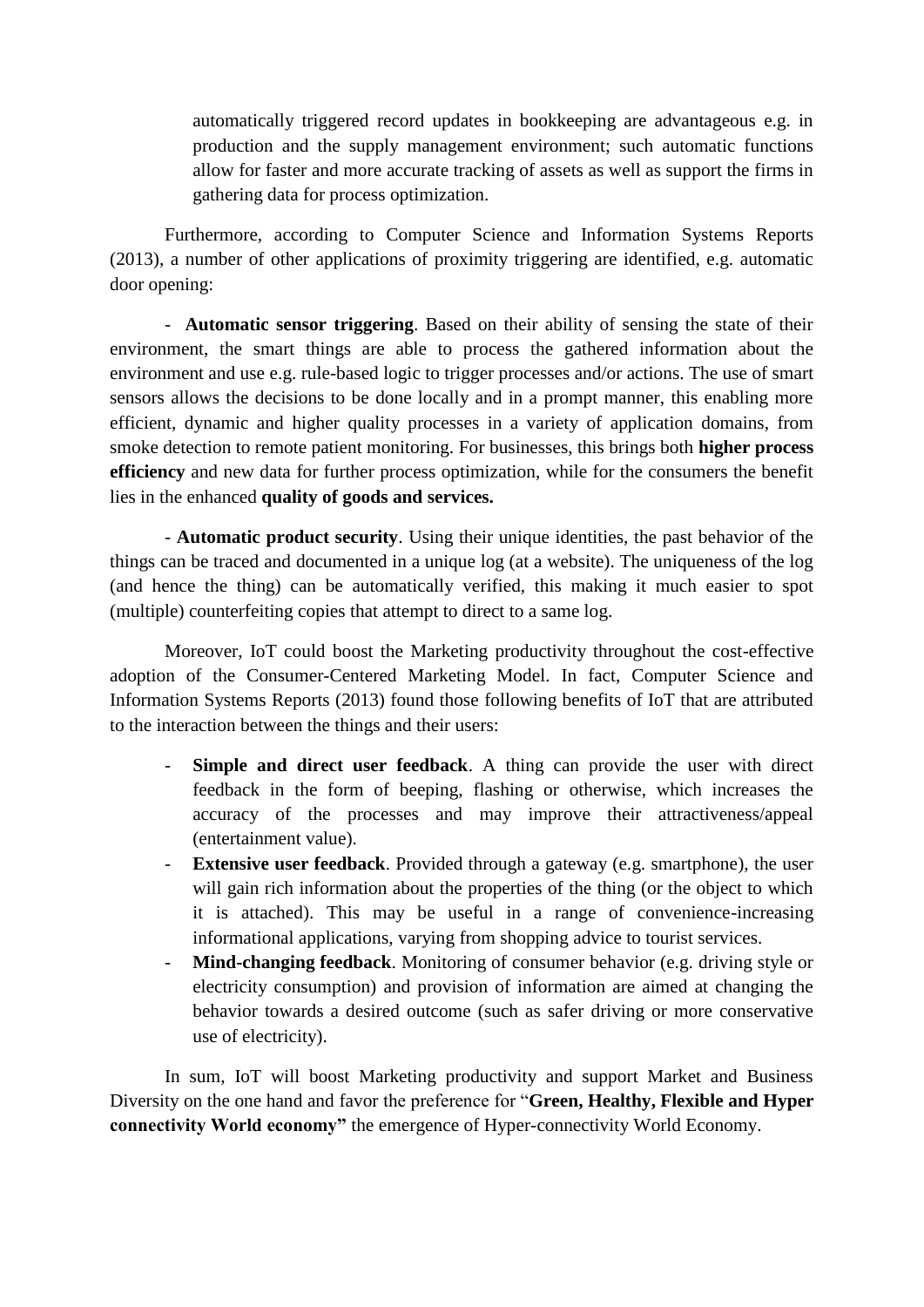automatically triggered record updates in bookkeeping are advantageous e.g. in production and the supply management environment; such automatic functions allow for faster and more accurate tracking of assets as well as support the firms in gathering data for process optimization.

Furthermore, according to Computer Science and Information Systems Reports (2013), a number of other applications of proximity triggering are identified, e.g. automatic door opening:

- **Automatic sensor triggering**. Based on their ability of sensing the state of their environment, the smart things are able to process the gathered information about the environment and use e.g. rule-based logic to trigger processes and/or actions. The use of smart sensors allows the decisions to be done locally and in a prompt manner, this enabling more efficient, dynamic and higher quality processes in a variety of application domains, from smoke detection to remote patient monitoring. For businesses, this brings both **higher process efficiency** and new data for further process optimization, while for the consumers the benefit lies in the enhanced **quality of goods and services.**

- **Automatic product security**. Using their unique identities, the past behavior of the things can be traced and documented in a unique log (at a website). The uniqueness of the log (and hence the thing) can be automatically verified, this making it much easier to spot (multiple) counterfeiting copies that attempt to direct to a same log.

Moreover, IoT could boost the Marketing productivity throughout the cost-effective adoption of the Consumer-Centered Marketing Model. In fact, Computer Science and Information Systems Reports (2013) found those following benefits of IoT that are attributed to the interaction between the things and their users:

- **Simple and direct user feedback**. A thing can provide the user with direct feedback in the form of beeping, flashing or otherwise, which increases the accuracy of the processes and may improve their attractiveness/appeal (entertainment value).
- **Extensive user feedback**. Provided through a gateway (e.g. smartphone), the user will gain rich information about the properties of the thing (or the object to which it is attached). This may be useful in a range of convenience-increasing informational applications, varying from shopping advice to tourist services.
- **Mind-changing feedback**. Monitoring of consumer behavior (e.g. driving style or electricity consumption) and provision of information are aimed at changing the behavior towards a desired outcome (such as safer driving or more conservative use of electricity).

In sum, IoT will boost Marketing productivity and support Market and Business Diversity on the one hand and favor the preference for "**Green, Healthy, Flexible and Hyper connectivity World economy"** the emergence of Hyper-connectivity World Economy.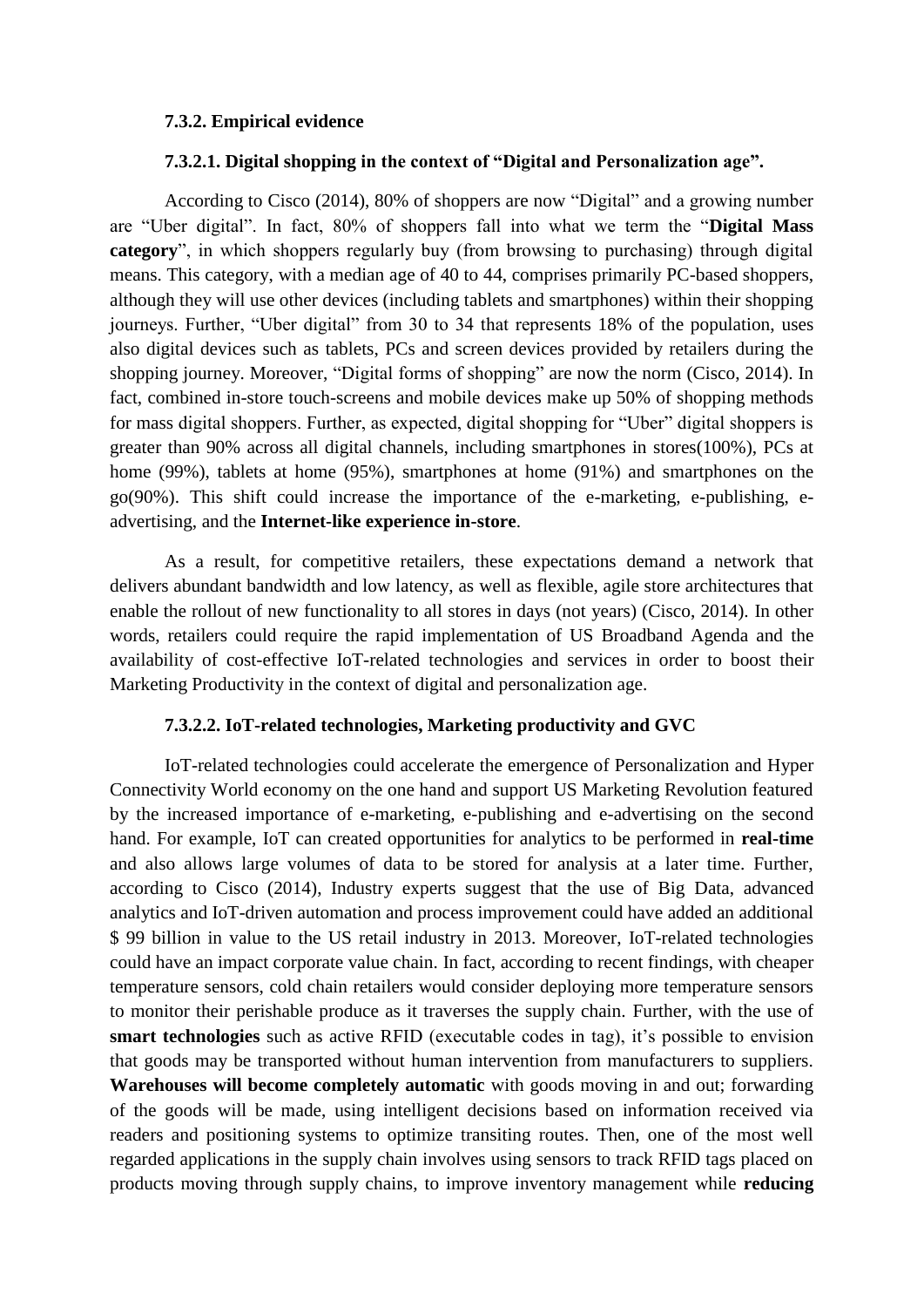#### 7.3.2. Empirical evidence

##### 7.3.2.1. Digital shopping in the context of “Digital and Personalization age”.

According to Cisco (2014), 80% of shoppers are now “Digital” and a growing number are “Uber digital”. In fact, 80% of shoppers fall into what we term the “**Digital Mass category**”, in which shoppers regularly buy (from browsing to purchasing) through digital means. This category, with a median age of 40 to 44, comprises primarily PC-based shoppers, although they will use other devices (including tablets and smartphones) within their shopping journeys. Further, “Uber digital” from 30 to 34 that represents 18% of the population, uses also digital devices such as tablets, PCs and screen devices provided by retailers during the shopping journey. Moreover, “Digital forms of shopping” are now the norm (Cisco, 2014). In fact, combined in-store touch-screens and mobile devices make up 50% of shopping methods for mass digital shoppers. Further, as expected, digital shopping for “Uber” digital shoppers is greater than 90% across all digital channels, including smartphones in stores(100%), PCs at home (99%), tablets at home (95%), smartphones at home (91%) and smartphones on the go(90%). This shift could increase the importance of the e-marketing, e-publishing, e-advertising, and the **Internet-like experience in-store**.

As a result, for competitive retailers, these expectations demand a network that delivers abundant bandwidth and low latency, as well as flexible, agile store architectures that enable the rollout of new functionality to all stores in days (not years) (Cisco, 2014). In other words, retailers could require the rapid implementation of US Broadband Agenda and the availability of cost-effective IoT-related technologies and services in order to boost their Marketing Productivity in the context of digital and personalization age.

##### 7.3.2.2. IoT-related technologies, Marketing productivity and GVC

IoT-related technologies could accelerate the emergence of Personalization and Hyper Connectivity World economy on the one hand and support US Marketing Revolution featured by the increased importance of e-marketing, e-publishing and e-advertising on the second hand. For example, IoT can created opportunities for analytics to be performed in **real-time** and also allows large volumes of data to be stored for analysis at a later time. Further, according to Cisco (2014), Industry experts suggest that the use of Big Data, advanced analytics and IoT-driven automation and process improvement could have added an additional $ 99 billion in value to the US retail industry in 2013. Moreover, IoT-related technologies could have an impact corporate value chain. In fact, according to recent findings, with cheaper temperature sensors, cold chain retailers would consider deploying more temperature sensors to monitor their perishable produce as it traverses the supply chain. Further, with the use of **smart technologies** such as active RFID (executable codes in tag), it’s possible to envision that goods may be transported without human intervention from manufacturers to suppliers. **Warehouses will become completely automatic** with goods moving in and out; forwarding of the goods will be made, using intelligent decisions based on information received via readers and positioning systems to optimize transiting routes. Then, one of the most well regarded applications in the supply chain involves using sensors to track RFID tags placed on products moving through supply chains, to improve inventory management while **reducing**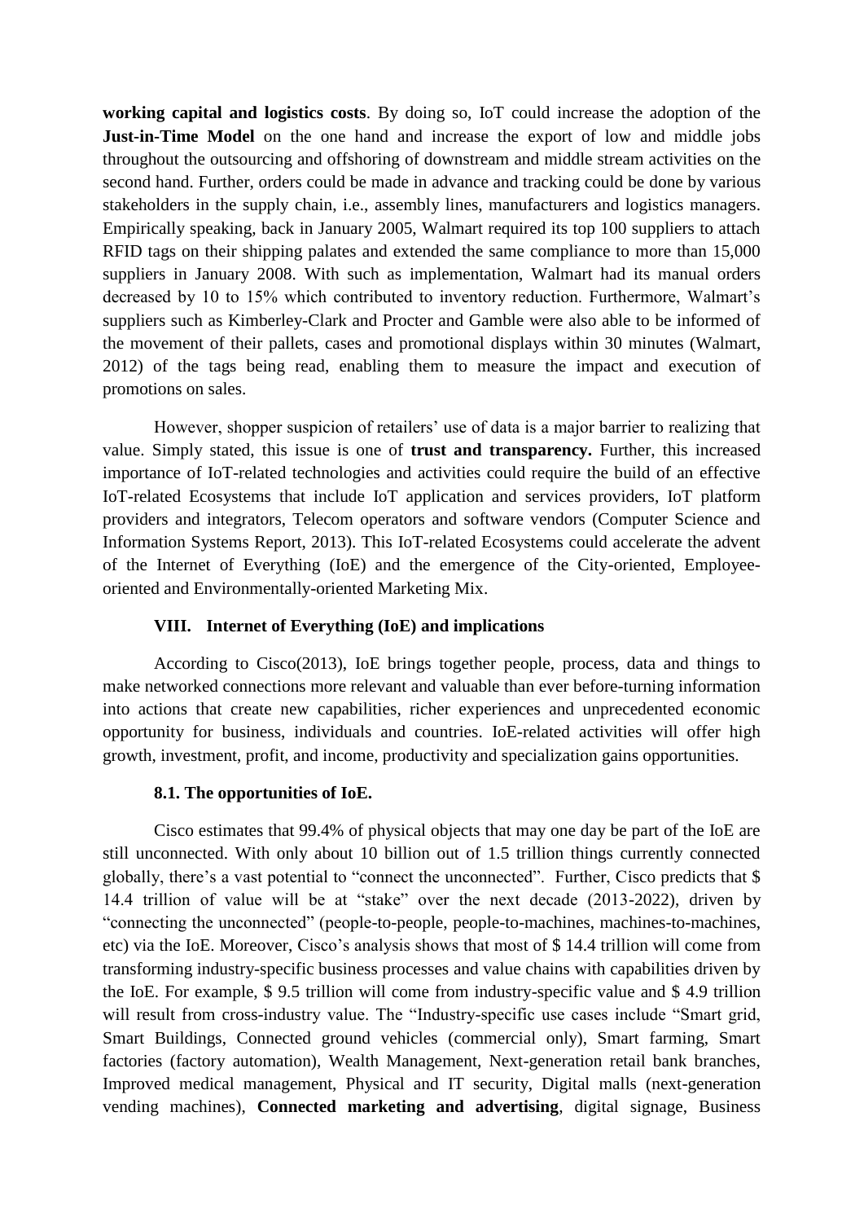**working capital and logistics costs**. By doing so, IoT could increase the adoption of the **Just-in-Time Model** on the one hand and increase the export of low and middle jobs throughout the outsourcing and offshoring of downstream and middle stream activities on the second hand. Further, orders could be made in advance and tracking could be done by various stakeholders in the supply chain, i.e., assembly lines, manufacturers and logistics managers. Empirically speaking, back in January 2005, Walmart required its top 100 suppliers to attach RFID tags on their shipping palates and extended the same compliance to more than 15,000 suppliers in January 2008. With such as implementation, Walmart had its manual orders decreased by 10 to 15% which contributed to inventory reduction. Furthermore, Walmart's suppliers such as Kimberley-Clark and Procter and Gamble were also able to be informed of the movement of their pallets, cases and promotional displays within 30 minutes (Walmart, 2012) of the tags being read, enabling them to measure the impact and execution of promotions on sales.

However, shopper suspicion of retailers' use of data is a major barrier to realizing that value. Simply stated, this issue is one of **trust and transparency.** Further, this increased importance of IoT-related technologies and activities could require the build of an effective IoT-related Ecosystems that include IoT application and services providers, IoT platform providers and integrators, Telecom operators and software vendors (Computer Science and Information Systems Report, 2013). This IoT-related Ecosystems could accelerate the advent of the Internet of Everything (IoE) and the emergence of the City-oriented, Employee-oriented and Environmentally-oriented Marketing Mix.

## VIII. Internet of Everything (IoE) and implications

According to Cisco(2013), IoE brings together people, process, data and things to make networked connections more relevant and valuable than ever before-turning information into actions that create new capabilities, richer experiences and unprecedented economic opportunity for business, individuals and countries. IoE-related activities will offer high growth, investment, profit, and income, productivity and specialization gains opportunities.

### 8.1. The opportunities of IoE.

Cisco estimates that 99.4% of physical objects that may one day be part of the IoE are still unconnected. With only about 10 billion out of 1.5 trillion things currently connected globally, there's a vast potential to "connect the unconnected". Further, Cisco predicts that $ 14.4 trillion of value will be at "stake" over the next decade (2013-2022), driven by "connecting the unconnected" (people-to-people, people-to-machines, machines-to-machines, etc) via the IoE. Moreover, Cisco's analysis shows that most of $ 14.4 trillion will come from transforming industry-specific business processes and value chains with capabilities driven by the IoE. For example, $ 9.5 trillion will come from industry-specific value and $ 4.9 trillion will result from cross-industry value. The "Industry-specific use cases include "Smart grid, Smart Buildings, Connected ground vehicles (commercial only), Smart farming, Smart factories (factory automation), Wealth Management, Next-generation retail bank branches, Improved medical management, Physical and IT security, Digital malls (next-generation vending machines), **Connected marketing and advertising**, digital signage, Business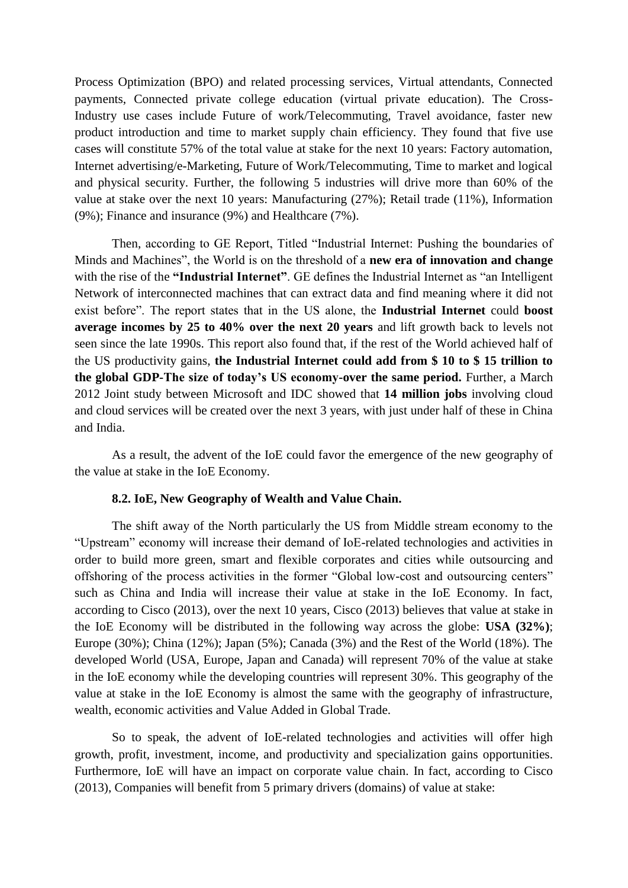Process Optimization (BPO) and related processing services, Virtual attendants, Connected payments, Connected private college education (virtual private education). The Cross-Industry use cases include Future of work/Telecommuting, Travel avoidance, faster new product introduction and time to market supply chain efficiency. They found that five use cases will constitute 57% of the total value at stake for the next 10 years: Factory automation, Internet advertising/e-Marketing, Future of Work/Telecommuting, Time to market and logical and physical security. Further, the following 5 industries will drive more than 60% of the value at stake over the next 10 years: Manufacturing (27%); Retail trade (11%), Information (9%); Finance and insurance (9%) and Healthcare (7%).

Then, according to GE Report, Titled "Industrial Internet: Pushing the boundaries of Minds and Machines", the World is on the threshold of a **new era of innovation and change** with the rise of the **"Industrial Internet"**. GE defines the Industrial Internet as "an Intelligent Network of interconnected machines that can extract data and find meaning where it did not exist before". The report states that in the US alone, the **Industrial Internet** could **boost average incomes by 25 to 40% over the next 20 years** and lift growth back to levels not seen since the late 1990s. This report also found that, if the rest of the World achieved half of the US productivity gains, **the Industrial Internet could add from $ 10 to $ 15 trillion to the global GDP-The size of today's US economy-over the same period.** Further, a March 2012 Joint study between Microsoft and IDC showed that **14 million jobs** involving cloud and cloud services will be created over the next 3 years, with just under half of these in China and India.

As a result, the advent of the IoE could favor the emergence of the new geography of the value at stake in the IoE Economy.

### 8.2. IoE, New Geography of Wealth and Value Chain.

The shift away of the North particularly the US from Middle stream economy to the "Upstream" economy will increase their demand of IoE-related technologies and activities in order to build more green, smart and flexible corporates and cities while outsourcing and offshoring of the process activities in the former "Global low-cost and outsourcing centers" such as China and India will increase their value at stake in the IoE Economy. In fact, according to Cisco (2013), over the next 10 years, Cisco (2013) believes that value at stake in the IoE Economy will be distributed in the following way across the globe: **USA (32%)**; Europe (30%); China (12%); Japan (5%); Canada (3%) and the Rest of the World (18%). The developed World (USA, Europe, Japan and Canada) will represent 70% of the value at stake in the IoE economy while the developing countries will represent 30%. This geography of the value at stake in the IoE Economy is almost the same with the geography of infrastructure, wealth, economic activities and Value Added in Global Trade.

So to speak, the advent of IoE-related technologies and activities will offer high growth, profit, investment, income, and productivity and specialization gains opportunities. Furthermore, IoE will have an impact on corporate value chain. In fact, according to Cisco (2013), Companies will benefit from 5 primary drivers (domains) of value at stake: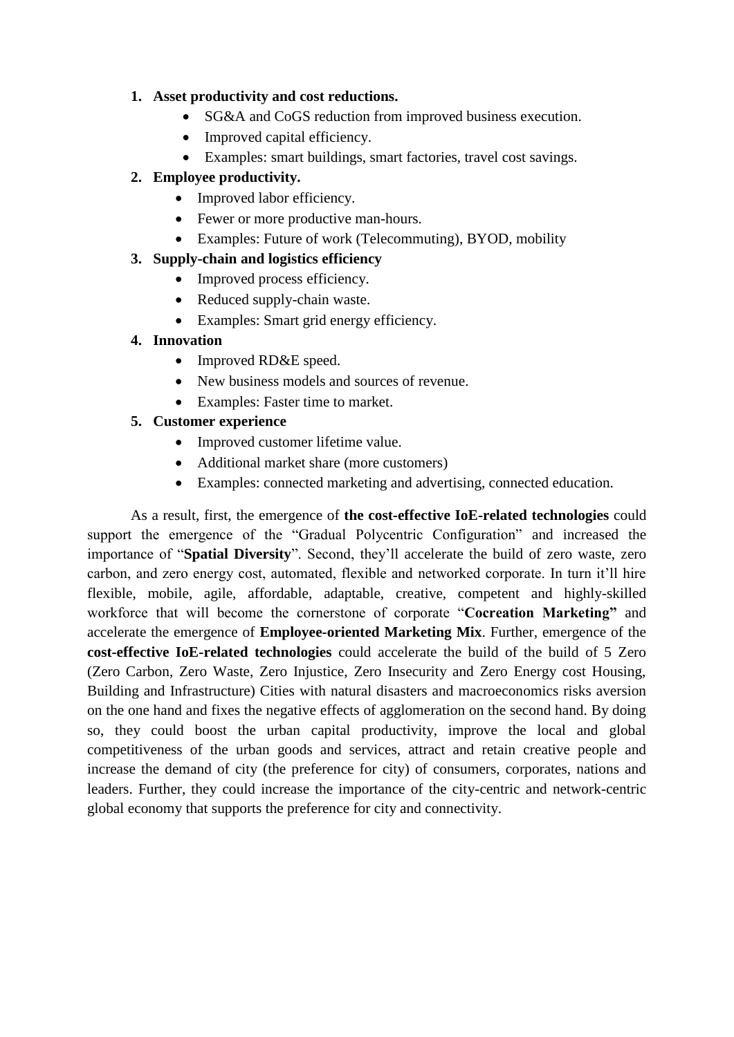1. **Asset productivity and cost reductions.**
    - SG&A and CoGS reduction from improved business execution.
    - Improved capital efficiency.
    - Examples: smart buildings, smart factories, travel cost savings.
2. **Employee productivity.**
    - Improved labor efficiency.
    - Fewer or more productive man-hours.
    - Examples: Future of work (Telecommuting), BYOD, mobility
3. **Supply-chain and logistics efficiency**
    - Improved process efficiency.
    - Reduced supply-chain waste.
    - Examples: Smart grid energy efficiency.
4. **Innovation**
    - Improved RD&E speed.
    - New business models and sources of revenue.
    - Examples: Faster time to market.
5. **Customer experience**
    - Improved customer lifetime value.
    - Additional market share (more customers)
    - Examples: connected marketing and advertising, connected education.

As a result, first, the emergence of **the cost-effective IoE-related technologies** could support the emergence of the "Gradual Polycentric Configuration" and increased the importance of "**Spatial Diversity**". Second, they'll accelerate the build of zero waste, zero carbon, and zero energy cost, automated, flexible and networked corporate. In turn it'll hire flexible, mobile, agile, affordable, adaptable, creative, competent and highly-skilled workforce that will become the cornerstone of corporate "**Cocreation Marketing"** and accelerate the emergence of **Employee-oriented Marketing Mix**. Further, emergence of the **cost-effective IoE-related technologies** could accelerate the build of the build of 5 Zero (Zero Carbon, Zero Waste, Zero Injustice, Zero Insecurity and Zero Energy cost Housing, Building and Infrastructure) Cities with natural disasters and macroeconomics risks aversion on the one hand and fixes the negative effects of agglomeration on the second hand. By doing so, they could boost the urban capital productivity, improve the local and global competitiveness of the urban goods and services, attract and retain creative people and increase the demand of city (the preference for city) of consumers, corporates, nations and leaders. Further, they could increase the importance of the city-centric and network-centric global economy that supports the preference for city and connectivity.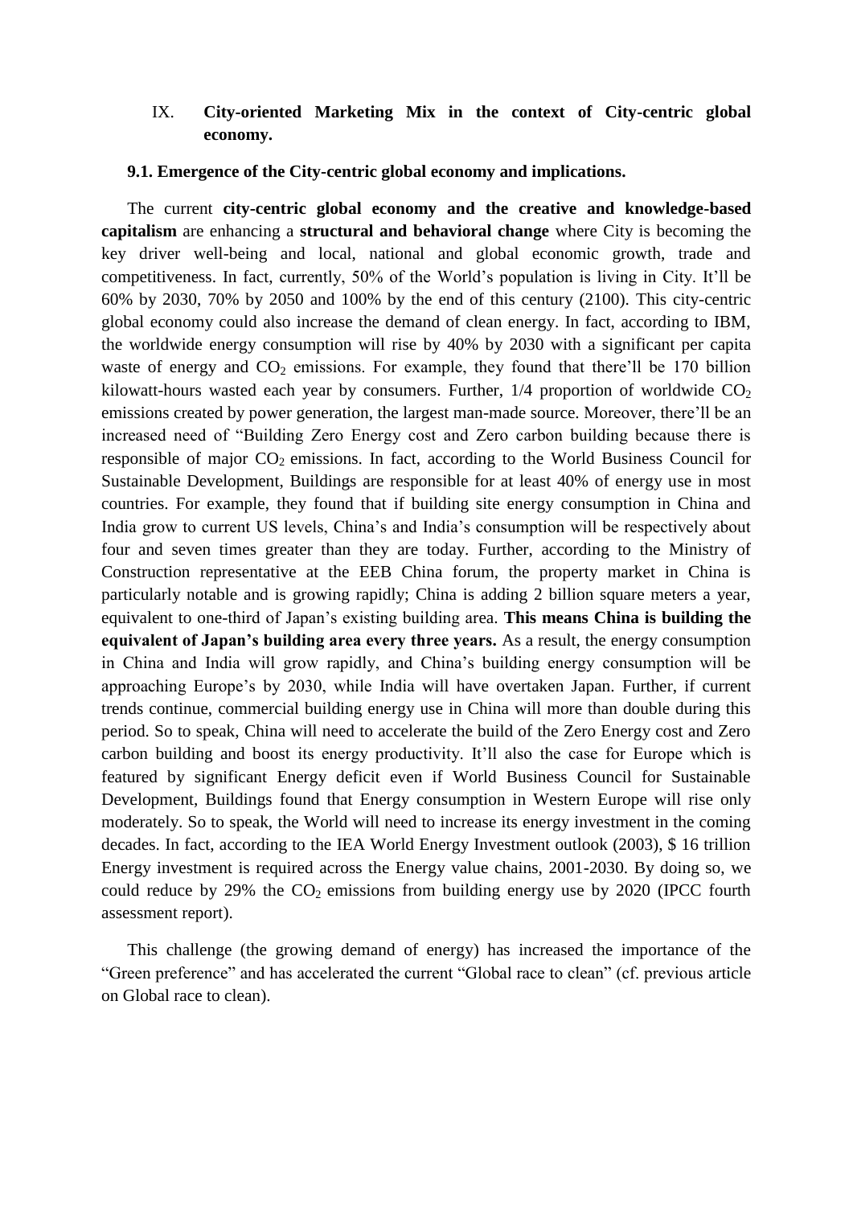## IX. City-oriented Marketing Mix in the context of City-centric global economy.

### 9.1. Emergence of the City-centric global economy and implications.

The current **city-centric global economy and the creative and knowledge-based capitalism** are enhancing a **structural and behavioral change** where City is becoming the key driver well-being and local, national and global economic growth, trade and competitiveness. In fact, currently, 50% of the World's population is living in City. It'll be 60% by 2030, 70% by 2050 and 100% by the end of this century (2100). This city-centric global economy could also increase the demand of clean energy. In fact, according to IBM, the worldwide energy consumption will rise by 40% by 2030 with a significant per capita waste of energy and $CO_2$ emissions. For example, they found that there'll be 170 billion kilowatt-hours wasted each year by consumers. Further, 1/4 proportion of worldwide $CO_2$ emissions created by power generation, the largest man-made source. Moreover, there'll be an increased need of "Building Zero Energy cost and Zero carbon building because there is responsible of major $CO_2$ emissions. In fact, according to the World Business Council for Sustainable Development, Buildings are responsible for at least 40% of energy use in most countries. For example, they found that if building site energy consumption in China and India grow to current US levels, China's and India's consumption will be respectively about four and seven times greater than they are today. Further, according to the Ministry of Construction representative at the EEB China forum, the property market in China is particularly notable and is growing rapidly; China is adding 2 billion square meters a year, equivalent to one-third of Japan's existing building area. **This means China is building the equivalent of Japan's building area every three years.** As a result, the energy consumption in China and India will grow rapidly, and China's building energy consumption will be approaching Europe's by 2030, while India will have overtaken Japan. Further, if current trends continue, commercial building energy use in China will more than double during this period. So to speak, China will need to accelerate the build of the Zero Energy cost and Zero carbon building and boost its energy productivity. It'll also the case for Europe which is featured by significant Energy deficit even if World Business Council for Sustainable Development, Buildings found that Energy consumption in Western Europe will rise only moderately. So to speak, the World will need to increase its energy investment in the coming decades. In fact, according to the IEA World Energy Investment outlook (2003), \$ 16 trillion Energy investment is required across the Energy value chains, 2001-2030. By doing so, we could reduce by 29% the $CO_2$ emissions from building energy use by 2020 (IPCC fourth assessment report).

This challenge (the growing demand of energy) has increased the importance of the "Green preference" and has accelerated the current "Global race to clean" (cf. previous article on Global race to clean).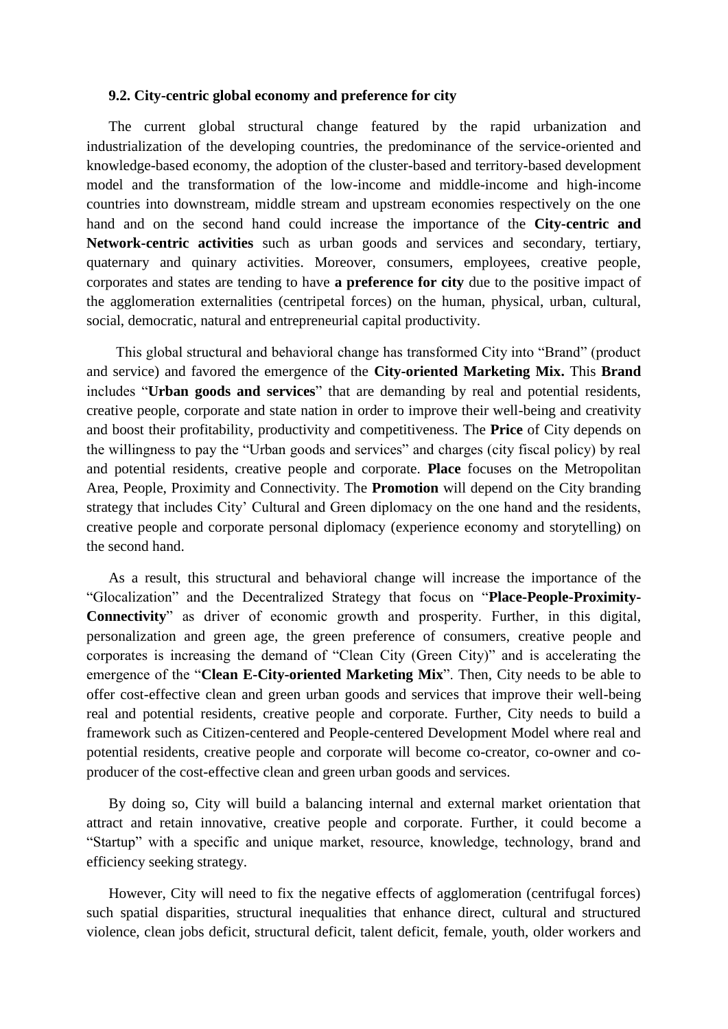### 9.2. City-centric global economy and preference for city

The current global structural change featured by the rapid urbanization and industrialization of the developing countries, the predominance of the service-oriented and knowledge-based economy, the adoption of the cluster-based and territory-based development model and the transformation of the low-income and middle-income and high-income countries into downstream, middle stream and upstream economies respectively on the one hand and on the second hand could increase the importance of the **City-centric and Network-centric activities** such as urban goods and services and secondary, tertiary, quaternary and quinary activities. Moreover, consumers, employees, creative people, corporates and states are tending to have **a preference for city** due to the positive impact of the agglomeration externalities (centripetal forces) on the human, physical, urban, cultural, social, democratic, natural and entrepreneurial capital productivity.

This global structural and behavioral change has transformed City into "Brand" (product and service) and favored the emergence of the **City-oriented Marketing Mix.** This **Brand** includes "**Urban goods and services**" that are demanding by real and potential residents, creative people, corporate and state nation in order to improve their well-being and creativity and boost their profitability, productivity and competitiveness. The **Price** of City depends on the willingness to pay the "Urban goods and services" and charges (city fiscal policy) by real and potential residents, creative people and corporate. **Place** focuses on the Metropolitan Area, People, Proximity and Connectivity. The **Promotion** will depend on the City branding strategy that includes City' Cultural and Green diplomacy on the one hand and the residents, creative people and corporate personal diplomacy (experience economy and storytelling) on the second hand.

As a result, this structural and behavioral change will increase the importance of the "Glocalization" and the Decentralized Strategy that focus on "**Place-People-Proximity-Connectivity**" as driver of economic growth and prosperity. Further, in this digital, personalization and green age, the green preference of consumers, creative people and corporates is increasing the demand of "Clean City (Green City)" and is accelerating the emergence of the "**Clean E-City-oriented Marketing Mix**". Then, City needs to be able to offer cost-effective clean and green urban goods and services that improve their well-being real and potential residents, creative people and corporate. Further, City needs to build a framework such as Citizen-centered and People-centered Development Model where real and potential residents, creative people and corporate will become co-creator, co-owner and co-producer of the cost-effective clean and green urban goods and services.

By doing so, City will build a balancing internal and external market orientation that attract and retain innovative, creative people and corporate. Further, it could become a "Startup" with a specific and unique market, resource, knowledge, technology, brand and efficiency seeking strategy.

However, City will need to fix the negative effects of agglomeration (centrifugal forces) such spatial disparities, structural inequalities that enhance direct, cultural and structured violence, clean jobs deficit, structural deficit, talent deficit, female, youth, older workers and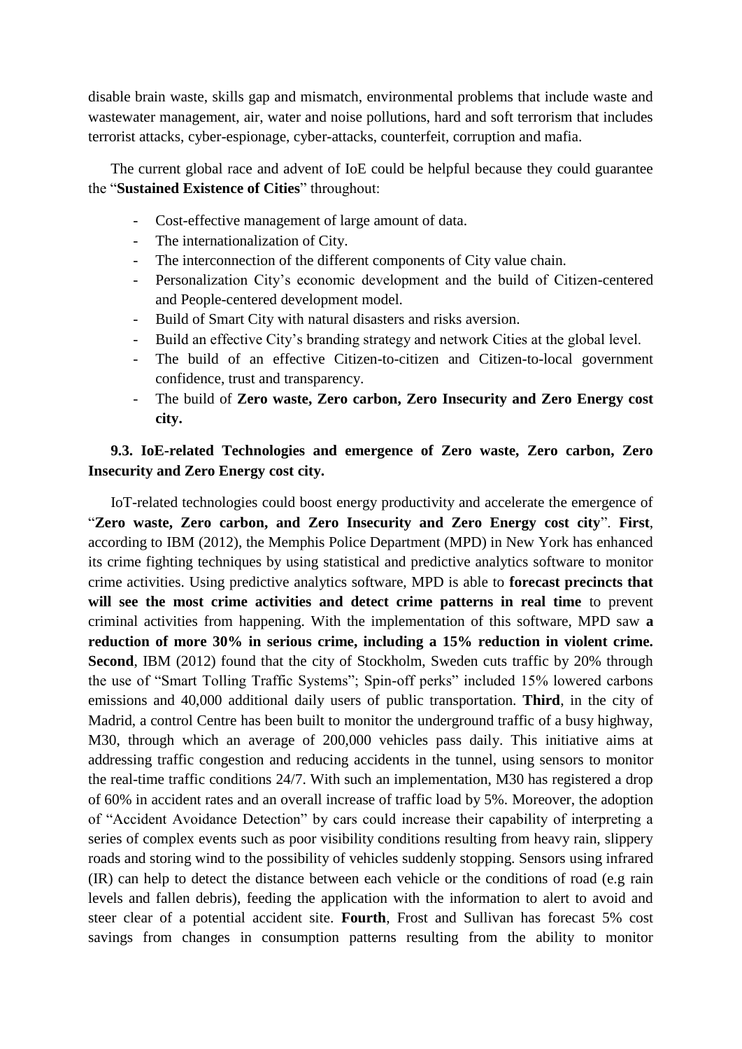disable brain waste, skills gap and mismatch, environmental problems that include waste and wastewater management, air, water and noise pollutions, hard and soft terrorism that includes terrorist attacks, cyber-espionage, cyber-attacks, counterfeit, corruption and mafia.

The current global race and advent of IoE could be helpful because they could guarantee the "**Sustained Existence of Cities**" throughout:

- Cost-effective management of large amount of data.
- The internationalization of City.
- The interconnection of the different components of City value chain.
- Personalization City's economic development and the build of Citizen-centered and People-centered development model.
- Build of Smart City with natural disasters and risks aversion.
- Build an effective City's branding strategy and network Cities at the global level.
- The build of an effective Citizen-to-citizen and Citizen-to-local government confidence, trust and transparency.
- The build of **Zero waste, Zero carbon, Zero Insecurity and Zero Energy cost city.**

### 9.3. IoE-related Technologies and emergence of Zero waste, Zero carbon, Zero Insecurity and Zero Energy cost city.

IoT-related technologies could boost energy productivity and accelerate the emergence of "**Zero waste, Zero carbon, and Zero Insecurity and Zero Energy cost city**". **First**, according to IBM (2012), the Memphis Police Department (MPD) in New York has enhanced its crime fighting techniques by using statistical and predictive analytics software to monitor crime activities. Using predictive analytics software, MPD is able to **forecast precincts that will see the most crime activities and detect crime patterns in real time** to prevent criminal activities from happening. With the implementation of this software, MPD saw **a reduction of more 30% in serious crime, including a 15% reduction in violent crime.** **Second**, IBM (2012) found that the city of Stockholm, Sweden cuts traffic by 20% through the use of "Smart Tolling Traffic Systems"; Spin-off perks" included 15% lowered carbons emissions and 40,000 additional daily users of public transportation. **Third**, in the city of Madrid, a control Centre has been built to monitor the underground traffic of a busy highway, M30, through which an average of 200,000 vehicles pass daily. This initiative aims at addressing traffic congestion and reducing accidents in the tunnel, using sensors to monitor the real-time traffic conditions 24/7. With such an implementation, M30 has registered a drop of 60% in accident rates and an overall increase of traffic load by 5%. Moreover, the adoption of "Accident Avoidance Detection" by cars could increase their capability of interpreting a series of complex events such as poor visibility conditions resulting from heavy rain, slippery roads and storing wind to the possibility of vehicles suddenly stopping. Sensors using infrared (IR) can help to detect the distance between each vehicle or the conditions of road (e.g rain levels and fallen debris), feeding the application with the information to alert to avoid and steer clear of a potential accident site. **Fourth**, Frost and Sullivan has forecast 5% cost savings from changes in consumption patterns resulting from the ability to monitor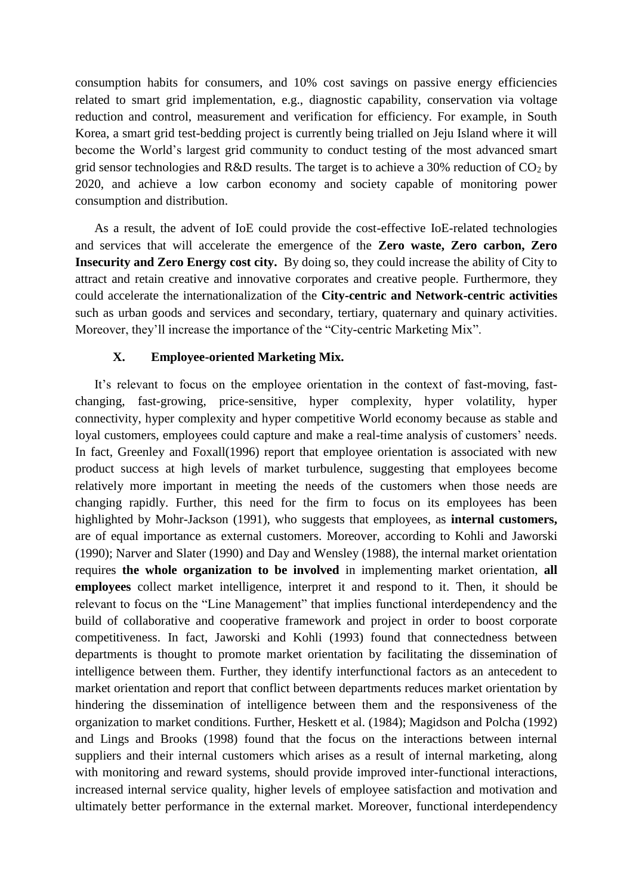consumption habits for consumers, and 10% cost savings on passive energy efficiencies related to smart grid implementation, e.g., diagnostic capability, conservation via voltage reduction and control, measurement and verification for efficiency. For example, in South Korea, a smart grid test-bedding project is currently being trialled on Jeju Island where it will become the World's largest grid community to conduct testing of the most advanced smart grid sensor technologies and R&D results. The target is to achieve a 30% reduction of $CO_2$ by 2020, and achieve a low carbon economy and society capable of monitoring power consumption and distribution.

As a result, the advent of IoE could provide the cost-effective IoE-related technologies and services that will accelerate the emergence of the **Zero waste, Zero carbon, Zero Insecurity and Zero Energy cost city.** By doing so, they could increase the ability of City to attract and retain creative and innovative corporates and creative people. Furthermore, they could accelerate the internationalization of the **City-centric and Network-centric activities** such as urban goods and services and secondary, tertiary, quaternary and quinary activities. Moreover, they'll increase the importance of the "City-centric Marketing Mix".

## X. Employee-oriented Marketing Mix.

It's relevant to focus on the employee orientation in the context of fast-moving, fast-changing, fast-growing, price-sensitive, hyper complexity, hyper volatility, hyper connectivity, hyper complexity and hyper competitive World economy because as stable and loyal customers, employees could capture and make a real-time analysis of customers' needs. In fact, Greenley and Foxall(1996) report that employee orientation is associated with new product success at high levels of market turbulence, suggesting that employees become relatively more important in meeting the needs of the customers when those needs are changing rapidly. Further, this need for the firm to focus on its employees has been highlighted by Mohr-Jackson (1991), who suggests that employees, as **internal customers,** are of equal importance as external customers. Moreover, according to Kohli and Jaworski (1990); Narver and Slater (1990) and Day and Wensley (1988), the internal market orientation requires **the whole organization to be involved** in implementing market orientation, **all employees** collect market intelligence, interpret it and respond to it. Then, it should be relevant to focus on the "Line Management" that implies functional interdependency and the build of collaborative and cooperative framework and project in order to boost corporate competitiveness. In fact, Jaworski and Kohli (1993) found that connectedness between departments is thought to promote market orientation by facilitating the dissemination of intelligence between them. Further, they identify interfunctional factors as an antecedent to market orientation and report that conflict between departments reduces market orientation by hindering the dissemination of intelligence between them and the responsiveness of the organization to market conditions. Further, Heskett et al. (1984); Magidson and Polcha (1992) and Lings and Brooks (1998) found that the focus on the interactions between internal suppliers and their internal customers which arises as a result of internal marketing, along with monitoring and reward systems, should provide improved inter-functional interactions, increased internal service quality, higher levels of employee satisfaction and motivation and ultimately better performance in the external market. Moreover, functional interdependency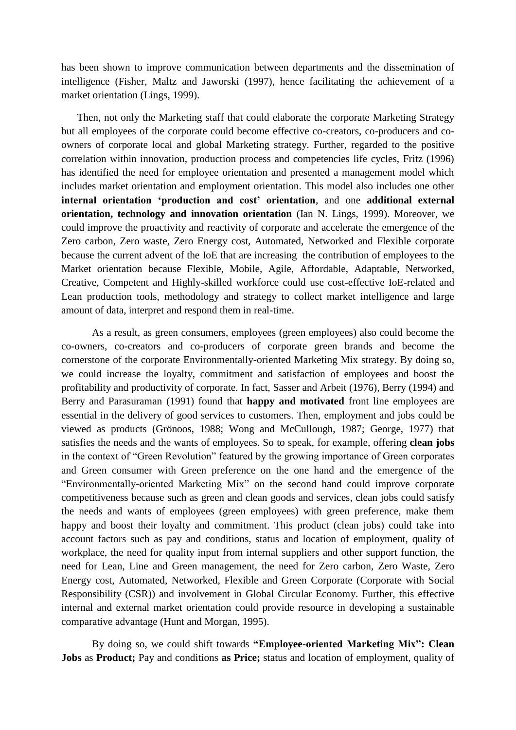has been shown to improve communication between departments and the dissemination of intelligence (Fisher, Maltz and Jaworski (1997), hence facilitating the achievement of a market orientation (Lings, 1999).

Then, not only the Marketing staff that could elaborate the corporate Marketing Strategy but all employees of the corporate could become effective co-creators, co-producers and co-owners of corporate local and global Marketing strategy. Further, regarded to the positive correlation within innovation, production process and competencies life cycles, Fritz (1996) has identified the need for employee orientation and presented a management model which includes market orientation and employment orientation. This model also includes one other **internal orientation 'production and cost' orientation**, and one **additional external orientation, technology and innovation orientation** (Ian N. Lings, 1999). Moreover, we could improve the proactivity and reactivity of corporate and accelerate the emergence of the Zero carbon, Zero waste, Zero Energy cost, Automated, Networked and Flexible corporate because the current advent of the IoE that are increasing the contribution of employees to the Market orientation because Flexible, Mobile, Agile, Affordable, Adaptable, Networked, Creative, Competent and Highly-skilled workforce could use cost-effective IoE-related and Lean production tools, methodology and strategy to collect market intelligence and large amount of data, interpret and respond them in real-time.

As a result, as green consumers, employees (green employees) also could become the co-owners, co-creators and co-producers of corporate green brands and become the cornerstone of the corporate Environmentally-oriented Marketing Mix strategy. By doing so, we could increase the loyalty, commitment and satisfaction of employees and boost the profitability and productivity of corporate. In fact, Sasser and Arbeit (1976), Berry (1994) and Berry and Parasuraman (1991) found that **happy and motivated** front line employees are essential in the delivery of good services to customers. Then, employment and jobs could be viewed as products (Grönoos, 1988; Wong and McCullough, 1987; George, 1977) that satisfies the needs and the wants of employees. So to speak, for example, offering **clean jobs** in the context of "Green Revolution" featured by the growing importance of Green corporates and Green consumer with Green preference on the one hand and the emergence of the "Environmentally-oriented Marketing Mix" on the second hand could improve corporate competitiveness because such as green and clean goods and services, clean jobs could satisfy the needs and wants of employees (green employees) with green preference, make them happy and boost their loyalty and commitment. This product (clean jobs) could take into account factors such as pay and conditions, status and location of employment, quality of workplace, the need for quality input from internal suppliers and other support function, the need for Lean, Line and Green management, the need for Zero carbon, Zero Waste, Zero Energy cost, Automated, Networked, Flexible and Green Corporate (Corporate with Social Responsibility (CSR)) and involvement in Global Circular Economy. Further, this effective internal and external market orientation could provide resource in developing a sustainable comparative advantage (Hunt and Morgan, 1995).

By doing so, we could shift towards **"Employee-oriented Marketing Mix": Clean Jobs** as **Product;** Pay and conditions **as Price;** status and location of employment, quality of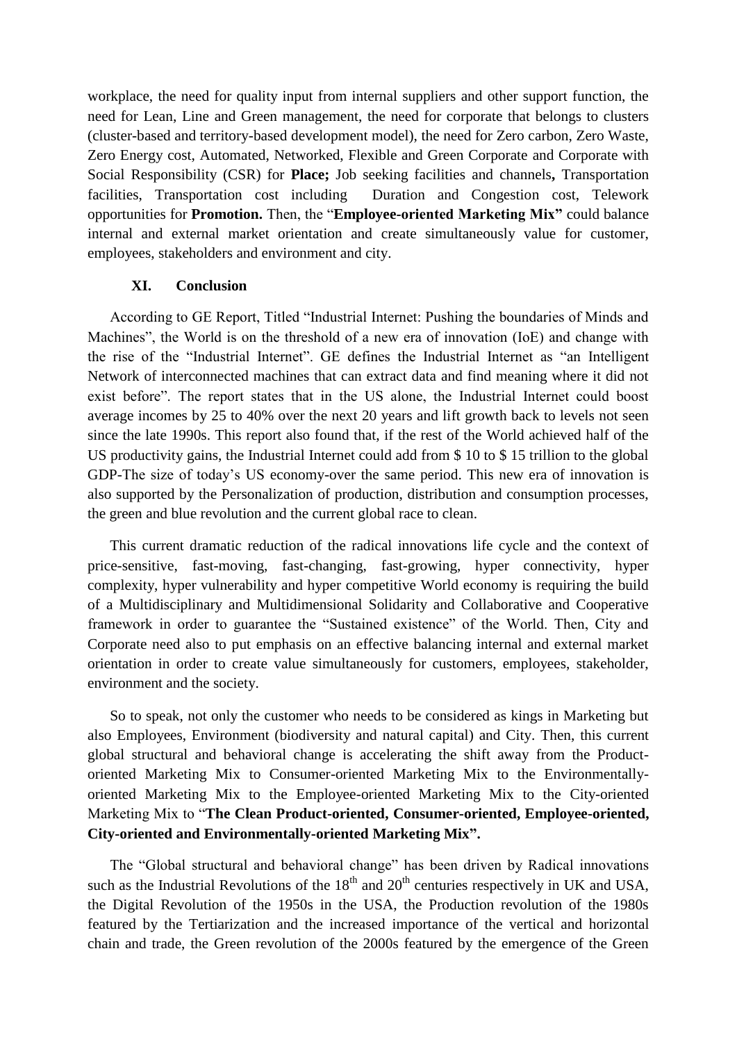workplace, the need for quality input from internal suppliers and other support function, the need for Lean, Line and Green management, the need for corporate that belongs to clusters (cluster-based and territory-based development model), the need for Zero carbon, Zero Waste, Zero Energy cost, Automated, Networked, Flexible and Green Corporate and Corporate with Social Responsibility (CSR) for **Place;** Job seeking facilities and channels**,** Transportation facilities, Transportation cost including Duration and Congestion cost, Telework opportunities for **Promotion.** Then, the "**Employee-oriented Marketing Mix"** could balance internal and external market orientation and create simultaneously value for customer, employees, stakeholders and environment and city.

## XI. Conclusion

According to GE Report, Titled "Industrial Internet: Pushing the boundaries of Minds and Machines", the World is on the threshold of a new era of innovation (IoE) and change with the rise of the "Industrial Internet". GE defines the Industrial Internet as "an Intelligent Network of interconnected machines that can extract data and find meaning where it did not exist before". The report states that in the US alone, the Industrial Internet could boost average incomes by 25 to 40% over the next 20 years and lift growth back to levels not seen since the late 1990s. This report also found that, if the rest of the World achieved half of the US productivity gains, the Industrial Internet could add from $ 10 to $ 15 trillion to the global GDP-The size of today's US economy-over the same period. This new era of innovation is also supported by the Personalization of production, distribution and consumption processes, the green and blue revolution and the current global race to clean.

This current dramatic reduction of the radical innovations life cycle and the context of price-sensitive, fast-moving, fast-changing, fast-growing, hyper connectivity, hyper complexity, hyper vulnerability and hyper competitive World economy is requiring the build of a Multidisciplinary and Multidimensional Solidarity and Collaborative and Cooperative framework in order to guarantee the "Sustained existence" of the World. Then, City and Corporate need also to put emphasis on an effective balancing internal and external market orientation in order to create value simultaneously for customers, employees, stakeholder, environment and the society.

So to speak, not only the customer who needs to be considered as kings in Marketing but also Employees, Environment (biodiversity and natural capital) and City. Then, this current global structural and behavioral change is accelerating the shift away from the Product-oriented Marketing Mix to Consumer-oriented Marketing Mix to the Environmentally-oriented Marketing Mix to the Employee-oriented Marketing Mix to the City-oriented Marketing Mix to "**The Clean Product-oriented, Consumer-oriented, Employee-oriented, City-oriented and Environmentally-oriented Marketing Mix".**

The "Global structural and behavioral change" has been driven by Radical innovations such as the Industrial Revolutions of the 18th and 20th centuries respectively in UK and USA, the Digital Revolution of the 1950s in the USA, the Production revolution of the 1980s featured by the Tertiarization and the increased importance of the vertical and horizontal chain and trade, the Green revolution of the 2000s featured by the emergence of the Green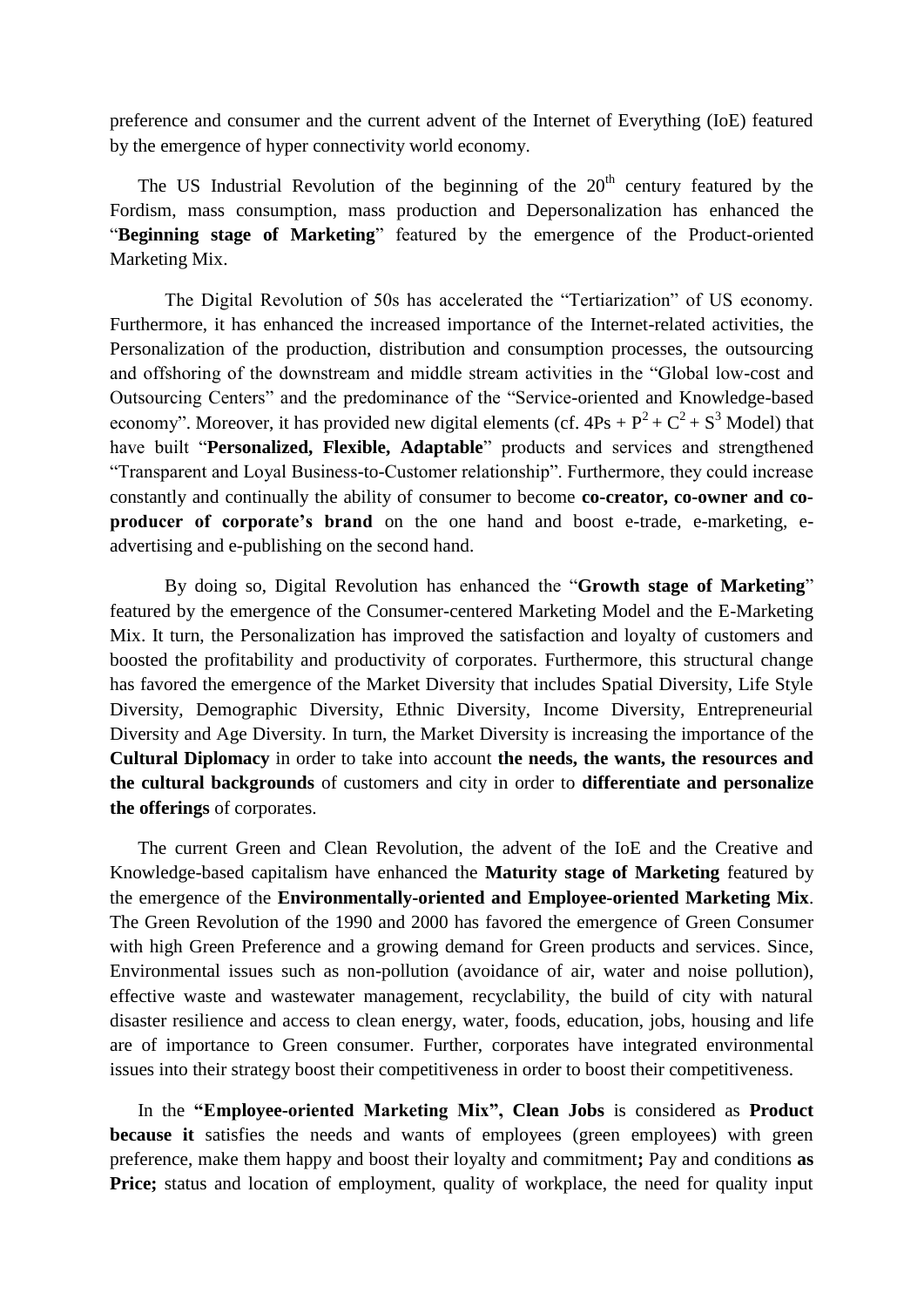preference and consumer and the current advent of the Internet of Everything (IoE) featured by the emergence of hyper connectivity world economy.

The US Industrial Revolution of the beginning of the $20^{th}$ century featured by the Fordism, mass consumption, mass production and Depersonalization has enhanced the "**Beginning stage of Marketing**" featured by the emergence of the Product-oriented Marketing Mix.

The Digital Revolution of 50s has accelerated the "Tertiarization" of US economy. Furthermore, it has enhanced the increased importance of the Internet-related activities, the Personalization of the production, distribution and consumption processes, the outsourcing and offshoring of the downstream and middle stream activities in the "Global low-cost and Outsourcing Centers" and the predominance of the "Service-oriented and Knowledge-based economy". Moreover, it has provided new digital elements (cf. $4Ps + P^2 + C^2 + S^3$ Model) that have built "**Personalized, Flexible, Adaptable**" products and services and strengthened "Transparent and Loyal Business-to-Customer relationship". Furthermore, they could increase constantly and continually the ability of consumer to become **co-creator, co-owner and co-producer of corporate's brand** on the one hand and boost e-trade, e-marketing, e-advertising and e-publishing on the second hand.

By doing so, Digital Revolution has enhanced the "**Growth stage of Marketing**" featured by the emergence of the Consumer-centered Marketing Model and the E-Marketing Mix. It turn, the Personalization has improved the satisfaction and loyalty of customers and boosted the profitability and productivity of corporates. Furthermore, this structural change has favored the emergence of the Market Diversity that includes Spatial Diversity, Life Style Diversity, Demographic Diversity, Ethnic Diversity, Income Diversity, Entrepreneurial Diversity and Age Diversity. In turn, the Market Diversity is increasing the importance of the **Cultural Diplomacy** in order to take into account **the needs, the wants, the resources and the cultural backgrounds** of customers and city in order to **differentiate and personalize the offerings** of corporates.

The current Green and Clean Revolution, the advent of the IoE and the Creative and Knowledge-based capitalism have enhanced the **Maturity stage of Marketing** featured by the emergence of the **Environmentally-oriented and Employee-oriented Marketing Mix**. The Green Revolution of the 1990 and 2000 has favored the emergence of Green Consumer with high Green Preference and a growing demand for Green products and services. Since, Environmental issues such as non-pollution (avoidance of air, water and noise pollution), effective waste and wastewater management, recyclability, the build of city with natural disaster resilience and access to clean energy, water, foods, education, jobs, housing and life are of importance to Green consumer. Further, corporates have integrated environmental issues into their strategy boost their competitiveness in order to boost their competitiveness.

In the **"Employee-oriented Marketing Mix", Clean Jobs** is considered as **Product because it** satisfies the needs and wants of employees (green employees) with green preference, make them happy and boost their loyalty and commitment**;** Pay and conditions **as Price;** status and location of employment, quality of workplace, the need for quality input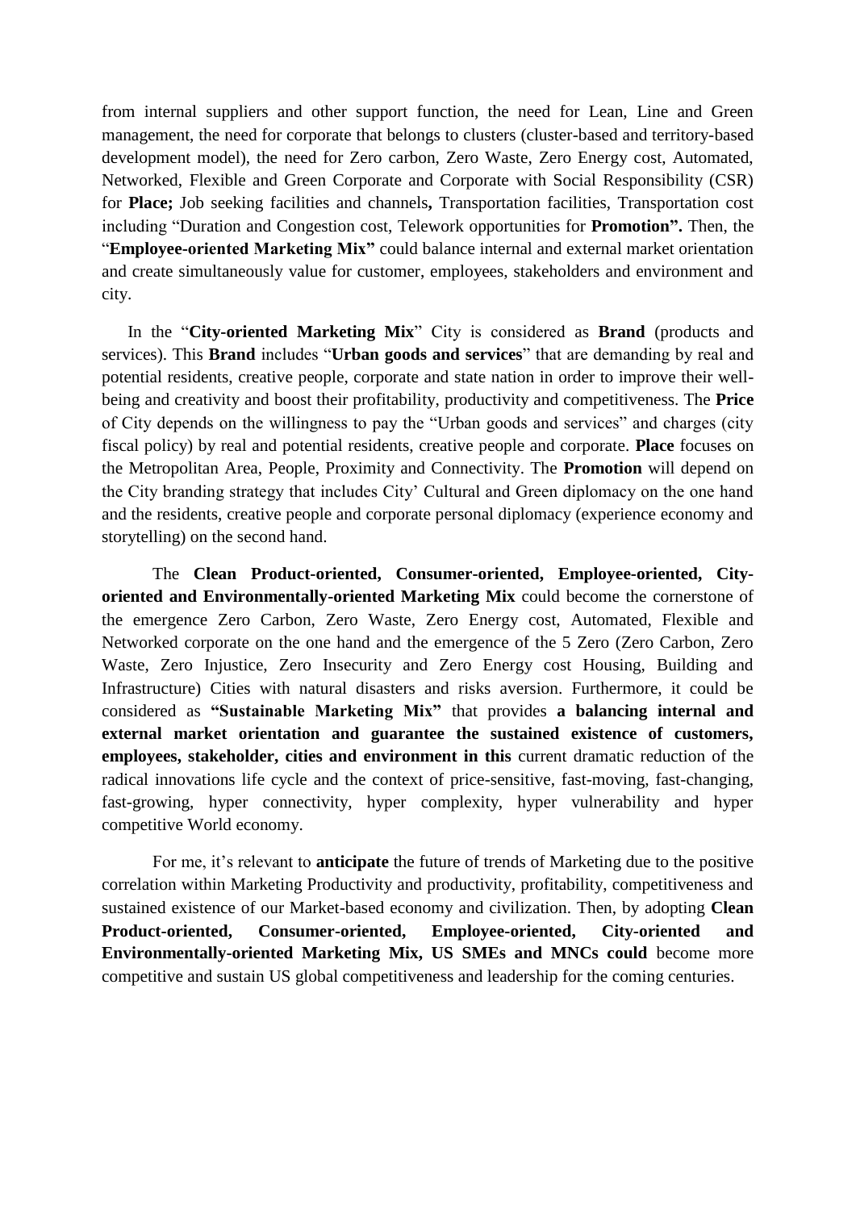from internal suppliers and other support function, the need for Lean, Line and Green management, the need for corporate that belongs to clusters (cluster-based and territory-based development model), the need for Zero carbon, Zero Waste, Zero Energy cost, Automated, Networked, Flexible and Green Corporate and Corporate with Social Responsibility (CSR) for **Place;** Job seeking facilities and channels**,** Transportation facilities, Transportation cost including "Duration and Congestion cost, Telework opportunities for **Promotion".** Then, the "**Employee-oriented Marketing Mix"** could balance internal and external market orientation and create simultaneously value for customer, employees, stakeholders and environment and city.

In the "**City-oriented Marketing Mix**" City is considered as **Brand** (products and services). This **Brand** includes "**Urban goods and services**" that are demanding by real and potential residents, creative people, corporate and state nation in order to improve their well-being and creativity and boost their profitability, productivity and competitiveness. The **Price** of City depends on the willingness to pay the "Urban goods and services" and charges (city fiscal policy) by real and potential residents, creative people and corporate. **Place** focuses on the Metropolitan Area, People, Proximity and Connectivity. The **Promotion** will depend on the City branding strategy that includes City' Cultural and Green diplomacy on the one hand and the residents, creative people and corporate personal diplomacy (experience economy and storytelling) on the second hand.

The **Clean Product-oriented, Consumer-oriented, Employee-oriented, City-oriented and Environmentally-oriented Marketing Mix** could become the cornerstone of the emergence Zero Carbon, Zero Waste, Zero Energy cost, Automated, Flexible and Networked corporate on the one hand and the emergence of the 5 Zero (Zero Carbon, Zero Waste, Zero Injustice, Zero Insecurity and Zero Energy cost Housing, Building and Infrastructure) Cities with natural disasters and risks aversion. Furthermore, it could be considered as **"Sustainable Marketing Mix"** that provides **a balancing internal and external market orientation and guarantee the sustained existence of customers, employees, stakeholder, cities and environment in this** current dramatic reduction of the radical innovations life cycle and the context of price-sensitive, fast-moving, fast-changing, fast-growing, hyper connectivity, hyper complexity, hyper vulnerability and hyper competitive World economy.

For me, it's relevant to **anticipate** the future of trends of Marketing due to the positive correlation within Marketing Productivity and productivity, profitability, competitiveness and sustained existence of our Market-based economy and civilization. Then, by adopting **Clean Product-oriented, Consumer-oriented, Employee-oriented, City-oriented and Environmentally-oriented Marketing Mix, US SMEs and MNCs could** become more competitive and sustain US global competitiveness and leadership for the coming centuries.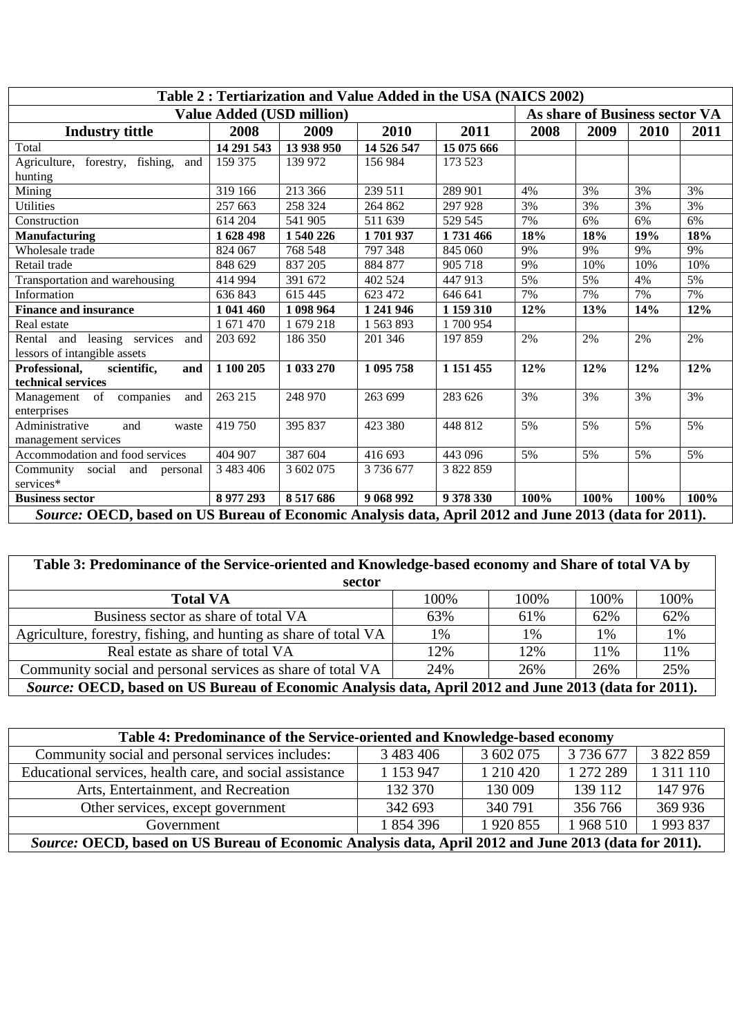| Table 2 : Tertiarization and Value Added in the USA (NAICS 2002) | | | | | | | | |
|---|---|---|---|---|---|---|---|---|
| | **Value Added (USD million)** | | | | **As share of Business sector VA** | | | |
| **Industry tittle** | **2008** | **2009** | **2010** | **2011** | **2008** | **2009** | **2010** | **2011** |
| Total | **14 291 543** | **13 938 950** | **14 526 547** | **15 075 666** | | | | |
| Agriculture, forestry, fishing, and hunting | 159 375 | 139 972 | 156 984 | 173 523 | | | | |
| Mining | 319 166 | 213 366 | 239 511 | 289 901 | 4% | 3% | 3% | 3% |
| Utilities | 257 663 | 258 324 | 264 862 | 297 928 | 3% | 3% | 3% | 3% |
| Construction | 614 204 | 541 905 | 511 639 | 529 545 | 7% | 6% | 6% | 6% |
| **Manufacturing** | **1 628 498** | **1 540 226** | **1 701 937** | **1 731 466** | **18%** | **18%** | **19%** | **18%** |
| Wholesale trade | 824 067 | 768 548 | 797 348 | 845 060 | 9% | 9% | 9% | 9% |
| Retail trade | 848 629 | 837 205 | 884 877 | 905 718 | 9% | 10% | 10% | 10% |
| Transportation and warehousing | 414 994 | 391 672 | 402 524 | 447 913 | 5% | 5% | 4% | 5% |
| Information | 636 843 | 615 445 | 623 472 | 646 641 | 7% | 7% | 7% | 7% |
| **Finance and insurance** | **1 041 460** | **1 098 964** | **1 241 946** | **1 159 310** | **12%** | **13%** | **14%** | **12%** |
| Real estate | 1 671 470 | 1 679 218 | 1 563 893 | 1 700 954 | | | | |
| Rental and leasing services and lessors of intangible assets | 203 692 | 186 350 | 201 346 | 197 859 | 2% | 2% | 2% | 2% |
| **Professional, scientific, and technical services** | **1 100 205** | **1 033 270** | **1 095 758** | **1 151 455** | **12%** | **12%** | **12%** | **12%** |
| Management of companies and enterprises | 263 215 | 248 970 | 263 699 | 283 626 | 3% | 3% | 3% | 3% |
| Administrative and waste management services | 419 750 | 395 837 | 423 380 | 448 812 | 5% | 5% | 5% | 5% |
| Accommodation and food services | 404 907 | 387 604 | 416 693 | 443 096 | 5% | 5% | 5% | 5% |
| Community social and personal services* | 3 483 406 | 3 602 075 | 3 736 677 | 3 822 859 | | | | |
| **Business sector** | **8 977 293** | **8 517 686** | **9 068 992** | **9 378 330** | **100%** | **100%** | **100%** | **100%** |

***Source:*** **OECD, based on US Bureau of Economic Analysis data, April 2012 and June 2013 (data for 2011).**

| Table 3: Predominance of the Service-oriented and Knowledge-based economy and Share of total VA by sector | | | | |
|---|---|---|---|---|
| **Total VA** | 100% | 100% | 100% | 100% |
| Business sector as share of total VA | 63% | 61% | 62% | 62% |
| Agriculture, forestry, fishing, and hunting as share of total VA | 1% | 1% | 1% | 1% |
| Real estate as share of total VA | 12% | 12% | 11% | 11% |
| Community social and personal services as share of total VA | 24% | 26% | 26% | 25% |

***Source:*** **OECD, based on US Bureau of Economic Analysis data, April 2012 and June 2013 (data for 2011).**

| Table 4: Predominance of the Service-oriented and Knowledge-based economy | | | | |
|---|---|---|---|---|
| Community social and personal services includes: | 3 483 406 | 3 602 075 | 3 736 677 | 3 822 859 |
| Educational services, health care, and social assistance | 1 153 947 | 1 210 420 | 1 272 289 | 1 311 110 |
| Arts, Entertainment, and Recreation | 132 370 | 130 009 | 139 112 | 147 976 |
| Other services, except government | 342 693 | 340 791 | 356 766 | 369 936 |
| Government | 1 854 396 | 1 920 855 | 1 968 510 | 1 993 837 |

***Source:*** **OECD, based on US Bureau of Economic Analysis data, April 2012 and June 2013 (data for 2011).**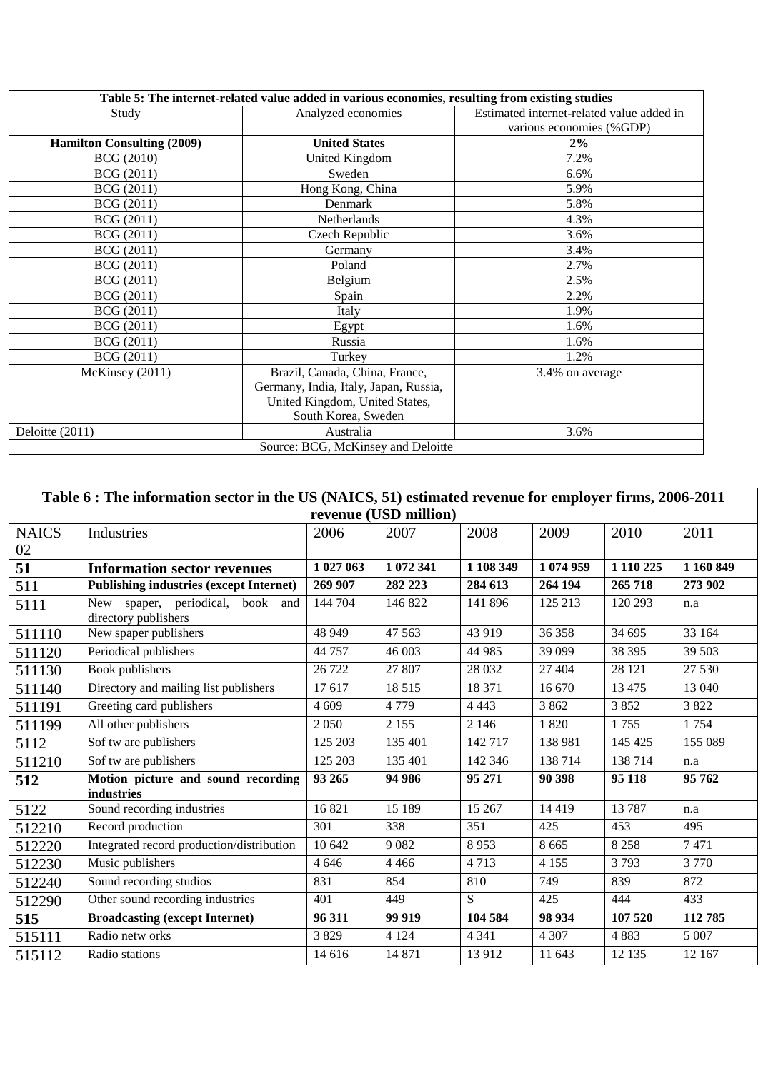| Table 5: The internet-related value added in various economies, resulting from existing studies | | |
|---|---|---|
| Study | Analyzed economies | Estimated internet-related value added in various economies (%GDP) |
| **Hamilton Consulting (2009)** | **United States** | **2%** |
| BCG (2010) | United Kingdom | 7.2% |
| BCG (2011) | Sweden | 6.6% |
| BCG (2011) | Hong Kong, China | 5.9% |
| BCG (2011) | Denmark | 5.8% |
| BCG (2011) | Netherlands | 4.3% |
| BCG (2011) | Czech Republic | 3.6% |
| BCG (2011) | Germany | 3.4% |
| BCG (2011) | Poland | 2.7% |
| BCG (2011) | Belgium | 2.5% |
| BCG (2011) | Spain | 2.2% |
| BCG (2011) | Italy | 1.9% |
| BCG (2011) | Egypt | 1.6% |
| BCG (2011) | Russia | 1.6% |
| BCG (2011) | Turkey | 1.2% |
| McKinsey (2011) | Brazil, Canada, China, France, Germany, India, Italy, Japan, Russia, United Kingdom, United States, South Korea, Sweden | 3.4% on average |
| Deloitte (2011) | Australia | 3.6% |
| Source: BCG, McKinsey and Deloitte | | |

| Table 6 : The information sector in the US (NAICS, 51) estimated revenue for employer firms, 2006-2011 revenue (USD million) | | | | | | | |
|---|---|---|---|---|---|---|---|
| NAICS 02 | Industries | 2006 | 2007 | 2008 | 2009 | 2010 | 2011 |
| **51** | **Information sector revenues** | **1 027 063** | **1 072 341** | **1 108 349** | **1 074 959** | **1 110 225** | **1 160 849** |
| 511 | **Publishing industries (except Internet)** | **269 907** | **282 223** | **284 613** | **264 194** | **265 718** | **273 902** |
| 5111 | New spaper, periodical, book and directory publishers | 144 704 | 146 822 | 141 896 | 125 213 | 120 293 | n.a |
| 511110 | New spaper publishers | 48 949 | 47 563 | 43 919 | 36 358 | 34 695 | 33 164 |
| 511120 | Periodical publishers | 44 757 | 46 003 | 44 985 | 39 099 | 38 395 | 39 503 |
| 511130 | Book publishers | 26 722 | 27 807 | 28 032 | 27 404 | 28 121 | 27 530 |
| 511140 | Directory and mailing list publishers | 17 617 | 18 515 | 18 371 | 16 670 | 13 475 | 13 040 |
| 511191 | Greeting card publishers | 4 609 | 4 779 | 4 443 | 3 862 | 3 852 | 3 822 |
| 511199 | All other publishers | 2 050 | 2 155 | 2 146 | 1 820 | 1 755 | 1 754 |
| 5112 | Sof tw are publishers | 125 203 | 135 401 | 142 717 | 138 981 | 145 425 | 155 089 |
| 511210 | Sof tw are publishers | 125 203 | 135 401 | 142 346 | 138 714 | 138 714 | n.a |
| **512** | **Motion picture and sound recording industries** | **93 265** | **94 986** | **95 271** | **90 398** | **95 118** | **95 762** |
| 5122 | Sound recording industries | 16 821 | 15 189 | 15 267 | 14 419 | 13 787 | n.a |
| 512210 | Record production | 301 | 338 | 351 | 425 | 453 | 495 |
| 512220 | Integrated record production/distribution | 10 642 | 9 082 | 8 953 | 8 665 | 8 258 | 7 471 |
| 512230 | Music publishers | 4 646 | 4 466 | 4 713 | 4 155 | 3 793 | 3 770 |
| 512240 | Sound recording studios | 831 | 854 | 810 | 749 | 839 | 872 |
| 512290 | Other sound recording industries | 401 | 449 | S | 425 | 444 | 433 |
| **515** | **Broadcasting (except Internet)** | **96 311** | **99 919** | **104 584** | **98 934** | **107 520** | **112 785** |
| 515111 | Radio netw orks | 3 829 | 4 124 | 4 341 | 4 307 | 4 883 | 5 007 |
| 515112 | Radio stations | 14 616 | 14 871 | 13 912 | 11 643 | 12 135 | 12 167 |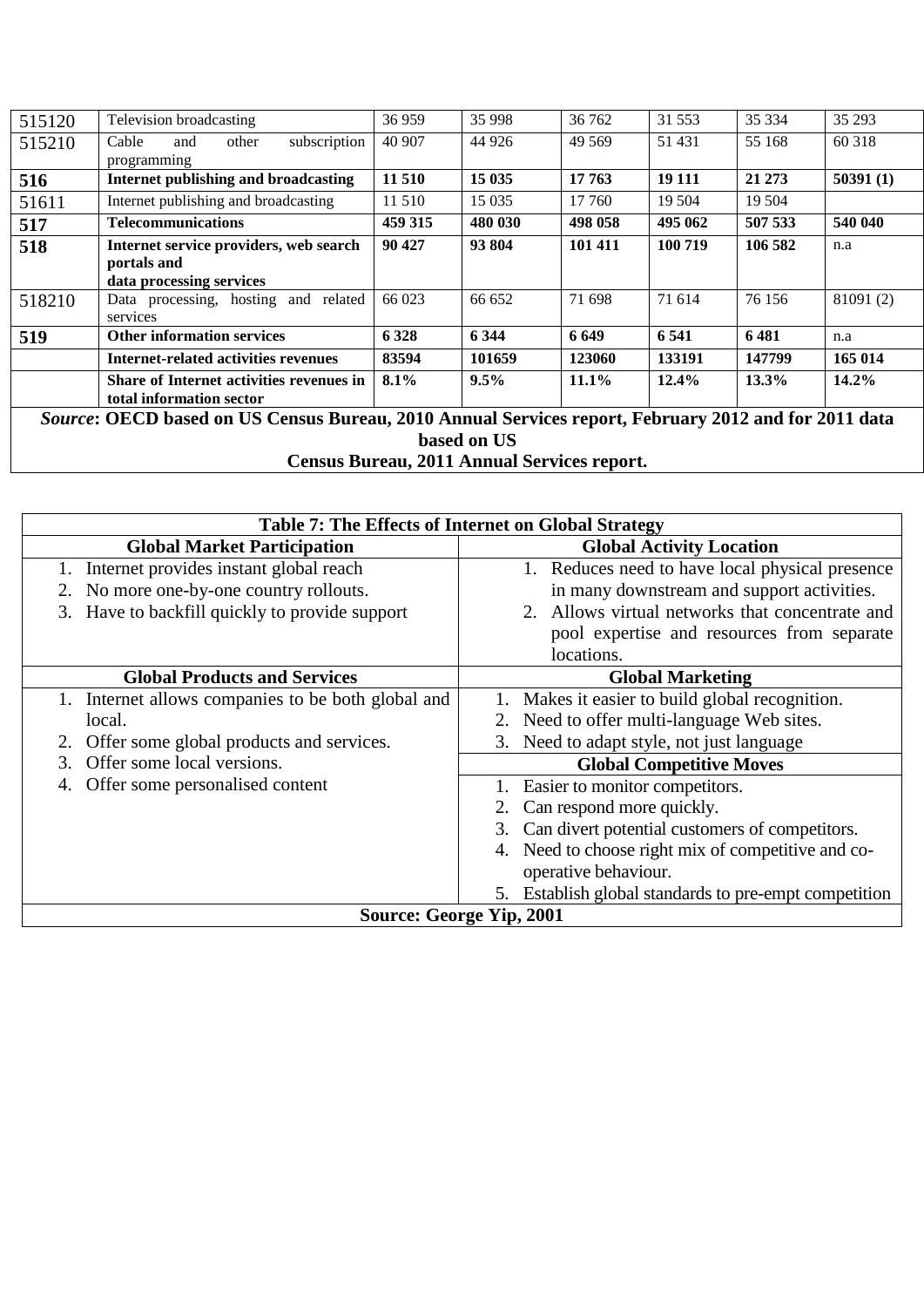| | | | | | | | |
|---|---|---|---|---|---|---|---|
| 515120 | Television broadcasting | 36 959 | 35 998 | 36 762 | 31 553 | 35 334 | 35 293 |
| 515210 | Cable and other subscription programming | 40 907 | 44 926 | 49 569 | 51 431 | 55 168 | 60 318 |
| **516** | **Internet publishing and broadcasting** | **11 510** | **15 035** | **17 763** | **19 111** | **21 273** | **50391 (1)** |
| 51611 | Internet publishing and broadcasting | 11 510 | 15 035 | 17 760 | 19 504 | 19 504 | |
| **517** | **Telecommunications** | **459 315** | **480 030** | **498 058** | **495 062** | **507 533** | **540 040** |
| **518** | **Internet service providers, web search portals and data processing services** | **90 427** | **93 804** | **101 411** | **100 719** | **106 582** | n.a |
| 518210 | Data processing, hosting and related services | 66 023 | 66 652 | 71 698 | 71 614 | 76 156 | 81091 (2) |
| **519** | **Other information services** | **6 328** | **6 344** | **6 649** | **6 541** | **6 481** | n.a |
| | **Internet-related activities revenues** | **83594** | **101659** | **123060** | **133191** | **147799** | **165 014** |
| | **Share of Internet activities revenues in total information sector** | **8.1%** | **9.5%** | **11.1%** | **12.4%** | **13.3%** | **14.2%** |

***Source*: OECD based on US Census Bureau, 2010 Annual Services report, February 2012 and for 2011 data based on US Census Bureau, 2011 Annual Services report.**

**Table 7: The Effects of Internet on Global Strategy**

| Global Market Participation | Global Activity Location |
|---|---|
| 1. Internet provides instant global reach<br>2. No more one-by-one country rollouts.<br>3. Have to backfill quickly to provide support | 1. Reduces need to have local physical presence in many downstream and support activities.<br>2. Allows virtual networks that concentrate and pool expertise and resources from separate locations. |
| **Global Products and Services** | **Global Marketing** |
| 1. Internet allows companies to be both global and local.<br>2. Offer some global products and services.<br>3. Offer some local versions.<br>4. Offer some personalised content | 1. Makes it easier to build global recognition.<br>2. Need to offer multi-language Web sites.<br>3. Need to adapt style, not just language |
| | **Global Competitive Moves** |
| | 1. Easier to monitor competitors.<br>2. Can respond more quickly.<br>3. Can divert potential customers of competitors.<br>4. Need to choose right mix of competitive and co-operative behaviour.<br>5. Establish global standards to pre-empt competition |

**Source: George Yip, 2001**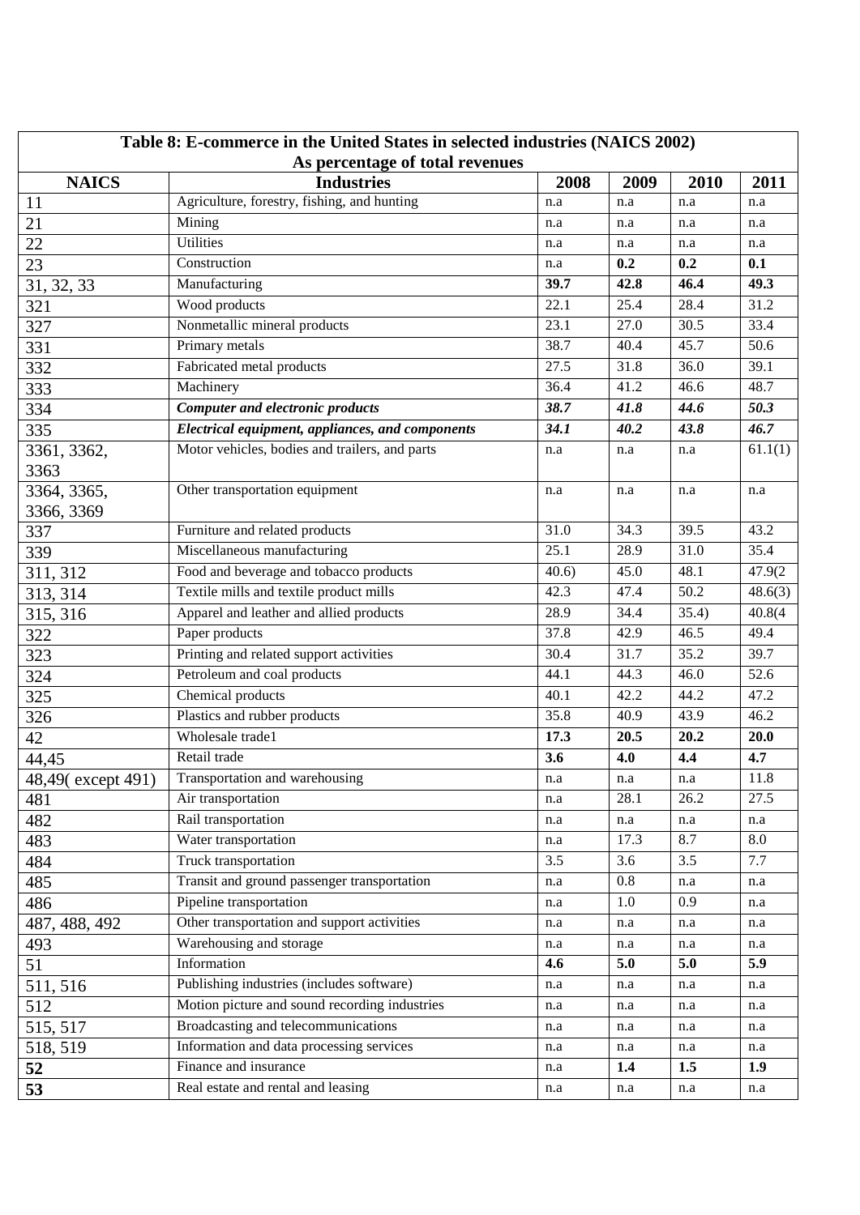| Table 8: E-commerce in the United States in selected industries (NAICS 2002) As percentage of total revenues | | | | | |
|---|---|---|---|---|---|
| **NAICS** | **Industries** | **2008** | **2009** | **2010** | **2011** |
| 11 | Agriculture, forestry, fishing, and hunting | n.a | n.a | n.a | n.a |
| 21 | Mining | n.a | n.a | n.a | n.a |
| 22 | Utilities | n.a | n.a | n.a | n.a |
| 23 | Construction | n.a | **0.2** | **0.2** | **0.1** |
| 31, 32, 33 | Manufacturing | **39.7** | **42.8** | **46.4** | **49.3** |
| 321 | Wood products | 22.1 | 25.4 | 28.4 | 31.2 |
| 327 | Nonmetallic mineral products | 23.1 | 27.0 | 30.5 | 33.4 |
| 331 | Primary metals | 38.7 | 40.4 | 45.7 | 50.6 |
| 332 | Fabricated metal products | 27.5 | 31.8 | 36.0 | 39.1 |
| 333 | Machinery | 36.4 | 41.2 | 46.6 | 48.7 |
| 334 | ***Computer and electronic products*** | ***38.7*** | ***41.8*** | ***44.6*** | ***50.3*** |
| 335 | ***Electrical equipment, appliances, and components*** | ***34.1*** | ***40.2*** | ***43.8*** | ***46.7*** |
| 3361, 3362, 3363 | Motor vehicles, bodies and trailers, and parts | n.a | n.a | n.a | 61.1(1) |
| 3364, 3365, 3366, 3369 | Other transportation equipment | n.a | n.a | n.a | n.a |
| 337 | Furniture and related products | 31.0 | 34.3 | 39.5 | 43.2 |
| 339 | Miscellaneous manufacturing | 25.1 | 28.9 | 31.0 | 35.4 |
| 311, 312 | Food and beverage and tobacco products | 40.6) | 45.0 | 48.1 | 47.9(2 |
| 313, 314 | Textile mills and textile product mills | 42.3 | 47.4 | 50.2 | 48.6(3) |
| 315, 316 | Apparel and leather and allied products | 28.9 | 34.4 | 35.4) | 40.8(4 |
| 322 | Paper products | 37.8 | 42.9 | 46.5 | 49.4 |
| 323 | Printing and related support activities | 30.4 | 31.7 | 35.2 | 39.7 |
| 324 | Petroleum and coal products | 44.1 | 44.3 | 46.0 | 52.6 |
| 325 | Chemical products | 40.1 | 42.2 | 44.2 | 47.2 |
| 326 | Plastics and rubber products | 35.8 | 40.9 | 43.9 | 46.2 |
| 42 | Wholesale trade1 | **17.3** | **20.5** | **20.2** | **20.0** |
| 44,45 | Retail trade | **3.6** | **4.0** | **4.4** | **4.7** |
| 48,49( except 491) | Transportation and warehousing | n.a | n.a | n.a | 11.8 |
| 481 | Air transportation | n.a | 28.1 | 26.2 | 27.5 |
| 482 | Rail transportation | n.a | n.a | n.a | n.a |
| 483 | Water transportation | n.a | 17.3 | 8.7 | 8.0 |
| 484 | Truck transportation | 3.5 | 3.6 | 3.5 | 7.7 |
| 485 | Transit and ground passenger transportation | n.a | 0.8 | n.a | n.a |
| 486 | Pipeline transportation | n.a | 1.0 | 0.9 | n.a |
| 487, 488, 492 | Other transportation and support activities | n.a | n.a | n.a | n.a |
| 493 | Warehousing and storage | n.a | n.a | n.a | n.a |
| 51 | Information | **4.6** | **5.0** | **5.0** | **5.9** |
| 511, 516 | Publishing industries (includes software) | n.a | n.a | n.a | n.a |
| 512 | Motion picture and sound recording industries | n.a | n.a | n.a | n.a |
| 515, 517 | Broadcasting and telecommunications | n.a | n.a | n.a | n.a |
| 518, 519 | Information and data processing services | n.a | n.a | n.a | n.a |
| **52** | Finance and insurance | n.a | **1.4** | **1.5** | **1.9** |
| **53** | Real estate and rental and leasing | n.a | n.a | n.a | n.a |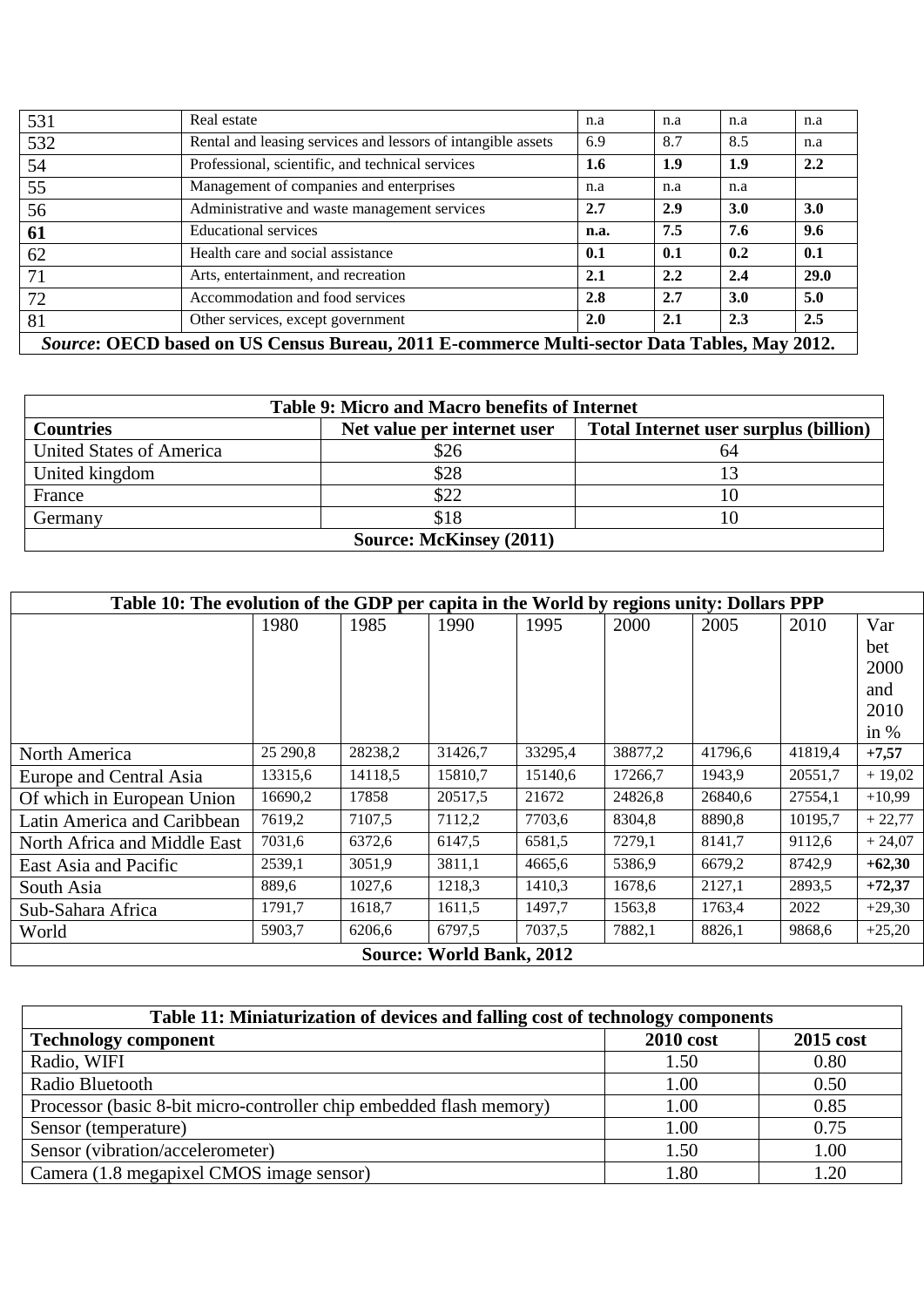| 531 | Real estate | n.a | n.a | n.a | n.a |
|---|---|---|---|---|---|
| 532 | Rental and leasing services and lessors of intangible assets | 6.9 | 8.7 | 8.5 | n.a |
| 54 | Professional, scientific, and technical services | **1.6** | **1.9** | **1.9** | **2.2** |
| 55 | Management of companies and enterprises | n.a | n.a | n.a | |
| 56 | Administrative and waste management services | **2.7** | **2.9** | **3.0** | **3.0** |
| **61** | Educational services | **n.a.** | **7.5** | **7.6** | **9.6** |
| 62 | Health care and social assistance | **0.1** | **0.1** | **0.2** | **0.1** |
| 71 | Arts, entertainment, and recreation | **2.1** | **2.2** | **2.4** | **29.0** |
| 72 | Accommodation and food services | **2.8** | **2.7** | **3.0** | **5.0** |
| 81 | Other services, except government | **2.0** | **2.1** | **2.3** | **2.5** |

***Source*: OECD based on US Census Bureau, 2011 E-commerce Multi-sector Data Tables, May 2012.**

**Table 9: Micro and Macro benefits of Internet**

| **Countries** | **Net value per internet user** | **Total Internet user surplus (billion)** |
|---|---|---|
| United States of America | \$26 | 64 |
| United kingdom | \$28 | 13 |
| France | \$22 | 10 |
| Germany | \$18 | 10 |

**Source: McKinsey (2011)**

**Table 10: The evolution of the GDP per capita in the World by regions unity: Dollars PPP**

| | 1980 | 1985 | 1990 | 1995 | 2000 | 2005 | 2010 | Var bet 2000 and 2010 in % |
|---|---|---|---|---|---|---|---|---|
| North America | 25 290,8 | 28238,2 | 31426,7 | 33295,4 | 38877,2 | 41796,6 | 41819,4 | **+7,57** |
| Europe and Central Asia | 13315,6 | 14118,5 | 15810,7 | 15140,6 | 17266,7 | 1943,9 | 20551,7 | + 19,02 |
| Of which in European Union | 16690,2 | 17858 | 20517,5 | 21672 | 24826,8 | 26840,6 | 27554,1 | +10,99 |
| Latin America and Caribbean | 7619,2 | 7107,5 | 7112,2 | 7703,6 | 8304,8 | 8890,8 | 10195,7 | + 22,77 |
| North Africa and Middle East | 7031,6 | 6372,6 | 6147,5 | 6581,5 | 7279,1 | 8141,7 | 9112,6 | + 24,07 |
| East Asia and Pacific | 2539,1 | 3051,9 | 3811,1 | 4665,6 | 5386,9 | 6679,2 | 8742,9 | **+62,30** |
| South Asia | 889,6 | 1027,6 | 1218,3 | 1410,3 | 1678,6 | 2127,1 | 2893,5 | **+72,37** |
| Sub-Sahara Africa | 1791,7 | 1618,7 | 1611,5 | 1497,7 | 1563,8 | 1763,4 | 2022 | +29,30 |
| World | 5903,7 | 6206,6 | 6797,5 | 7037,5 | 7882,1 | 8826,1 | 9868,6 | +25,20 |

**Source: World Bank, 2012**

**Table 11: Miniaturization of devices and falling cost of technology components**

| **Technology component** | **2010 cost** | **2015 cost** |
|---|---|---|
| Radio, WIFI | 1.50 | 0.80 |
| Radio Bluetooth | 1.00 | 0.50 |
| Processor (basic 8-bit micro-controller chip embedded flash memory) | 1.00 | 0.85 |
| Sensor (temperature) | 1.00 | 0.75 |
| Sensor (vibration/accelerometer) | 1.50 | 1.00 |
| Camera (1.8 megapixel CMOS image sensor) | 1.80 | 1.20 |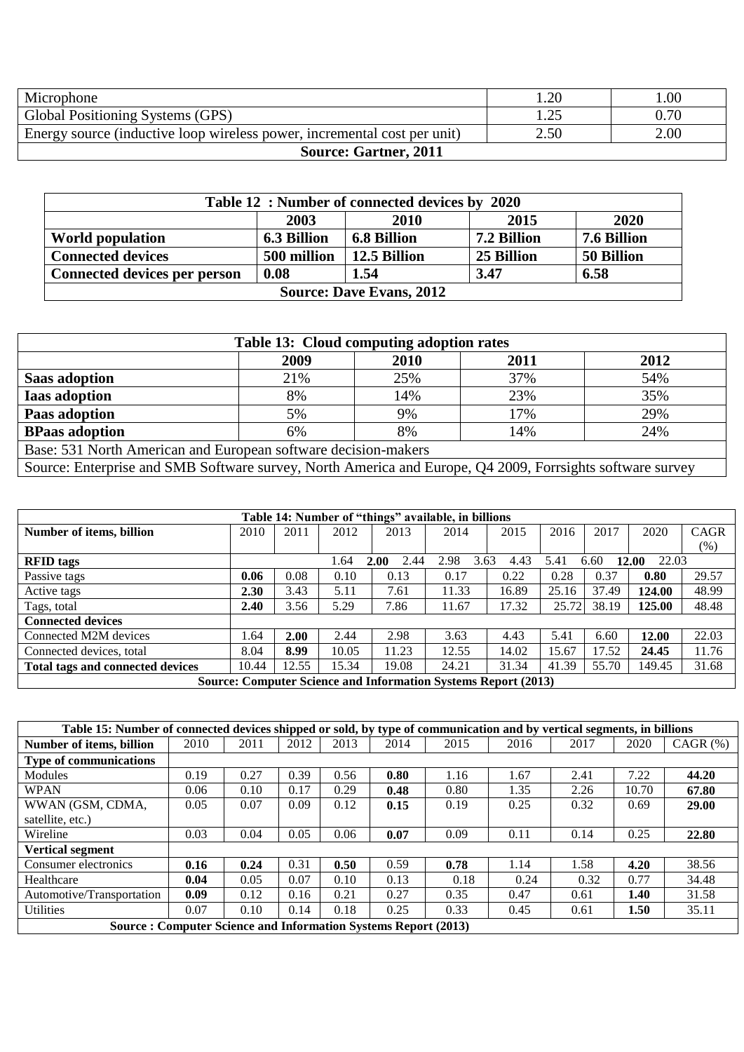| | | |
|---|---|---|
| Microphone | 1.20 | 1.00 |
| Global Positioning Systems (GPS) | 1.25 | 0.70 |
| Energy source (inductive loop wireless power, incremental cost per unit) | 2.50 | 2.00 |
| **Source: Gartner, 2011** | | |

| **Table 12 : Number of connected devices by 2020** | | | | |
|---|---|---|---|---|
| | **2003** | **2010** | **2015** | **2020** |
| **World population** | **6.3 Billion** | **6.8 Billion** | **7.2 Billion** | **7.6 Billion** |
| **Connected devices** | **500 million** | **12.5 Billion** | **25 Billion** | **50 Billion** |
| **Connected devices per person** | **0.08** | **1.54** | **3.47** | **6.58** |
| **Source: Dave Evans, 2012** | | | | |

| **Table 13: Cloud computing adoption rates** | | | | |
|---|---|---|---|---|
| | **2009** | **2010** | **2011** | **2012** |
| **Saas adoption** | 21% | 25% | 37% | 54% |
| **Iaas adoption** | 8% | 14% | 23% | 35% |
| **Paas adoption** | 5% | 9% | 17% | 29% |
| **BPaas adoption** | 6% | 8% | 14% | 24% |
| Base: 531 North American and European software decision-makers | | | | |
| Source: Enterprise and SMB Software survey, North America and Europe, Q4 2009, Forrsights software survey | | | | |

| **Table 14: Number of "things" available, in billions** | | | | | | | | | | |
|---|---|---|---|---|---|---|---|---|---|---|
| **Number of items, billion** | 2010 | 2011 | 2012 | 2013 | 2014 | 2015 | 2016 | 2017 | 2020 | CAGR (%) |
| **RFID tags** | | | 1.64 | **2.00** 2.44 | 2.98 3.63 | 4.43 | 5.41 | 6.60 | **12.00** 22.03 | |
| Passive tags | **0.06** | 0.08 | 0.10 | 0.13 | 0.17 | 0.22 | 0.28 | 0.37 | **0.80** | 29.57 |
| Active tags | **2.30** | 3.43 | 5.11 | 7.61 | 11.33 | 16.89 | 25.16 | 37.49 | **124.00** | 48.99 |
| Tags, total | **2.40** | 3.56 | 5.29 | 7.86 | 11.67 | 17.32 | 25.72 | 38.19 | **125.00** | 48.48 |
| **Connected devices** | | | | | | | | | | |
| Connected M2M devices | 1.64 | **2.00** | 2.44 | 2.98 | 3.63 | 4.43 | 5.41 | 6.60 | **12.00** | 22.03 |
| Connected devices, total | 8.04 | **8.99** | 10.05 | 11.23 | 12.55 | 14.02 | 15.67 | 17.52 | **24.45** | 11.76 |
| **Total tags and connected devices** | 10.44 | 12.55 | 15.34 | 19.08 | 24.21 | 31.34 | 41.39 | 55.70 | 149.45 | 31.68 |
| **Source: Computer Science and Information Systems Report (2013)** | | | | | | | | | | |

| **Table 15: Number of connected devices shipped or sold, by type of communication and by vertical segments, in billions** | | | | | | | | | | |
|---|---|---|---|---|---|---|---|---|---|---|
| **Number of items, billion** | 2010 | 2011 | 2012 | 2013 | 2014 | 2015 | 2016 | 2017 | 2020 | CAGR (%) |
| **Type of communications** | | | | | | | | | | |
| Modules | 0.19 | 0.27 | 0.39 | 0.56 | **0.80** | 1.16 | 1.67 | 2.41 | 7.22 | **44.20** |
| WPAN | 0.06 | 0.10 | 0.17 | 0.29 | **0.48** | 0.80 | 1.35 | 2.26 | 10.70 | **67.80** |
| WWAN (GSM, CDMA, satellite, etc.) | 0.05 | 0.07 | 0.09 | 0.12 | **0.15** | 0.19 | 0.25 | 0.32 | 0.69 | **29.00** |
| Wireline | 0.03 | 0.04 | 0.05 | 0.06 | **0.07** | 0.09 | 0.11 | 0.14 | 0.25 | **22.80** |
| **Vertical segment** | | | | | | | | | | |
| Consumer electronics | **0.16** | **0.24** | 0.31 | **0.50** | 0.59 | **0.78** | 1.14 | 1.58 | **4.20** | 38.56 |
| Healthcare | **0.04** | 0.05 | 0.07 | 0.10 | 0.13 | 0.18 | 0.24 | 0.32 | 0.77 | 34.48 |
| Automotive/Transportation | **0.09** | 0.12 | 0.16 | 0.21 | 0.27 | 0.35 | 0.47 | 0.61 | **1.40** | 31.58 |
| Utilities | 0.07 | 0.10 | 0.14 | 0.18 | 0.25 | 0.33 | 0.45 | 0.61 | **1.50** | 35.11 |
| **Source : Computer Science and Information Systems Report (2013)** | | | | | | | | | | |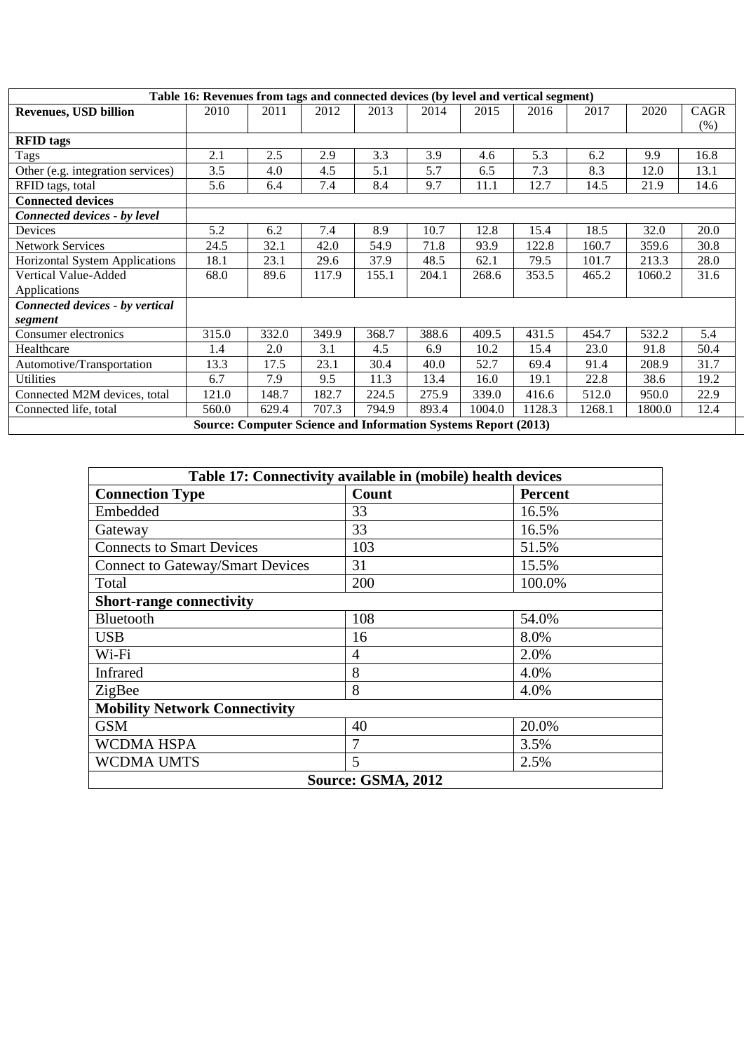| Table 16: Revenues from tags and connected devices (by level and vertical segment) | | | | | | | | | | |
|---|---|---|---|---|---|---|---|---|---|---|
| **Revenues, USD billion** | 2010 | 2011 | 2012 | 2013 | 2014 | 2015 | 2016 | 2017 | 2020 | CAGR (%) |
| **RFID tags** | | | | | | | | | | |
| Tags | 2.1 | 2.5 | 2.9 | 3.3 | 3.9 | 4.6 | 5.3 | 6.2 | 9.9 | 16.8 |
| Other (e.g. integration services) | 3.5 | 4.0 | 4.5 | 5.1 | 5.7 | 6.5 | 7.3 | 8.3 | 12.0 | 13.1 |
| RFID tags, total | 5.6 | 6.4 | 7.4 | 8.4 | 9.7 | 11.1 | 12.7 | 14.5 | 21.9 | 14.6 |
| **Connected devices** | | | | | | | | | | |
| ***Connected devices - by level*** | | | | | | | | | | |
| Devices | 5.2 | 6.2 | 7.4 | 8.9 | 10.7 | 12.8 | 15.4 | 18.5 | 32.0 | 20.0 |
| Network Services | 24.5 | 32.1 | 42.0 | 54.9 | 71.8 | 93.9 | 122.8 | 160.7 | 359.6 | 30.8 |
| Horizontal System Applications | 18.1 | 23.1 | 29.6 | 37.9 | 48.5 | 62.1 | 79.5 | 101.7 | 213.3 | 28.0 |
| Vertical Value-Added Applications | 68.0 | 89.6 | 117.9 | 155.1 | 204.1 | 268.6 | 353.5 | 465.2 | 1060.2 | 31.6 |
| ***Connected devices - by vertical segment*** | | | | | | | | | | |
| Consumer electronics | 315.0 | 332.0 | 349.9 | 368.7 | 388.6 | 409.5 | 431.5 | 454.7 | 532.2 | 5.4 |
| Healthcare | 1.4 | 2.0 | 3.1 | 4.5 | 6.9 | 10.2 | 15.4 | 23.0 | 91.8 | 50.4 |
| Automotive/Transportation | 13.3 | 17.5 | 23.1 | 30.4 | 40.0 | 52.7 | 69.4 | 91.4 | 208.9 | 31.7 |
| Utilities | 6.7 | 7.9 | 9.5 | 11.3 | 13.4 | 16.0 | 19.1 | 22.8 | 38.6 | 19.2 |
| Connected M2M devices, total | 121.0 | 148.7 | 182.7 | 224.5 | 275.9 | 339.0 | 416.6 | 512.0 | 950.0 | 22.9 |
| Connected life, total | 560.0 | 629.4 | 707.3 | 794.9 | 893.4 | 1004.0 | 1128.3 | 1268.1 | 1800.0 | 12.4 |
| **Source: Computer Science and Information Systems Report (2013)** | | | | | | | | | | |

| Table 17: Connectivity available in (mobile) health devices | | |
|---|---|---|
| **Connection Type** | **Count** | **Percent** |
| Embedded | 33 | 16.5% |
| Gateway | 33 | 16.5% |
| Connects to Smart Devices | 103 | 51.5% |
| Connect to Gateway/Smart Devices | 31 | 15.5% |
| Total | 200 | 100.0% |
| **Short-range connectivity** | | |
| Bluetooth | 108 | 54.0% |
| USB | 16 | 8.0% |
| Wi-Fi | 4 | 2.0% |
| Infrared | 8 | 4.0% |
| ZigBee | 8 | 4.0% |
| **Mobility Network Connectivity** | | |
| GSM | 40 | 20.0% |
| WCDMA HSPA | 7 | 3.5% |
| WCDMA UMTS | 5 | 2.5% |
| **Source: GSMA, 2012** | | |